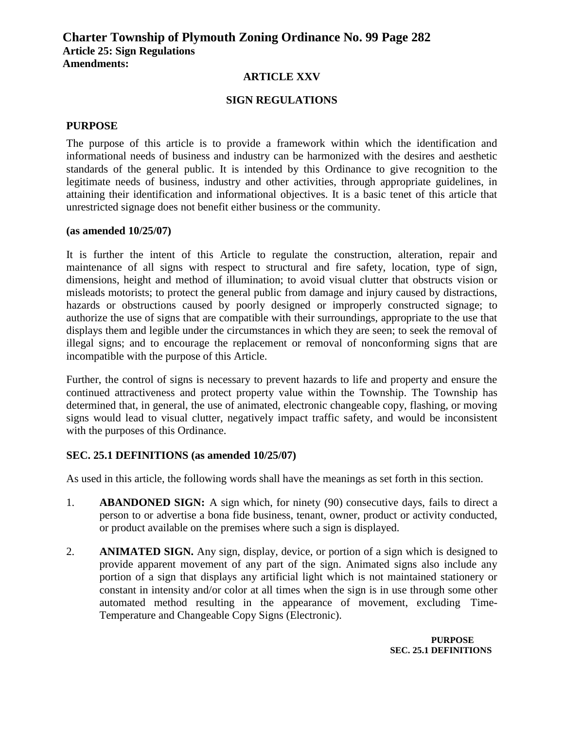# ARTICLE XXV

## SIGN REGULATIONS

### PURPOSE

The purpose of this article is to provide a framework within which the identification and informational needs of business and industry can be harmonized with the desires and aesthetic standards of the general public. It is intended by this Ordinance to give recognition to the legitimate needs of business, industry and other activities, through appropriate guidelines, in attaining their identification and informational objectives. It is a basic tenet of this article that unrestricted signage does not benefit either business or the community.

**(as amended 10/25/07)**

It is further the intent of this Article to regulate the construction, alteration, repair and maintenance of all signs with respect to structural and fire safety, location, type of sign, dimensions, height and method of illumination; to avoid visual clutter that obstructs vision or misleads motorists; to protect the general public from damage and injury caused by distractions, hazards or obstructions caused by poorly designed or improperly constructed signage; to authorize the use of signs that are compatible with their surroundings, appropriate to the use that displays them and legible under the circumstances in which they are seen; to seek the removal of illegal signs; and to encourage the replacement or removal of nonconforming signs that are incompatible with the purpose of this Article.

Further, the control of signs is necessary to prevent hazards to life and property and ensure the continued attractiveness and protect property value within the Township. The Township has determined that, in general, the use of animated, electronic changeable copy, flashing, or moving signs would lead to visual clutter, negatively impact traffic safety, and would be inconsistent with the purposes of this Ordinance.

### SEC. 25.1 DEFINITIONS (as amended 10/25/07)

As used in this article, the following words shall have the meanings as set forth in this section.

1. **ABANDONED SIGN:** A sign which, for ninety (90) consecutive days, fails to direct a person to or advertise a bona fide business, tenant, owner, product or activity conducted, or product available on the premises where such a sign is displayed.

2. **ANIMATED SIGN.** Any sign, display, device, or portion of a sign which is designed to provide apparent movement of any part of the sign. Animated signs also include any portion of a sign that displays any artificial light which is not maintained stationery or constant in intensity and/or color at all times when the sign is in use through some other automated method resulting in the appearance of movement, excluding Time-Temperature and Changeable Copy Signs (Electronic).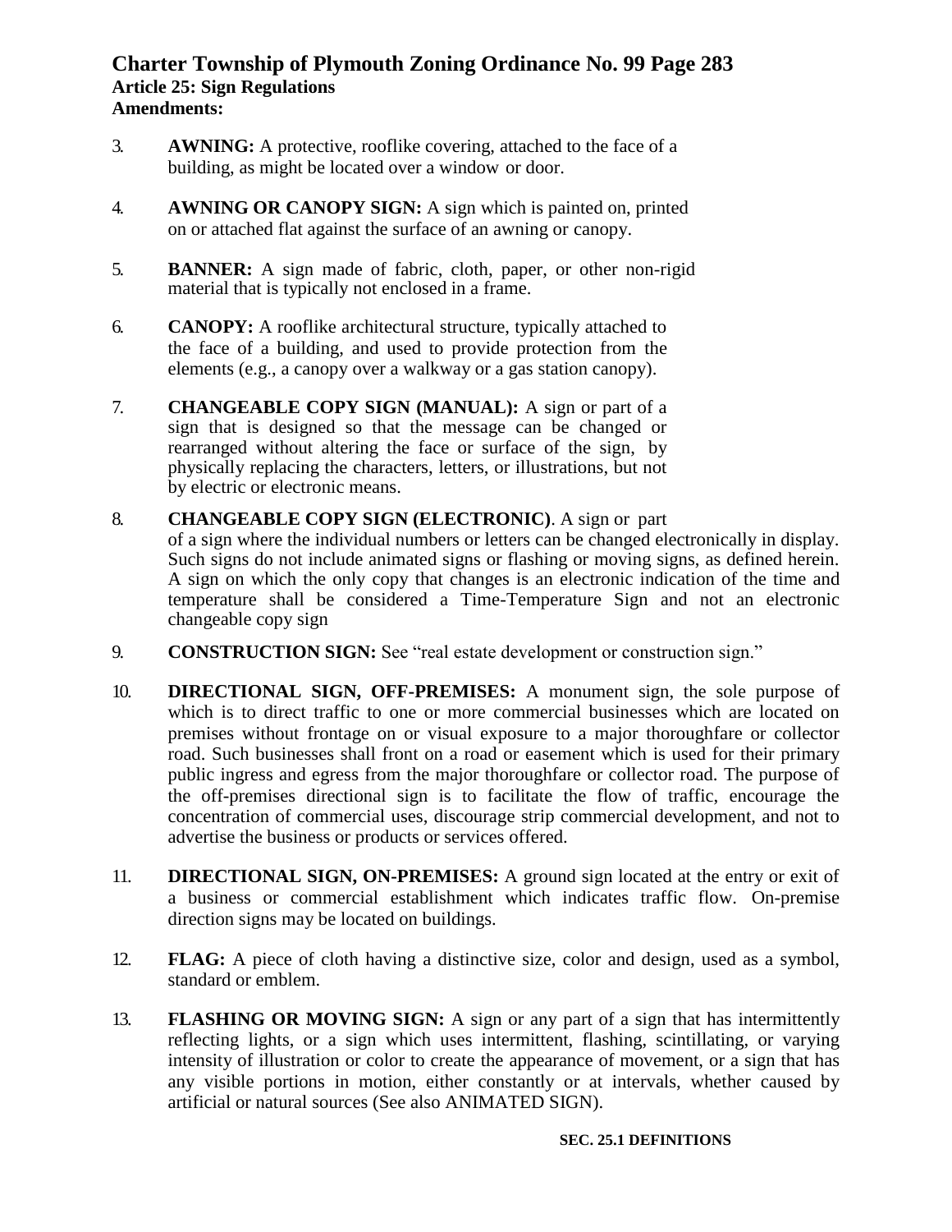3. **AWNING:** A protective, rooflike covering, attached to the face of a building, as might be located over a window or door.

4. **AWNING OR CANOPY SIGN:** A sign which is painted on, printed on or attached flat against the surface of an awning or canopy.

5. **BANNER:** A sign made of fabric, cloth, paper, or other non-rigid material that is typically not enclosed in a frame.

6. **CANOPY:** A rooflike architectural structure, typically attached to the face of a building, and used to provide protection from the elements (e.g., a canopy over a walkway or a gas station canopy).

7. **CHANGEABLE COPY SIGN (MANUAL):** A sign or part of a sign that is designed so that the message can be changed or rearranged without altering the face or surface of the sign, by physically replacing the characters, letters, or illustrations, but not by electric or electronic means.

8. **CHANGEABLE COPY SIGN (ELECTRONIC)**. A sign or part of a sign where the individual numbers or letters can be changed electronically in display. Such signs do not include animated signs or flashing or moving signs, as defined herein. A sign on which the only copy that changes is an electronic indication of the time and temperature shall be considered a Time-Temperature Sign and not an electronic changeable copy sign

9. **CONSTRUCTION SIGN:** See "real estate development or construction sign."

10. **DIRECTIONAL SIGN, OFF-PREMISES:** A monument sign, the sole purpose of which is to direct traffic to one or more commercial businesses which are located on premises without frontage on or visual exposure to a major thoroughfare or collector road. Such businesses shall front on a road or easement which is used for their primary public ingress and egress from the major thoroughfare or collector road. The purpose of the off-premises directional sign is to facilitate the flow of traffic, encourage the concentration of commercial uses, discourage strip commercial development, and not to advertise the business or products or services offered.

11. **DIRECTIONAL SIGN, ON-PREMISES:** A ground sign located at the entry or exit of a business or commercial establishment which indicates traffic flow. On-premise direction signs may be located on buildings.

12. **FLAG:** A piece of cloth having a distinctive size, color and design, used as a symbol, standard or emblem.

13. **FLASHING OR MOVING SIGN:** A sign or any part of a sign that has intermittently reflecting lights, or a sign which uses intermittent, flashing, scintillating, or varying intensity of illustration or color to create the appearance of movement, or a sign that has any visible portions in motion, either constantly or at intervals, whether caused by artificial or natural sources (See also ANIMATED SIGN).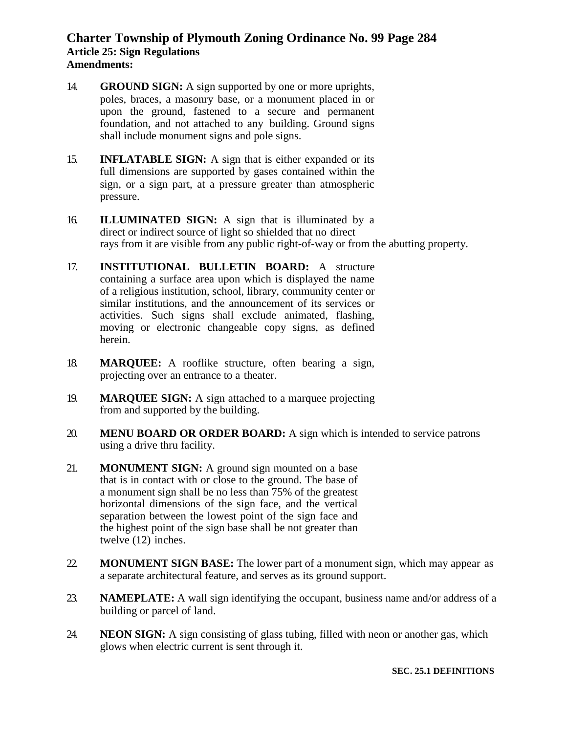14. **GROUND SIGN:** A sign supported by one or more uprights, poles, braces, a masonry base, or a monument placed in or upon the ground, fastened to a secure and permanent foundation, and not attached to any building. Ground signs shall include monument signs and pole signs.

15. **INFLATABLE SIGN:** A sign that is either expanded or its full dimensions are supported by gases contained within the sign, or a sign part, at a pressure greater than atmospheric pressure.

16. **ILLUMINATED SIGN:** A sign that is illuminated by a direct or indirect source of light so shielded that no direct rays from it are visible from any public right-of-way or from the abutting property.

17. **INSTITUTIONAL BULLETIN BOARD:** A structure containing a surface area upon which is displayed the name of a religious institution, school, library, community center or similar institutions, and the announcement of its services or activities. Such signs shall exclude animated, flashing, moving or electronic changeable copy signs, as defined herein.

18. **MARQUEE:** A rooflike structure, often bearing a sign, projecting over an entrance to a theater.

19. **MARQUEE SIGN:** A sign attached to a marquee projecting from and supported by the building.

20. **MENU BOARD OR ORDER BOARD:** A sign which is intended to service patrons using a drive thru facility.

21. **MONUMENT SIGN:** A ground sign mounted on a base that is in contact with or close to the ground. The base of a monument sign shall be no less than 75% of the greatest horizontal dimensions of the sign face, and the vertical separation between the lowest point of the sign face and the highest point of the sign base shall be not greater than twelve (12) inches.

22. **MONUMENT SIGN BASE:** The lower part of a monument sign, which may appear as a separate architectural feature, and serves as its ground support.

23. **NAMEPLATE:** A wall sign identifying the occupant, business name and/or address of a building or parcel of land.

24. **NEON SIGN:** A sign consisting of glass tubing, filled with neon or another gas, which glows when electric current is sent through it.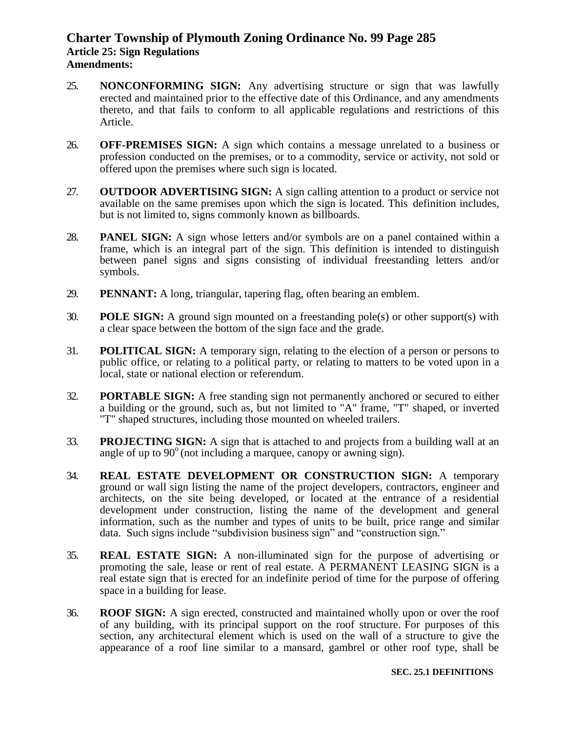25. **NONCONFORMING SIGN:** Any advertising structure or sign that was lawfully erected and maintained prior to the effective date of this Ordinance, and any amendments thereto, and that fails to conform to all applicable regulations and restrictions of this Article.

26. **OFF-PREMISES SIGN:** A sign which contains a message unrelated to a business or profession conducted on the premises, or to a commodity, service or activity, not sold or offered upon the premises where such sign is located.

27. **OUTDOOR ADVERTISING SIGN:** A sign calling attention to a product or service not available on the same premises upon which the sign is located. This definition includes, but is not limited to, signs commonly known as billboards.

28. **PANEL SIGN:** A sign whose letters and/or symbols are on a panel contained within a frame, which is an integral part of the sign. This definition is intended to distinguish between panel signs and signs consisting of individual freestanding letters and/or symbols.

29. **PENNANT:** A long, triangular, tapering flag, often bearing an emblem.

30. **POLE SIGN:** A ground sign mounted on a freestanding pole(s) or other support(s) with a clear space between the bottom of the sign face and the grade.

31. **POLITICAL SIGN:** A temporary sign, relating to the election of a person or persons to public office, or relating to a political party, or relating to matters to be voted upon in a local, state or national election or referendum.

32. **PORTABLE SIGN:** A free standing sign not permanently anchored or secured to either a building or the ground, such as, but not limited to "A" frame, "T" shaped, or inverted "T" shaped structures, including those mounted on wheeled trailers.

33. **PROJECTING SIGN:** A sign that is attached to and projects from a building wall at an angle of up to 90° (not including a marquee, canopy or awning sign).

34. **REAL ESTATE DEVELOPMENT OR CONSTRUCTION SIGN:** A temporary ground or wall sign listing the name of the project developers, contractors, engineer and architects, on the site being developed, or located at the entrance of a residential development under construction, listing the name of the development and general information, such as the number and types of units to be built, price range and similar data. Such signs include "subdivision business sign" and "construction sign."

35. **REAL ESTATE SIGN:** A non-illuminated sign for the purpose of advertising or promoting the sale, lease or rent of real estate. A PERMANENT LEASING SIGN is a real estate sign that is erected for an indefinite period of time for the purpose of offering space in a building for lease.

36. **ROOF SIGN:** A sign erected, constructed and maintained wholly upon or over the roof of any building, with its principal support on the roof structure. For purposes of this section, any architectural element which is used on the wall of a structure to give the appearance of a roof line similar to a mansard, gambrel or other roof type, shall be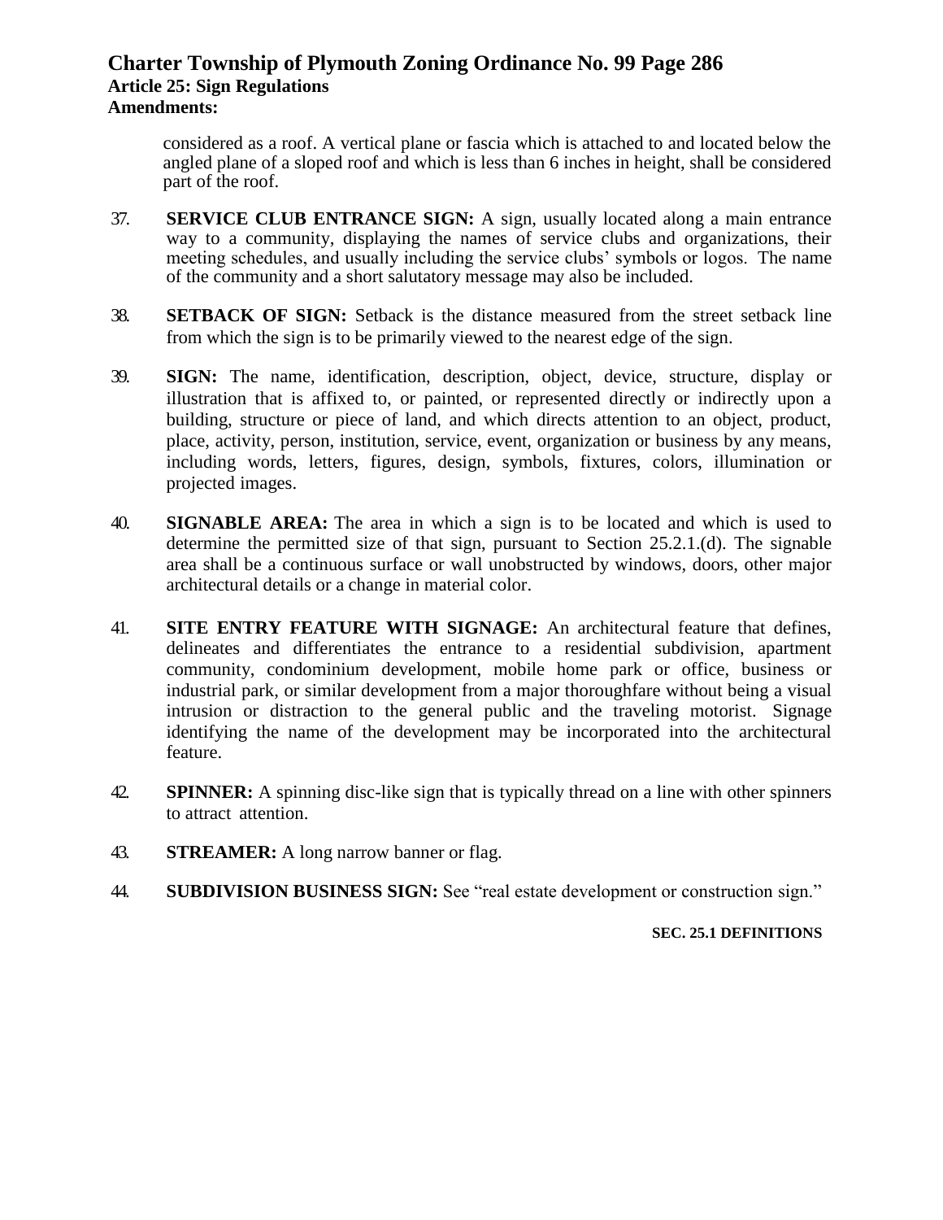considered as a roof. A vertical plane or fascia which is attached to and located below the angled plane of a sloped roof and which is less than 6 inches in height, shall be considered part of the roof.

37. **SERVICE CLUB ENTRANCE SIGN:** A sign, usually located along a main entrance way to a community, displaying the names of service clubs and organizations, their meeting schedules, and usually including the service clubs' symbols or logos. The name of the community and a short salutatory message may also be included.

38. **SETBACK OF SIGN:** Setback is the distance measured from the street setback line from which the sign is to be primarily viewed to the nearest edge of the sign.

39. **SIGN:** The name, identification, description, object, device, structure, display or illustration that is affixed to, or painted, or represented directly or indirectly upon a building, structure or piece of land, and which directs attention to an object, product, place, activity, person, institution, service, event, organization or business by any means, including words, letters, figures, design, symbols, fixtures, colors, illumination or projected images.

40. **SIGNABLE AREA:** The area in which a sign is to be located and which is used to determine the permitted size of that sign, pursuant to Section 25.2.1.(d). The signable area shall be a continuous surface or wall unobstructed by windows, doors, other major architectural details or a change in material color.

41. **SITE ENTRY FEATURE WITH SIGNAGE:** An architectural feature that defines, delineates and differentiates the entrance to a residential subdivision, apartment community, condominium development, mobile home park or office, business or industrial park, or similar development from a major thoroughfare without being a visual intrusion or distraction to the general public and the traveling motorist. Signage identifying the name of the development may be incorporated into the architectural feature.

42. **SPINNER:** A spinning disc-like sign that is typically thread on a line with other spinners to attract attention.

43. **STREAMER:** A long narrow banner or flag.

44. **SUBDIVISION BUSINESS SIGN:** See "real estate development or construction sign."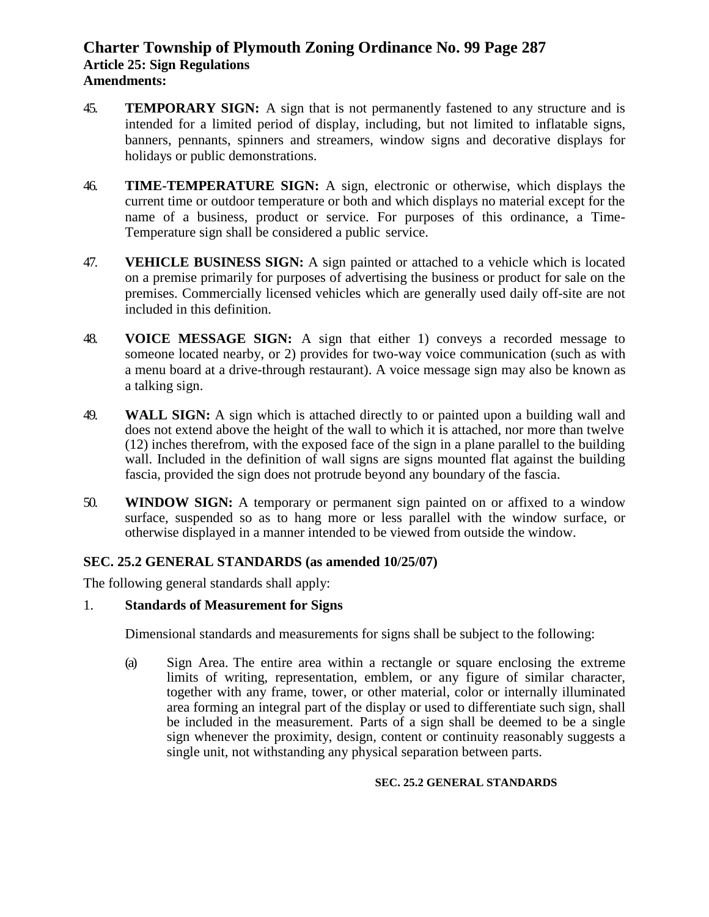45. **TEMPORARY SIGN:** A sign that is not permanently fastened to any structure and is intended for a limited period of display, including, but not limited to inflatable signs, banners, pennants, spinners and streamers, window signs and decorative displays for holidays or public demonstrations.

46. **TIME-TEMPERATURE SIGN:** A sign, electronic or otherwise, which displays the current time or outdoor temperature or both and which displays no material except for the name of a business, product or service. For purposes of this ordinance, a Time-Temperature sign shall be considered a public service.

47. **VEHICLE BUSINESS SIGN:** A sign painted or attached to a vehicle which is located on a premise primarily for purposes of advertising the business or product for sale on the premises. Commercially licensed vehicles which are generally used daily off-site are not included in this definition.

48. **VOICE MESSAGE SIGN:** A sign that either 1) conveys a recorded message to someone located nearby, or 2) provides for two-way voice communication (such as with a menu board at a drive-through restaurant). A voice message sign may also be known as a talking sign.

49. **WALL SIGN:** A sign which is attached directly to or painted upon a building wall and does not extend above the height of the wall to which it is attached, nor more than twelve (12) inches therefrom, with the exposed face of the sign in a plane parallel to the building wall. Included in the definition of wall signs are signs mounted flat against the building fascia, provided the sign does not protrude beyond any boundary of the fascia.

50. **WINDOW SIGN:** A temporary or permanent sign painted on or affixed to a window surface, suspended so as to hang more or less parallel with the window surface, or otherwise displayed in a manner intended to be viewed from outside the window.

## SEC. 25.2 GENERAL STANDARDS (as amended 10/25/07)

The following general standards shall apply:

1. **Standards of Measurement for Signs**

   Dimensional standards and measurements for signs shall be subject to the following:

   (a) Sign Area. The entire area within a rectangle or square enclosing the extreme limits of writing, representation, emblem, or any figure of similar character, together with any frame, tower, or other material, color or internally illuminated area forming an integral part of the display or used to differentiate such sign, shall be included in the measurement. Parts of a sign shall be deemed to be a single sign whenever the proximity, design, content or continuity reasonably suggests a single unit, not withstanding any physical separation between parts.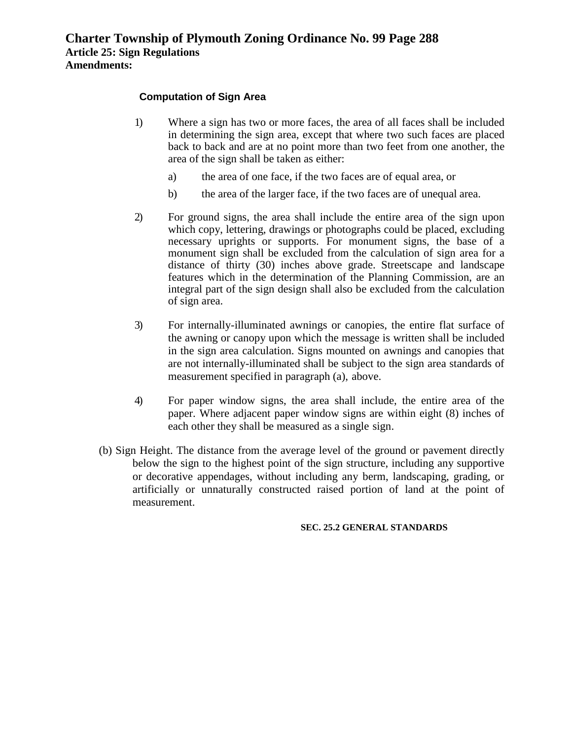### Computation of Sign Area

1) Where a sign has two or more faces, the area of all faces shall be included in determining the sign area, except that where two such faces are placed back to back and are at no point more than two feet from one another, the area of the sign shall be taken as either:

   a) the area of one face, if the two faces are of equal area, or

   b) the area of the larger face, if the two faces are of unequal area.

2) For ground signs, the area shall include the entire area of the sign upon which copy, lettering, drawings or photographs could be placed, excluding necessary uprights or supports. For monument signs, the base of a monument sign shall be excluded from the calculation of sign area for a distance of thirty (30) inches above grade. Streetscape and landscape features which in the determination of the Planning Commission, are an integral part of the sign design shall also be excluded from the calculation of sign area.

3) For internally-illuminated awnings or canopies, the entire flat surface of the awning or canopy upon which the message is written shall be included in the sign area calculation. Signs mounted on awnings and canopies that are not internally-illuminated shall be subject to the sign area standards of measurement specified in paragraph (a), above.

4) For paper window signs, the area shall include, the entire area of the paper. Where adjacent paper window signs are within eight (8) inches of each other they shall be measured as a single sign.

(b) Sign Height. The distance from the average level of the ground or pavement directly below the sign to the highest point of the sign structure, including any supportive or decorative appendages, without including any berm, landscaping, grading, or artificially or unnaturally constructed raised portion of land at the point of measurement.

## SEC. 25.2 GENERAL STANDARDS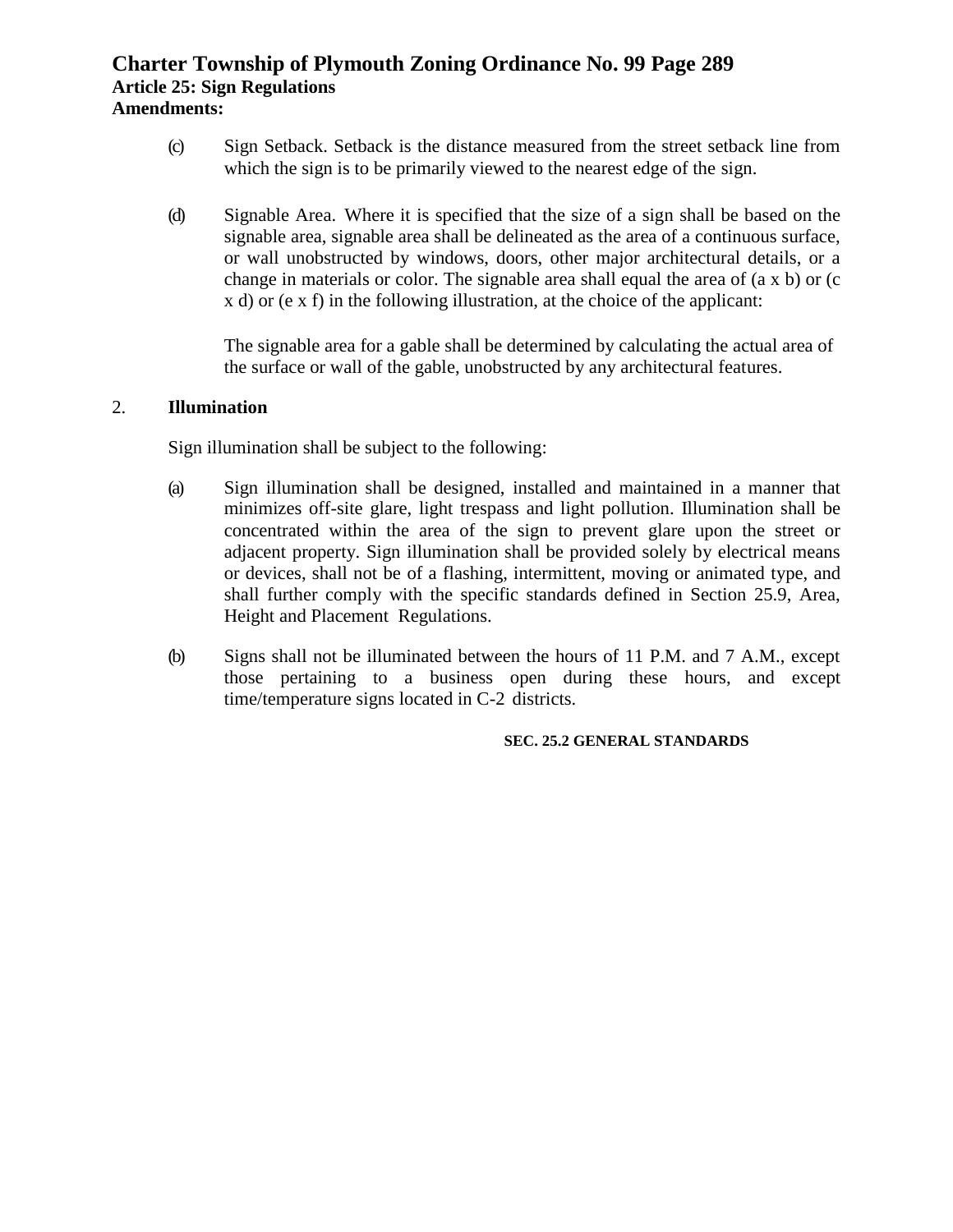(c) Sign Setback. Setback is the distance measured from the street setback line from which the sign is to be primarily viewed to the nearest edge of the sign.

(d) Signable Area. Where it is specified that the size of a sign shall be based on the signable area, signable area shall be delineated as the area of a continuous surface, or wall unobstructed by windows, doors, other major architectural details, or a change in materials or color. The signable area shall equal the area of (a x b) or (c x d) or (e x f) in the following illustration, at the choice of the applicant:

The signable area for a gable shall be determined by calculating the actual area of the surface or wall of the gable, unobstructed by any architectural features.

2. **Illumination**

Sign illumination shall be subject to the following:

(a) Sign illumination shall be designed, installed and maintained in a manner that minimizes off-site glare, light trespass and light pollution. Illumination shall be concentrated within the area of the sign to prevent glare upon the street or adjacent property. Sign illumination shall be provided solely by electrical means or devices, shall not be of a flashing, intermittent, moving or animated type, and shall further comply with the specific standards defined in Section 25.9, Area, Height and Placement Regulations.

(b) Signs shall not be illuminated between the hours of 11 P.M. and 7 A.M., except those pertaining to a business open during these hours, and except time/temperature signs located in C-2 districts.

**SEC. 25.2 GENERAL STANDARDS**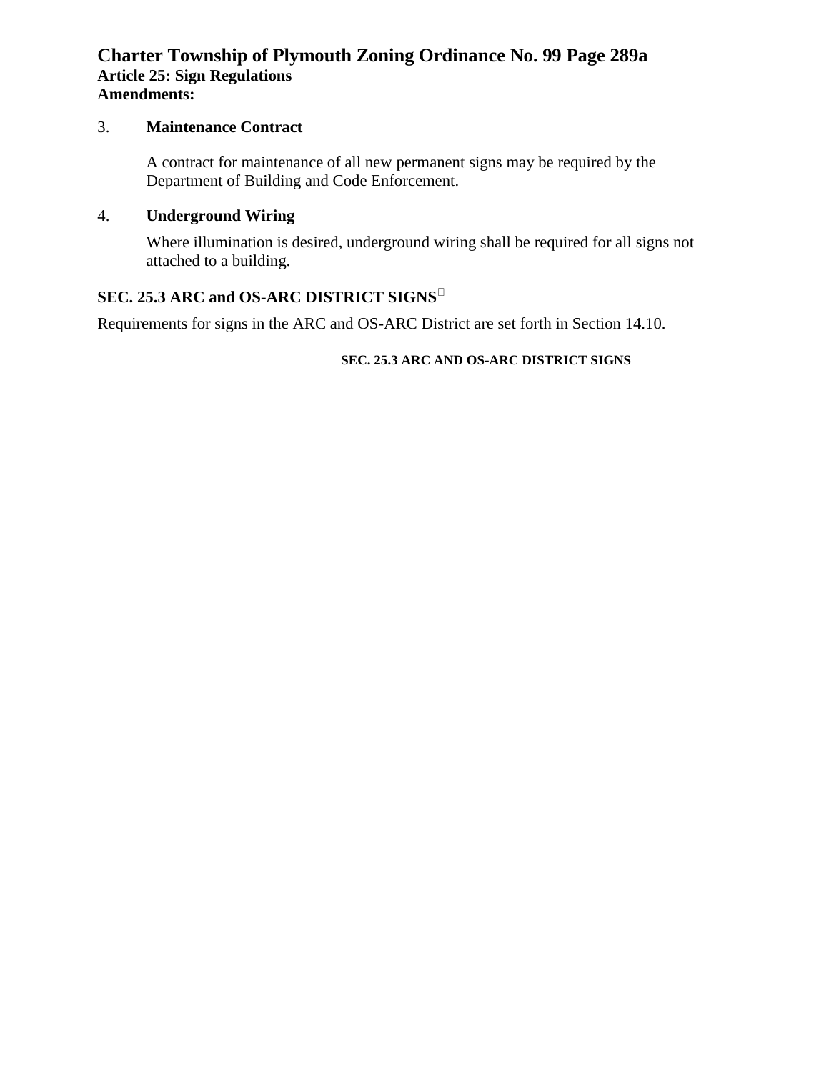3. **Maintenance Contract**

   A contract for maintenance of all new permanent signs may be required by the Department of Building and Code Enforcement.

4. **Underground Wiring**

   Where illumination is desired, underground wiring shall be required for all signs not attached to a building.

## SEC. 25.3 ARC and OS-ARC DISTRICT SIGNS

Requirements for signs in the ARC and OS-ARC District are set forth in Section 14.10.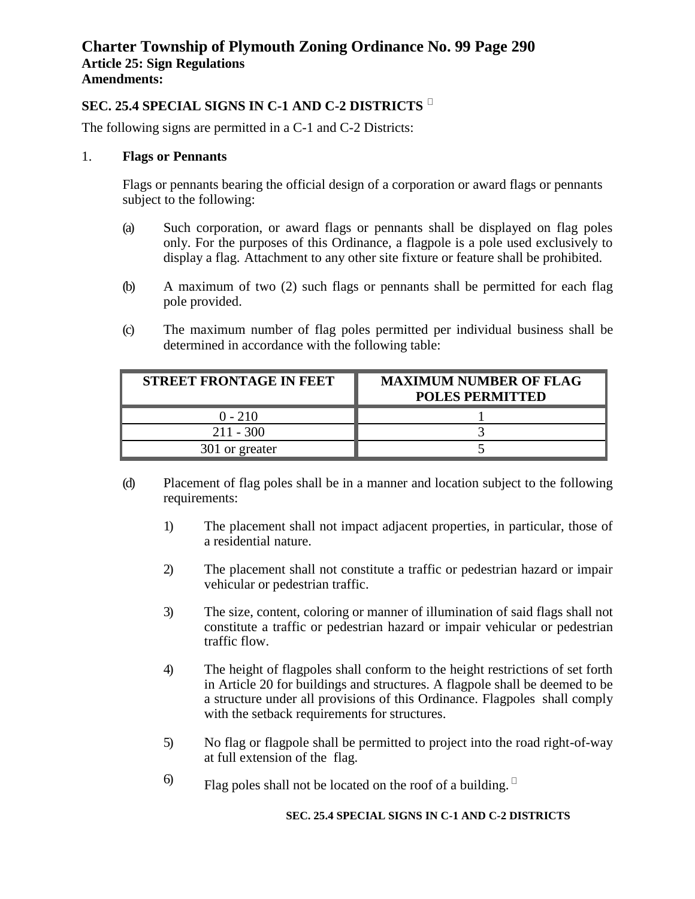## SEC. 25.4 SPECIAL SIGNS IN C-1 AND C-2 DISTRICTS

The following signs are permitted in a C-1 and C-2 Districts:

1. **Flags or Pennants**

   Flags or pennants bearing the official design of a corporation or award flags or pennants subject to the following:

   (a) Such corporation, or award flags or pennants shall be displayed on flag poles only. For the purposes of this Ordinance, a flagpole is a pole used exclusively to display a flag. Attachment to any other site fixture or feature shall be prohibited.

   (b) A maximum of two (2) such flags or pennants shall be permitted for each flag pole provided.

   (c) The maximum number of flag poles permitted per individual business shall be determined in accordance with the following table:

| STREET FRONTAGE IN FEET | MAXIMUM NUMBER OF FLAG POLES PERMITTED |
|---|---|
| 0 - 210 | 1 |
| 211 - 300 | 3 |
| 301 or greater | 5 |

   (d) Placement of flag poles shall be in a manner and location subject to the following requirements:

      1) The placement shall not impact adjacent properties, in particular, those of a residential nature.

      2) The placement shall not constitute a traffic or pedestrian hazard or impair vehicular or pedestrian traffic.

      3) The size, content, coloring or manner of illumination of said flags shall not constitute a traffic or pedestrian hazard or impair vehicular or pedestrian traffic flow.

      4) The height of flagpoles shall conform to the height restrictions of set forth in Article 20 for buildings and structures. A flagpole shall be deemed to be a structure under all provisions of this Ordinance. Flagpoles shall comply with the setback requirements for structures.

      5) No flag or flagpole shall be permitted to project into the road right-of-way at full extension of the flag.

      6) Flag poles shall not be located on the roof of a building.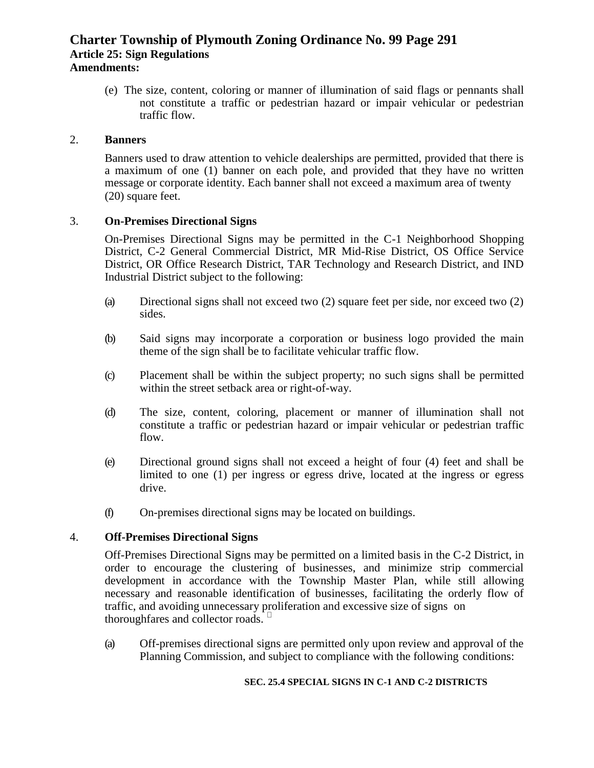(e) The size, content, coloring or manner of illumination of said flags or pennants shall not constitute a traffic or pedestrian hazard or impair vehicular or pedestrian traffic flow.

2. **Banners**

Banners used to draw attention to vehicle dealerships are permitted, provided that there is a maximum of one (1) banner on each pole, and provided that they have no written message or corporate identity. Each banner shall not exceed a maximum area of twenty (20) square feet.

3. **On-Premises Directional Signs**

On-Premises Directional Signs may be permitted in the C-1 Neighborhood Shopping District, C-2 General Commercial District, MR Mid-Rise District, OS Office Service District, OR Office Research District, TAR Technology and Research District, and IND Industrial District subject to the following:

(a) Directional signs shall not exceed two (2) square feet per side, nor exceed two (2) sides.

(b) Said signs may incorporate a corporation or business logo provided the main theme of the sign shall be to facilitate vehicular traffic flow.

(c) Placement shall be within the subject property; no such signs shall be permitted within the street setback area or right-of-way.

(d) The size, content, coloring, placement or manner of illumination shall not constitute a traffic or pedestrian hazard or impair vehicular or pedestrian traffic flow.

(e) Directional ground signs shall not exceed a height of four (4) feet and shall be limited to one (1) per ingress or egress drive, located at the ingress or egress drive.

(f) On-premises directional signs may be located on buildings.

4. **Off-Premises Directional Signs**

Off-Premises Directional Signs may be permitted on a limited basis in the C-2 District, in order to encourage the clustering of businesses, and minimize strip commercial development in accordance with the Township Master Plan, while still allowing necessary and reasonable identification of businesses, facilitating the orderly flow of traffic, and avoiding unnecessary proliferation and excessive size of signs on thoroughfares and collector roads.

(a) Off-premises directional signs are permitted only upon review and approval of the Planning Commission, and subject to compliance with the following conditions:

**SEC. 25.4 SPECIAL SIGNS IN C-1 AND C-2 DISTRICTS**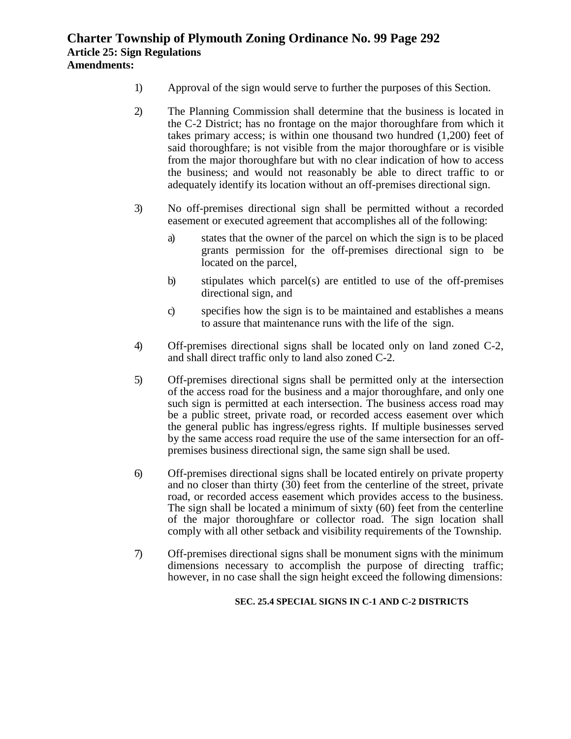1) Approval of the sign would serve to further the purposes of this Section.

2) The Planning Commission shall determine that the business is located in the C-2 District; has no frontage on the major thoroughfare from which it takes primary access; is within one thousand two hundred (1,200) feet of said thoroughfare; is not visible from the major thoroughfare or is visible from the major thoroughfare but with no clear indication of how to access the business; and would not reasonably be able to direct traffic to or adequately identify its location without an off-premises directional sign.

3) No off-premises directional sign shall be permitted without a recorded easement or executed agreement that accomplishes all of the following:

   a) states that the owner of the parcel on which the sign is to be placed grants permission for the off-premises directional sign to be located on the parcel,

   b) stipulates which parcel(s) are entitled to use of the off-premises directional sign, and

   c) specifies how the sign is to be maintained and establishes a means to assure that maintenance runs with the life of the sign.

4) Off-premises directional signs shall be located only on land zoned C-2, and shall direct traffic only to land also zoned C-2.

5) Off-premises directional signs shall be permitted only at the intersection of the access road for the business and a major thoroughfare, and only one such sign is permitted at each intersection. The business access road may be a public street, private road, or recorded access easement over which the general public has ingress/egress rights. If multiple businesses served by the same access road require the use of the same intersection for an off-premises business directional sign, the same sign shall be used.

6) Off-premises directional signs shall be located entirely on private property and no closer than thirty (30) feet from the centerline of the street, private road, or recorded access easement which provides access to the business. The sign shall be located a minimum of sixty (60) feet from the centerline of the major thoroughfare or collector road. The sign location shall comply with all other setback and visibility requirements of the Township.

7) Off-premises directional signs shall be monument signs with the minimum dimensions necessary to accomplish the purpose of directing traffic; however, in no case shall the sign height exceed the following dimensions: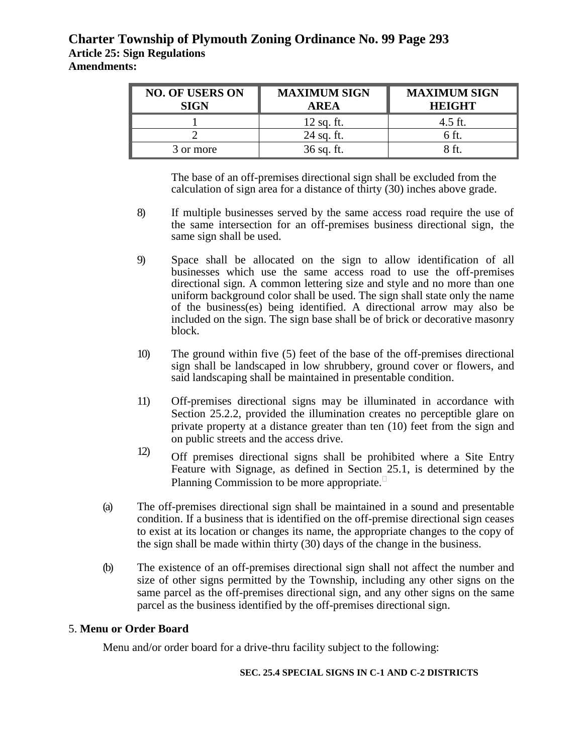| NO. OF USERS ON SIGN | MAXIMUM SIGN AREA | MAXIMUM SIGN HEIGHT |
|---|---|---|
| 1 | 12 sq. ft. | 4.5 ft. |
| 2 | 24 sq. ft. | 6 ft. |
| 3 or more | 36 sq. ft. | 8 ft. |

The base of an off-premises directional sign shall be excluded from the calculation of sign area for a distance of thirty (30) inches above grade.

8) If multiple businesses served by the same access road require the use of the same intersection for an off-premises business directional sign, the same sign shall be used.

9) Space shall be allocated on the sign to allow identification of all businesses which use the same access road to use the off-premises directional sign. A common lettering size and style and no more than one uniform background color shall be used. The sign shall state only the name of the business(es) being identified. A directional arrow may also be included on the sign. The sign base shall be of brick or decorative masonry block.

10) The ground within five (5) feet of the base of the off-premises directional sign shall be landscaped in low shrubbery, ground cover or flowers, and said landscaping shall be maintained in presentable condition.

11) Off-premises directional signs may be illuminated in accordance with Section 25.2.2, provided the illumination creates no perceptible glare on private property at a distance greater than ten (10) feet from the sign and on public streets and the access drive.

12) Off premises directional signs shall be prohibited where a Site Entry Feature with Signage, as defined in Section 25.1, is determined by the Planning Commission to be more appropriate.

(a) The off-premises directional sign shall be maintained in a sound and presentable condition. If a business that is identified on the off-premise directional sign ceases to exist at its location or changes its name, the appropriate changes to the copy of the sign shall be made within thirty (30) days of the change in the business.

(b) The existence of an off-premises directional sign shall not affect the number and size of other signs permitted by the Township, including any other signs on the same parcel as the off-premises directional sign, and any other signs on the same parcel as the business identified by the off-premises directional sign.

5. **Menu or Order Board**

Menu and/or order board for a drive-thru facility subject to the following:

**SEC. 25.4 SPECIAL SIGNS IN C-1 AND C-2 DISTRICTS**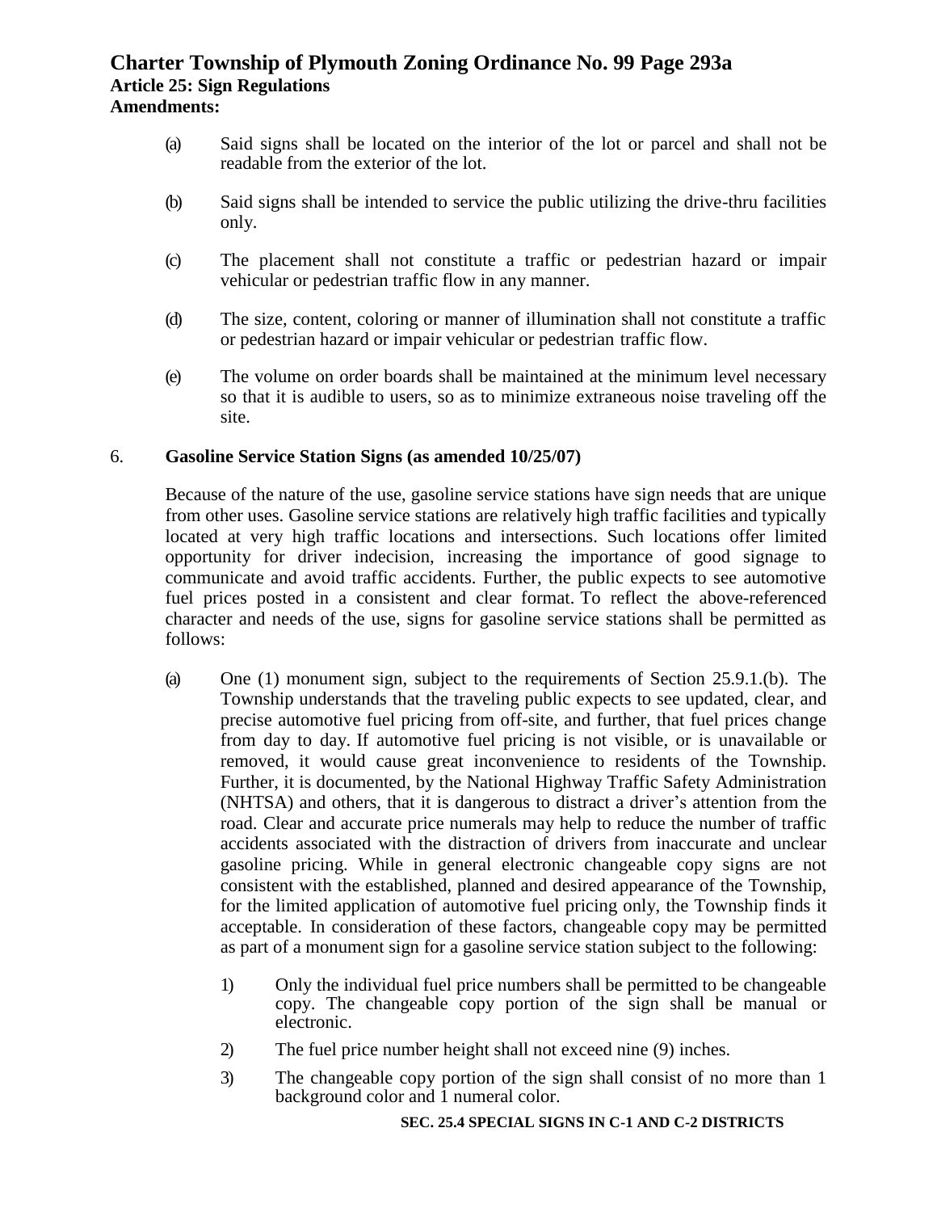(a) Said signs shall be located on the interior of the lot or parcel and shall not be readable from the exterior of the lot.

(b) Said signs shall be intended to service the public utilizing the drive-thru facilities only.

(c) The placement shall not constitute a traffic or pedestrian hazard or impair vehicular or pedestrian traffic flow in any manner.

(d) The size, content, coloring or manner of illumination shall not constitute a traffic or pedestrian hazard or impair vehicular or pedestrian traffic flow.

(e) The volume on order boards shall be maintained at the minimum level necessary so that it is audible to users, so as to minimize extraneous noise traveling off the site.

6. **Gasoline Service Station Signs (as amended 10/25/07)**

Because of the nature of the use, gasoline service stations have sign needs that are unique from other uses. Gasoline service stations are relatively high traffic facilities and typically located at very high traffic locations and intersections. Such locations offer limited opportunity for driver indecision, increasing the importance of good signage to communicate and avoid traffic accidents. Further, the public expects to see automotive fuel prices posted in a consistent and clear format. To reflect the above-referenced character and needs of the use, signs for gasoline service stations shall be permitted as follows:

(a) One (1) monument sign, subject to the requirements of Section 25.9.1.(b). The Township understands that the traveling public expects to see updated, clear, and precise automotive fuel pricing from off-site, and further, that fuel prices change from day to day. If automotive fuel pricing is not visible, or is unavailable or removed, it would cause great inconvenience to residents of the Township. Further, it is documented, by the National Highway Traffic Safety Administration (NHTSA) and others, that it is dangerous to distract a driver's attention from the road. Clear and accurate price numerals may help to reduce the number of traffic accidents associated with the distraction of drivers from inaccurate and unclear gasoline pricing. While in general electronic changeable copy signs are not consistent with the established, planned and desired appearance of the Township, for the limited application of automotive fuel pricing only, the Township finds it acceptable. In consideration of these factors, changeable copy may be permitted as part of a monument sign for a gasoline service station subject to the following:

1) Only the individual fuel price numbers shall be permitted to be changeable copy. The changeable copy portion of the sign shall be manual or electronic.

2) The fuel price number height shall not exceed nine (9) inches.

3) The changeable copy portion of the sign shall consist of no more than 1 background color and 1 numeral color.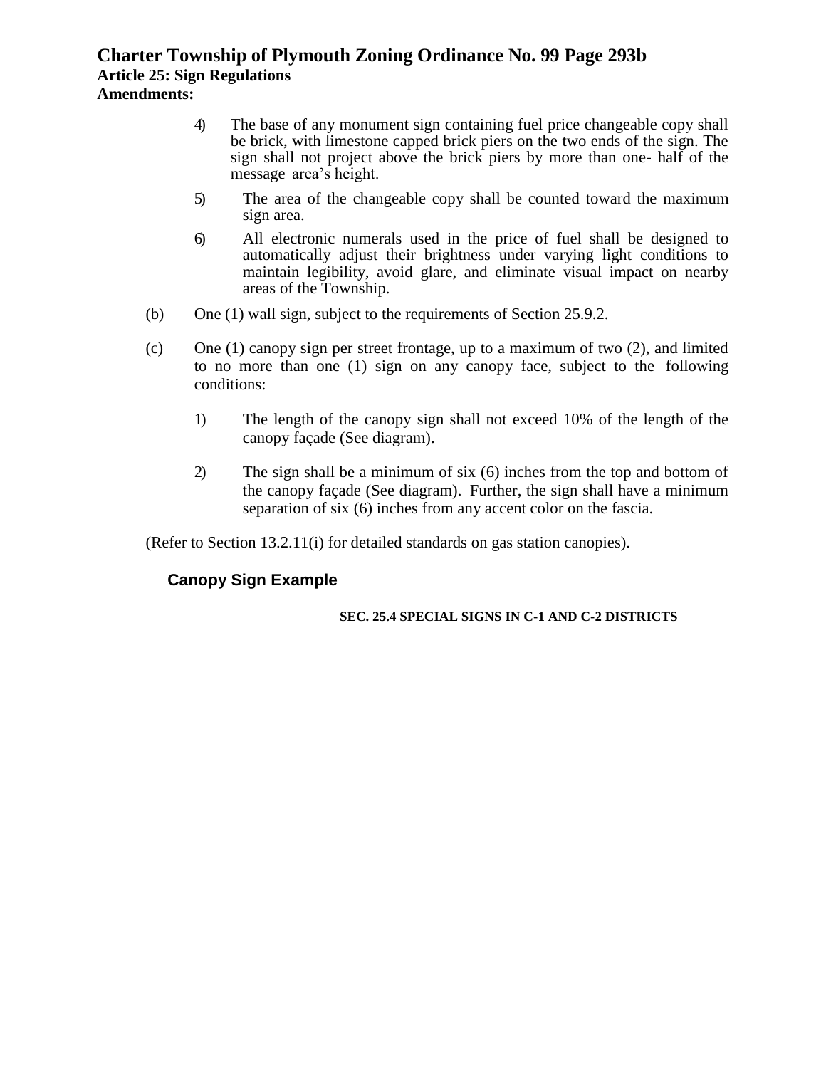4) The base of any monument sign containing fuel price changeable copy shall be brick, with limestone capped brick piers on the two ends of the sign. The sign shall not project above the brick piers by more than one- half of the message area's height.

5) The area of the changeable copy shall be counted toward the maximum sign area.

6) All electronic numerals used in the price of fuel shall be designed to automatically adjust their brightness under varying light conditions to maintain legibility, avoid glare, and eliminate visual impact on nearby areas of the Township.

(b) One (1) wall sign, subject to the requirements of Section 25.9.2.

(c) One (1) canopy sign per street frontage, up to a maximum of two (2), and limited to no more than one (1) sign on any canopy face, subject to the following conditions:

1) The length of the canopy sign shall not exceed 10% of the length of the canopy façade (See diagram).

2) The sign shall be a minimum of six (6) inches from the top and bottom of the canopy façade (See diagram). Further, the sign shall have a minimum separation of six (6) inches from any accent color on the fascia.

(Refer to Section 13.2.11(i) for detailed standards on gas station canopies).

**Canopy Sign Example**

**SEC. 25.4 SPECIAL SIGNS IN C-1 AND C-2 DISTRICTS**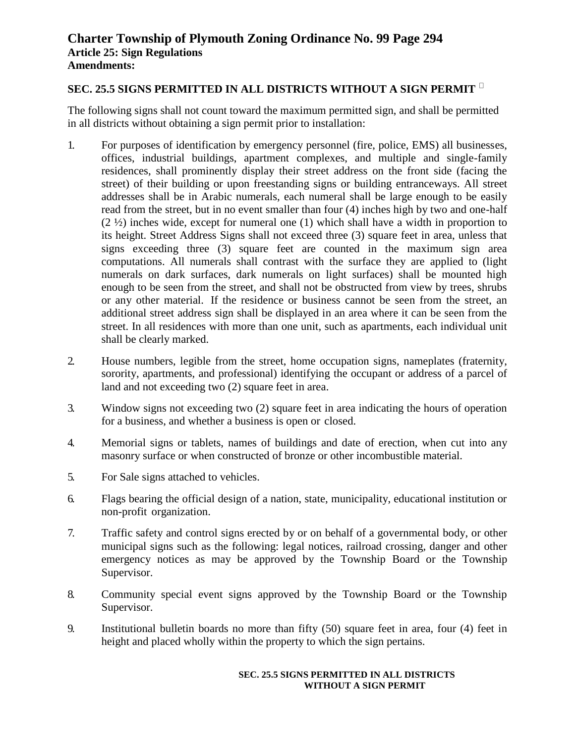## SEC. 25.5 SIGNS PERMITTED IN ALL DISTRICTS WITHOUT A SIGN PERMIT

The following signs shall not count toward the maximum permitted sign, and shall be permitted in all districts without obtaining a sign permit prior to installation:

1. For purposes of identification by emergency personnel (fire, police, EMS) all businesses, offices, industrial buildings, apartment complexes, and multiple and single-family residences, shall prominently display their street address on the front side (facing the street) of their building or upon freestanding signs or building entranceways. All street addresses shall be in Arabic numerals, each numeral shall be large enough to be easily read from the street, but in no event smaller than four (4) inches high by two and one-half (2 ½) inches wide, except for numeral one (1) which shall have a width in proportion to its height. Street Address Signs shall not exceed three (3) square feet in area, unless that signs exceeding three (3) square feet are counted in the maximum sign area computations. All numerals shall contrast with the surface they are applied to (light numerals on dark surfaces, dark numerals on light surfaces) shall be mounted high enough to be seen from the street, and shall not be obstructed from view by trees, shrubs or any other material. If the residence or business cannot be seen from the street, an additional street address sign shall be displayed in an area where it can be seen from the street. In all residences with more than one unit, such as apartments, each individual unit shall be clearly marked.

2. House numbers, legible from the street, home occupation signs, nameplates (fraternity, sorority, apartments, and professional) identifying the occupant or address of a parcel of land and not exceeding two (2) square feet in area.

3. Window signs not exceeding two (2) square feet in area indicating the hours of operation for a business, and whether a business is open or closed.

4. Memorial signs or tablets, names of buildings and date of erection, when cut into any masonry surface or when constructed of bronze or other incombustible material.

5. For Sale signs attached to vehicles.

6. Flags bearing the official design of a nation, state, municipality, educational institution or non-profit organization.

7. Traffic safety and control signs erected by or on behalf of a governmental body, or other municipal signs such as the following: legal notices, railroad crossing, danger and other emergency notices as may be approved by the Township Board or the Township Supervisor.

8. Community special event signs approved by the Township Board or the Township Supervisor.

9. Institutional bulletin boards no more than fifty (50) square feet in area, four (4) feet in height and placed wholly within the property to which the sign pertains.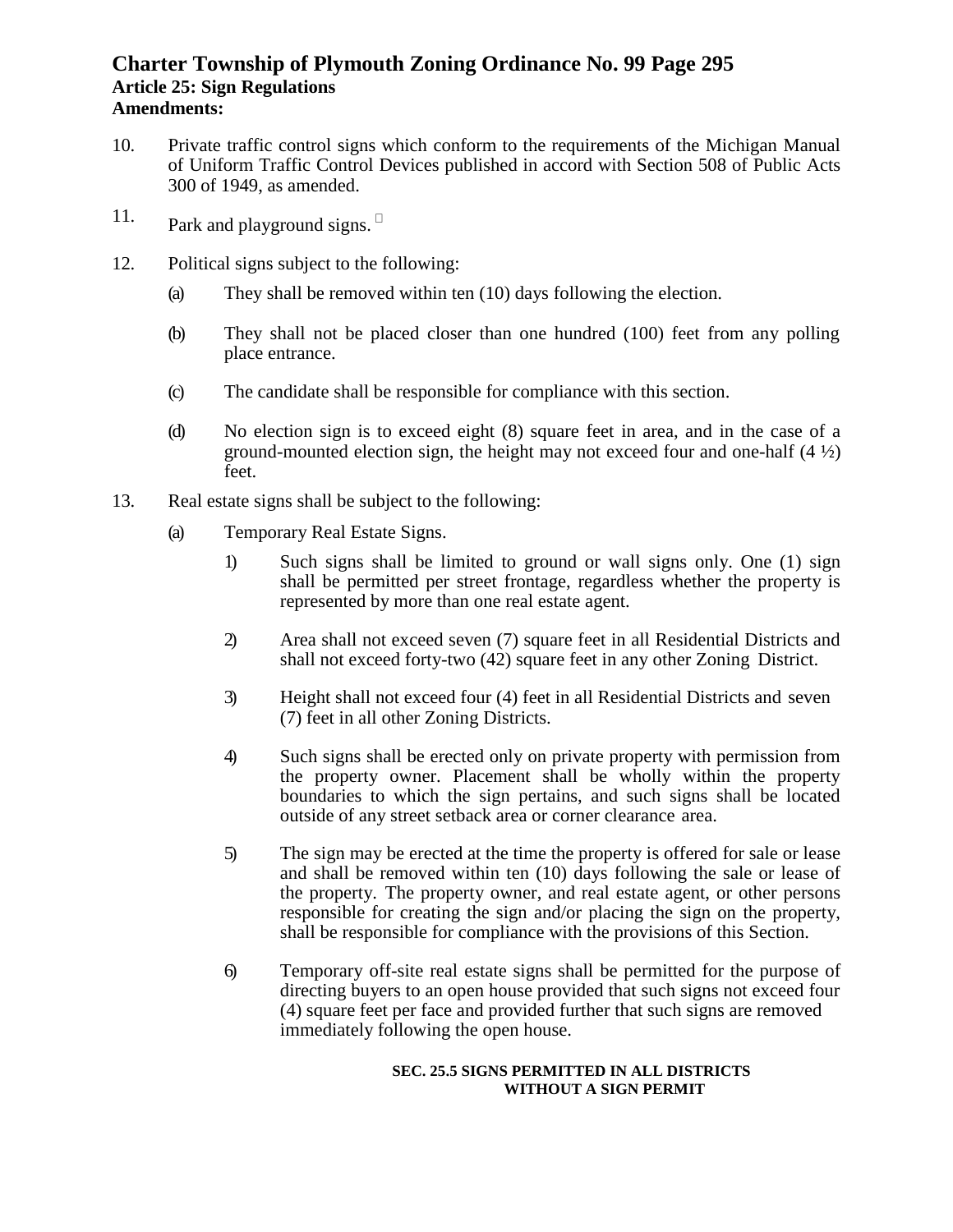10. Private traffic control signs which conform to the requirements of the Michigan Manual of Uniform Traffic Control Devices published in accord with Section 508 of Public Acts 300 of 1949, as amended.

11. Park and playground signs.

12. Political signs subject to the following:

    (a) They shall be removed within ten (10) days following the election.

    (b) They shall not be placed closer than one hundred (100) feet from any polling place entrance.

    (c) The candidate shall be responsible for compliance with this section.

    (d) No election sign is to exceed eight (8) square feet in area, and in the case of a ground-mounted election sign, the height may not exceed four and one-half (4 ½) feet.

13. Real estate signs shall be subject to the following:

    (a) Temporary Real Estate Signs.

        1) Such signs shall be limited to ground or wall signs only. One (1) sign shall be permitted per street frontage, regardless whether the property is represented by more than one real estate agent.

        2) Area shall not exceed seven (7) square feet in all Residential Districts and shall not exceed forty-two (42) square feet in any other Zoning District.

        3) Height shall not exceed four (4) feet in all Residential Districts and seven (7) feet in all other Zoning Districts.

        4) Such signs shall be erected only on private property with permission from the property owner. Placement shall be wholly within the property boundaries to which the sign pertains, and such signs shall be located outside of any street setback area or corner clearance area.

        5) The sign may be erected at the time the property is offered for sale or lease and shall be removed within ten (10) days following the sale or lease of the property. The property owner, and real estate agent, or other persons responsible for creating the sign and/or placing the sign on the property, shall be responsible for compliance with the provisions of this Section.

        6) Temporary off-site real estate signs shall be permitted for the purpose of directing buyers to an open house provided that such signs not exceed four (4) square feet per face and provided further that such signs are removed immediately following the open house.

**SEC. 25.5 SIGNS PERMITTED IN ALL DISTRICTS WITHOUT A SIGN PERMIT**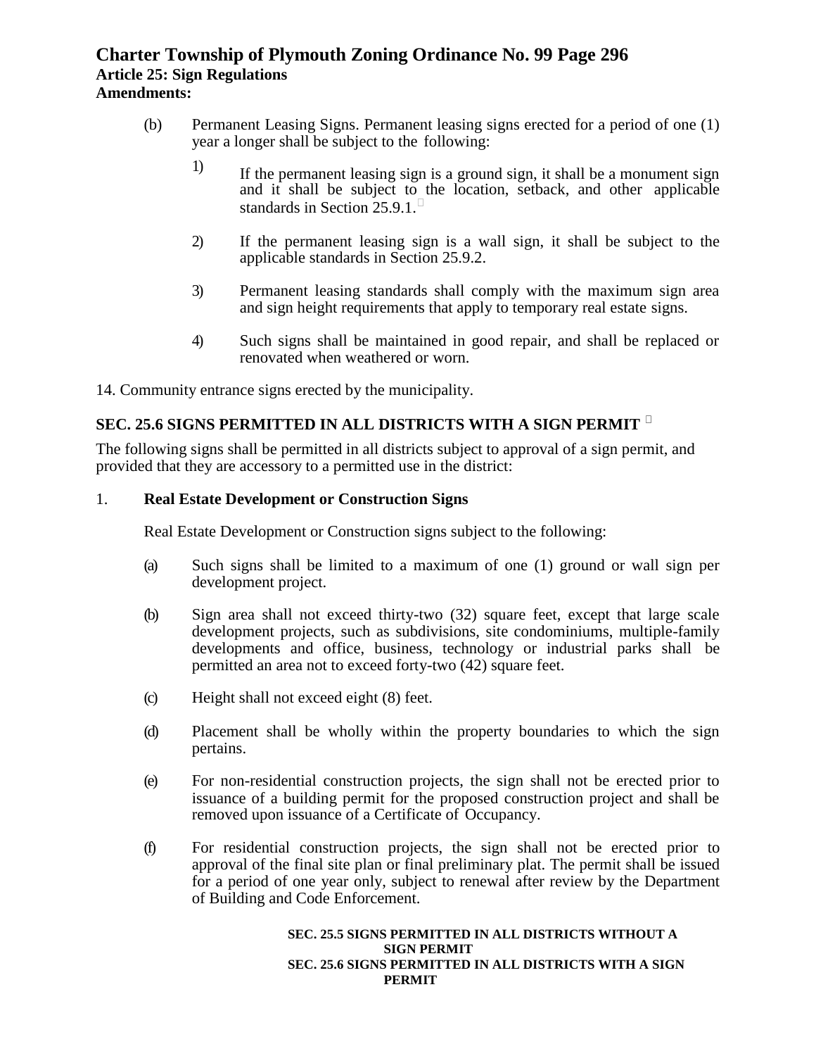(b) Permanent Leasing Signs. Permanent leasing signs erected for a period of one (1) year a longer shall be subject to the following:

1) If the permanent leasing sign is a ground sign, it shall be a monument sign and it shall be subject to the location, setback, and other applicable standards in Section 25.9.1.

2) If the permanent leasing sign is a wall sign, it shall be subject to the applicable standards in Section 25.9.2.

3) Permanent leasing standards shall comply with the maximum sign area and sign height requirements that apply to temporary real estate signs.

4) Such signs shall be maintained in good repair, and shall be replaced or renovated when weathered or worn.

14. Community entrance signs erected by the municipality.

## SEC. 25.6 SIGNS PERMITTED IN ALL DISTRICTS WITH A SIGN PERMIT

The following signs shall be permitted in all districts subject to approval of a sign permit, and provided that they are accessory to a permitted use in the district:

1. **Real Estate Development or Construction Signs**

Real Estate Development or Construction signs subject to the following:

(a) Such signs shall be limited to a maximum of one (1) ground or wall sign per development project.

(b) Sign area shall not exceed thirty-two (32) square feet, except that large scale development projects, such as subdivisions, site condominiums, multiple-family developments and office, business, technology or industrial parks shall be permitted an area not to exceed forty-two (42) square feet.

(c) Height shall not exceed eight (8) feet.

(d) Placement shall be wholly within the property boundaries to which the sign pertains.

(e) For non-residential construction projects, the sign shall not be erected prior to issuance of a building permit for the proposed construction project and shall be removed upon issuance of a Certificate of Occupancy.

(f) For residential construction projects, the sign shall not be erected prior to approval of the final site plan or final preliminary plat. The permit shall be issued for a period of one year only, subject to renewal after review by the Department of Building and Code Enforcement.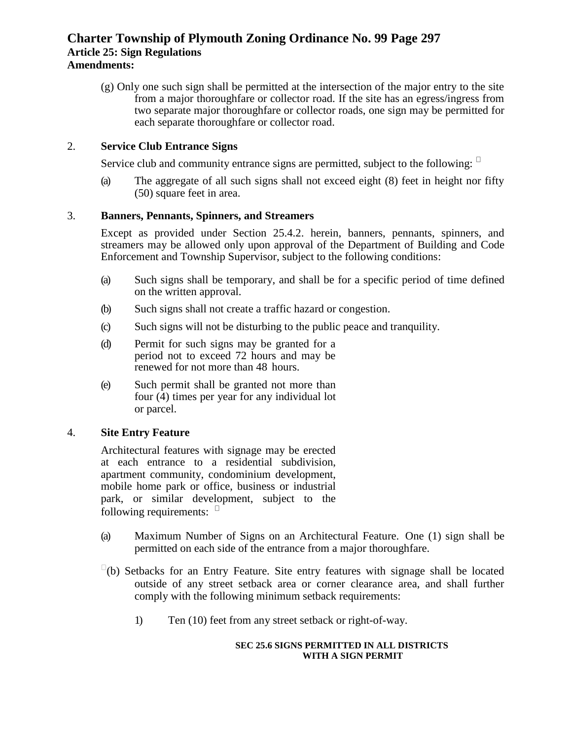(g) Only one such sign shall be permitted at the intersection of the major entry to the site from a major thoroughfare or collector road. If the site has an egress/ingress from two separate major thoroughfare or collector roads, one sign may be permitted for each separate thoroughfare or collector road.

2. **Service Club Entrance Signs**

Service club and community entrance signs are permitted, subject to the following:

(a) The aggregate of all such signs shall not exceed eight (8) feet in height nor fifty (50) square feet in area.

3. **Banners, Pennants, Spinners, and Streamers**

Except as provided under Section 25.4.2. herein, banners, pennants, spinners, and streamers may be allowed only upon approval of the Department of Building and Code Enforcement and Township Supervisor, subject to the following conditions:

(a) Such signs shall be temporary, and shall be for a specific period of time defined on the written approval.

(b) Such signs shall not create a traffic hazard or congestion.

(c) Such signs will not be disturbing to the public peace and tranquility.

(d) Permit for such signs may be granted for a period not to exceed 72 hours and may be renewed for not more than 48 hours.

(e) Such permit shall be granted not more than four (4) times per year for any individual lot or parcel.

4. **Site Entry Feature**

Architectural features with signage may be erected at each entrance to a residential subdivision, apartment community, condominium development, mobile home park or office, business or industrial park, or similar development, subject to the following requirements:

(a) Maximum Number of Signs on an Architectural Feature. One (1) sign shall be permitted on each side of the entrance from a major thoroughfare.

(b) Setbacks for an Entry Feature. Site entry features with signage shall be located outside of any street setback area or corner clearance area, and shall further comply with the following minimum setback requirements:

1) Ten (10) feet from any street setback or right-of-way.

**SEC 25.6 SIGNS PERMITTED IN ALL DISTRICTS WITH A SIGN PERMIT**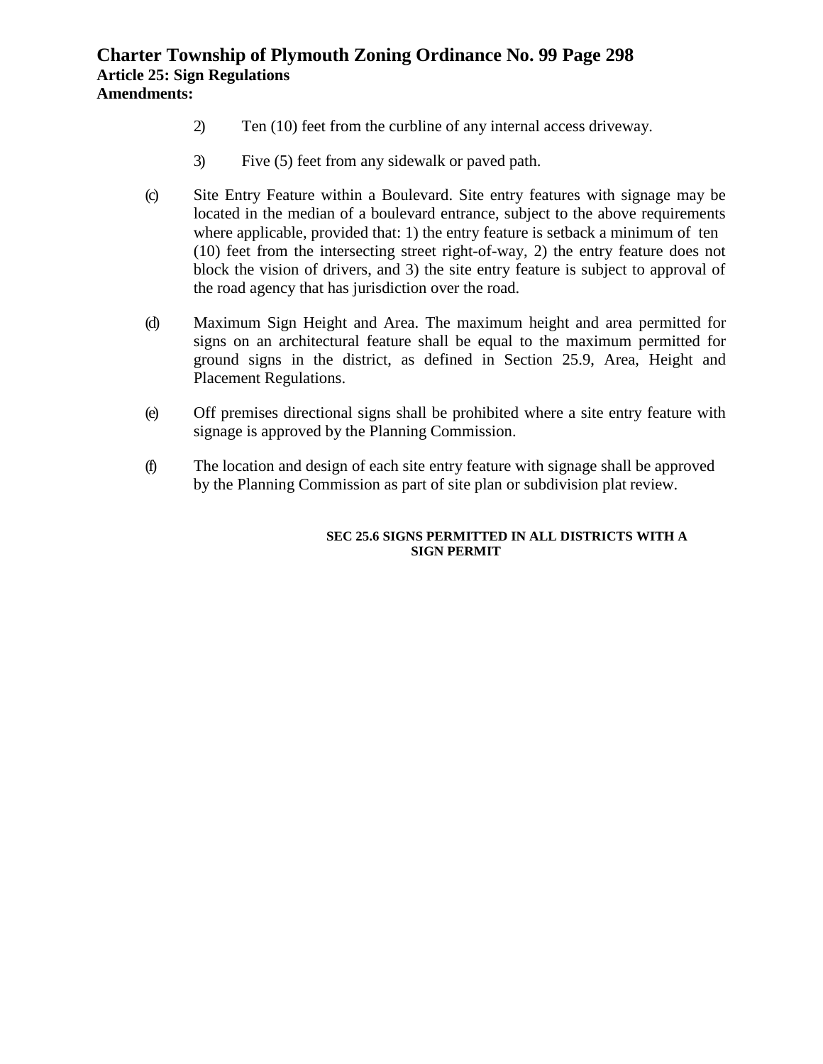2) Ten (10) feet from the curbline of any internal access driveway.

3) Five (5) feet from any sidewalk or paved path.

(c) Site Entry Feature within a Boulevard. Site entry features with signage may be located in the median of a boulevard entrance, subject to the above requirements where applicable, provided that: 1) the entry feature is setback a minimum of ten (10) feet from the intersecting street right-of-way, 2) the entry feature does not block the vision of drivers, and 3) the site entry feature is subject to approval of the road agency that has jurisdiction over the road.

(d) Maximum Sign Height and Area. The maximum height and area permitted for signs on an architectural feature shall be equal to the maximum permitted for ground signs in the district, as defined in Section 25.9, Area, Height and Placement Regulations.

(e) Off premises directional signs shall be prohibited where a site entry feature with signage is approved by the Planning Commission.

(f) The location and design of each site entry feature with signage shall be approved by the Planning Commission as part of site plan or subdivision plat review.

### SEC 25.6 SIGNS PERMITTED IN ALL DISTRICTS WITH A SIGN PERMIT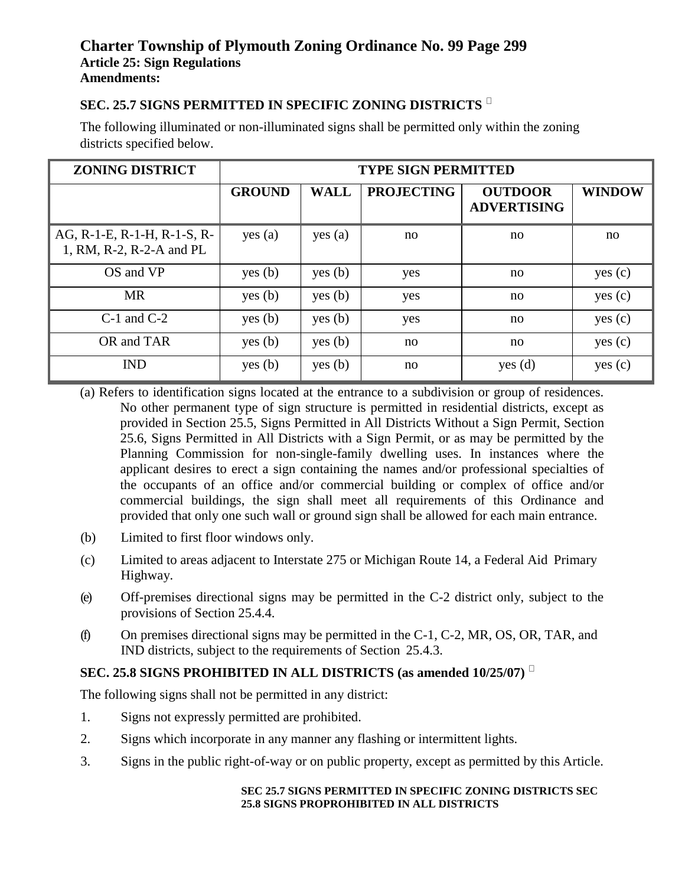**Article 25: Sign Regulations**
**Amendments:**

## SEC. 25.7 SIGNS PERMITTED IN SPECIFIC ZONING DISTRICTS

The following illuminated or non-illuminated signs shall be permitted only within the zoning districts specified below.

| ZONING DISTRICT | TYPE SIGN PERMITTED | | | | |
|---|---|---|---|---|---|
| | GROUND | WALL | PROJECTING | OUTDOOR ADVERTISING | WINDOW |
| AG, R-1-E, R-1-H, R-1-S, R-1, RM, R-2, R-2-A and PL | yes (a) | yes (a) | no | no | no |
| OS and VP | yes (b) | yes (b) | yes | no | yes (c) |
| MR | yes (b) | yes (b) | yes | no | yes (c) |
| C-1 and C-2 | yes (b) | yes (b) | yes | no | yes (c) |
| OR and TAR | yes (b) | yes (b) | no | no | yes (c) |
| IND | yes (b) | yes (b) | no | yes (d) | yes (c) |

(a) Refers to identification signs located at the entrance to a subdivision or group of residences. No other permanent type of sign structure is permitted in residential districts, except as provided in Section 25.5, Signs Permitted in All Districts Without a Sign Permit, Section 25.6, Signs Permitted in All Districts with a Sign Permit, or as may be permitted by the Planning Commission for non-single-family dwelling uses. In instances where the applicant desires to erect a sign containing the names and/or professional specialties of the occupants of an office and/or commercial building or complex of office and/or commercial buildings, the sign shall meet all requirements of this Ordinance and provided that only one such wall or ground sign shall be allowed for each main entrance.

(b) Limited to first floor windows only.

(c) Limited to areas adjacent to Interstate 275 or Michigan Route 14, a Federal Aid Primary Highway.

(e) Off-premises directional signs may be permitted in the C-2 district only, subject to the provisions of Section 25.4.4.

(f) On premises directional signs may be permitted in the C-1, C-2, MR, OS, OR, TAR, and IND districts, subject to the requirements of Section 25.4.3.

## SEC. 25.8 SIGNS PROHIBITED IN ALL DISTRICTS (as amended 10/25/07)

The following signs shall not be permitted in any district:

1. Signs not expressly permitted are prohibited.
2. Signs which incorporate in any manner any flashing or intermittent lights.
3. Signs in the public right-of-way or on public property, except as permitted by this Article.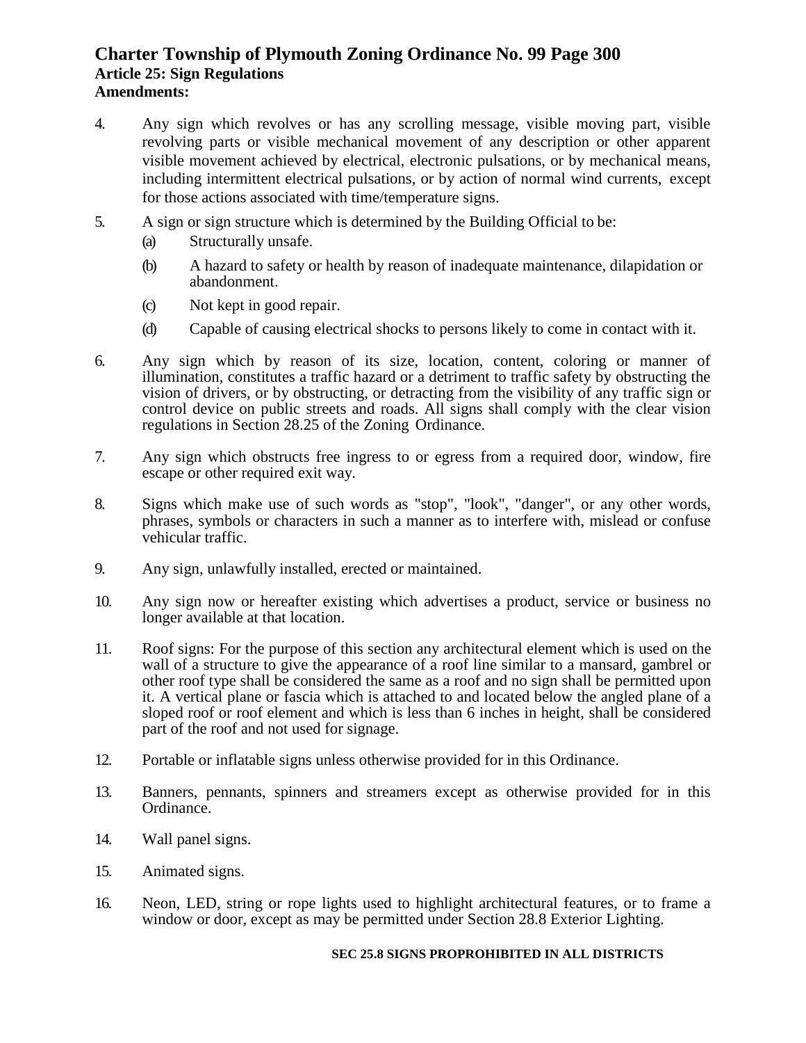4. Any sign which revolves or has any scrolling message, visible moving part, visible revolving parts or visible mechanical movement of any description or other apparent visible movement achieved by electrical, electronic pulsations, or by mechanical means, including intermittent electrical pulsations, or by action of normal wind currents, except for those actions associated with time/temperature signs.

5. A sign or sign structure which is determined by the Building Official to be:
   (a) Structurally unsafe.
   (b) A hazard to safety or health by reason of inadequate maintenance, dilapidation or abandonment.
   (c) Not kept in good repair.
   (d) Capable of causing electrical shocks to persons likely to come in contact with it.

6. Any sign which by reason of its size, location, content, coloring or manner of illumination, constitutes a traffic hazard or a detriment to traffic safety by obstructing the vision of drivers, or by obstructing, or detracting from the visibility of any traffic sign or control device on public streets and roads. All signs shall comply with the clear vision regulations in Section 28.25 of the Zoning Ordinance.

7. Any sign which obstructs free ingress to or egress from a required door, window, fire escape or other required exit way.

8. Signs which make use of such words as "stop", "look", "danger", or any other words, phrases, symbols or characters in such a manner as to interfere with, mislead or confuse vehicular traffic.

9. Any sign, unlawfully installed, erected or maintained.

10. Any sign now or hereafter existing which advertises a product, service or business no longer available at that location.

11. Roof signs: For the purpose of this section any architectural element which is used on the wall of a structure to give the appearance of a roof line similar to a mansard, gambrel or other roof type shall be considered the same as a roof and no sign shall be permitted upon it. A vertical plane or fascia which is attached to and located below the angled plane of a sloped roof or roof element and which is less than 6 inches in height, shall be considered part of the roof and not used for signage.

12. Portable or inflatable signs unless otherwise provided for in this Ordinance.

13. Banners, pennants, spinners and streamers except as otherwise provided for in this Ordinance.

14. Wall panel signs.

15. Animated signs.

16. Neon, LED, string or rope lights used to highlight architectural features, or to frame a window or door, except as may be permitted under Section 28.8 Exterior Lighting.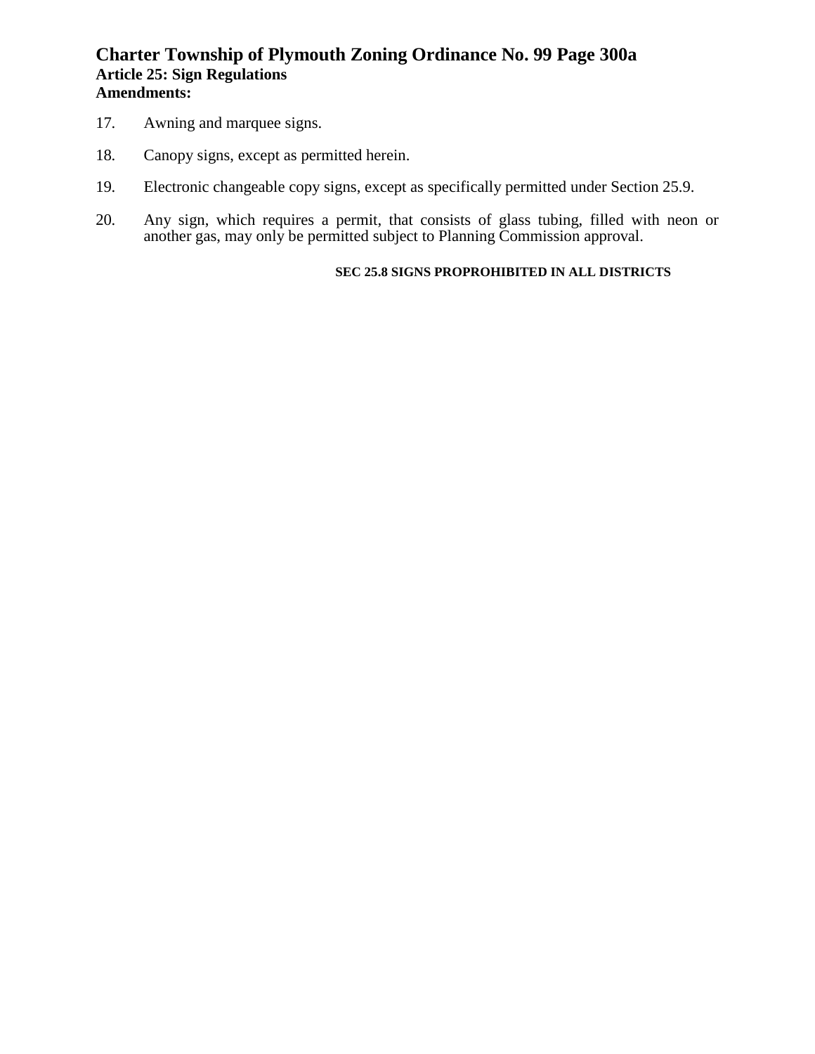17. Awning and marquee signs.

18. Canopy signs, except as permitted herein.

19. Electronic changeable copy signs, except as specifically permitted under Section 25.9.

20. Any sign, which requires a permit, that consists of glass tubing, filled with neon or another gas, may only be permitted subject to Planning Commission approval.

**SEC 25.8 SIGNS PROPROHIBITED IN ALL DISTRICTS**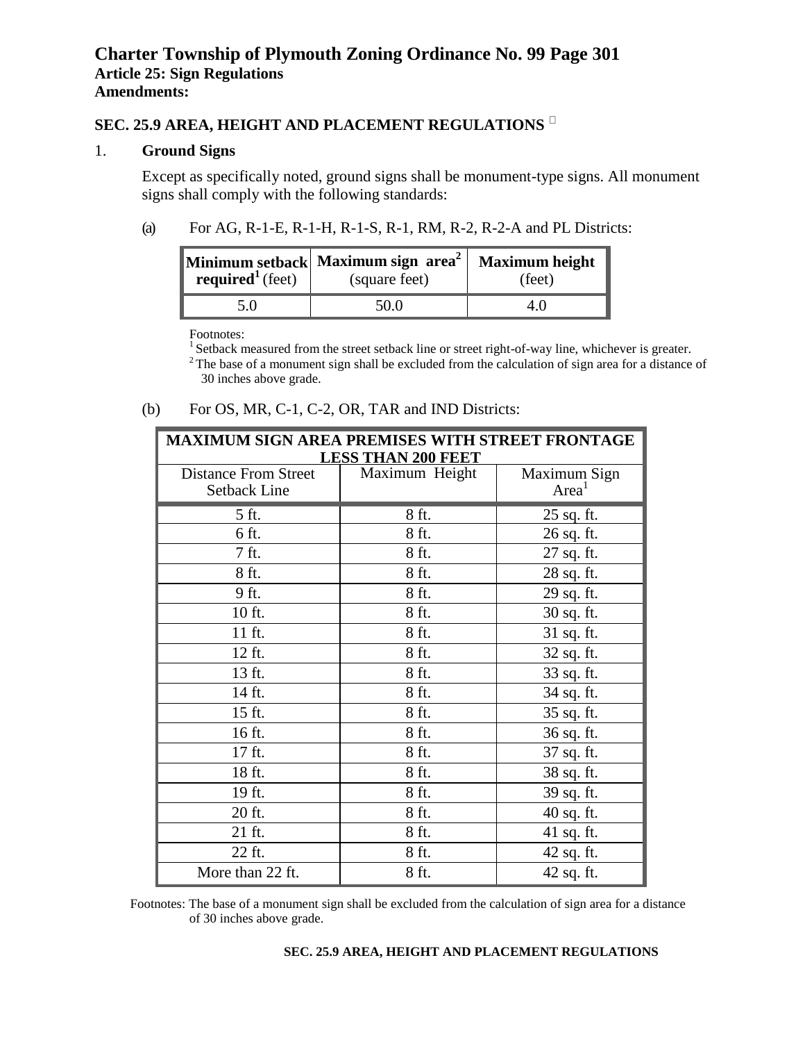## SEC. 25.9 AREA, HEIGHT AND PLACEMENT REGULATIONS

1. **Ground Signs**

   Except as specifically noted, ground signs shall be monument-type signs. All monument signs shall comply with the following standards:

   (a) For AG, R-1-E, R-1-H, R-1-S, R-1, RM, R-2, R-2-A and PL Districts:

| **Minimum setback required**[1] (feet) | **Maximum sign area**[2] (square feet) | **Maximum height** (feet) |
|---|---|---|
| 5.0 | 50.0 | 4.0 |

Footnotes:
[1] Setback measured from the street setback line or street right-of-way line, whichever is greater.
[2] The base of a monument sign shall be excluded from the calculation of sign area for a distance of 30 inches above grade.

   (b) For OS, MR, C-1, C-2, OR, TAR and IND Districts:

| MAXIMUM SIGN AREA PREMISES WITH STREET FRONTAGE LESS THAN 200 FEET | | |
|---|---|---|
| Distance From Street Setback Line | Maximum Height | Maximum Sign Area[1] |
| 5 ft. | 8 ft. | 25 sq. ft. |
| 6 ft. | 8 ft. | 26 sq. ft. |
| 7 ft. | 8 ft. | 27 sq. ft. |
| 8 ft. | 8 ft. | 28 sq. ft. |
| 9 ft. | 8 ft. | 29 sq. ft. |
| 10 ft. | 8 ft. | 30 sq. ft. |
| 11 ft. | 8 ft. | 31 sq. ft. |
| 12 ft. | 8 ft. | 32 sq. ft. |
| 13 ft. | 8 ft. | 33 sq. ft. |
| 14 ft. | 8 ft. | 34 sq. ft. |
| 15 ft. | 8 ft. | 35 sq. ft. |
| 16 ft. | 8 ft. | 36 sq. ft. |
| 17 ft. | 8 ft. | 37 sq. ft. |
| 18 ft. | 8 ft. | 38 sq. ft. |
| 19 ft. | 8 ft. | 39 sq. ft. |
| 20 ft. | 8 ft. | 40 sq. ft. |
| 21 ft. | 8 ft. | 41 sq. ft. |
| 22 ft. | 8 ft. | 42 sq. ft. |
| More than 22 ft. | 8 ft. | 42 sq. ft. |

Footnotes: The base of a monument sign shall be excluded from the calculation of sign area for a distance of 30 inches above grade.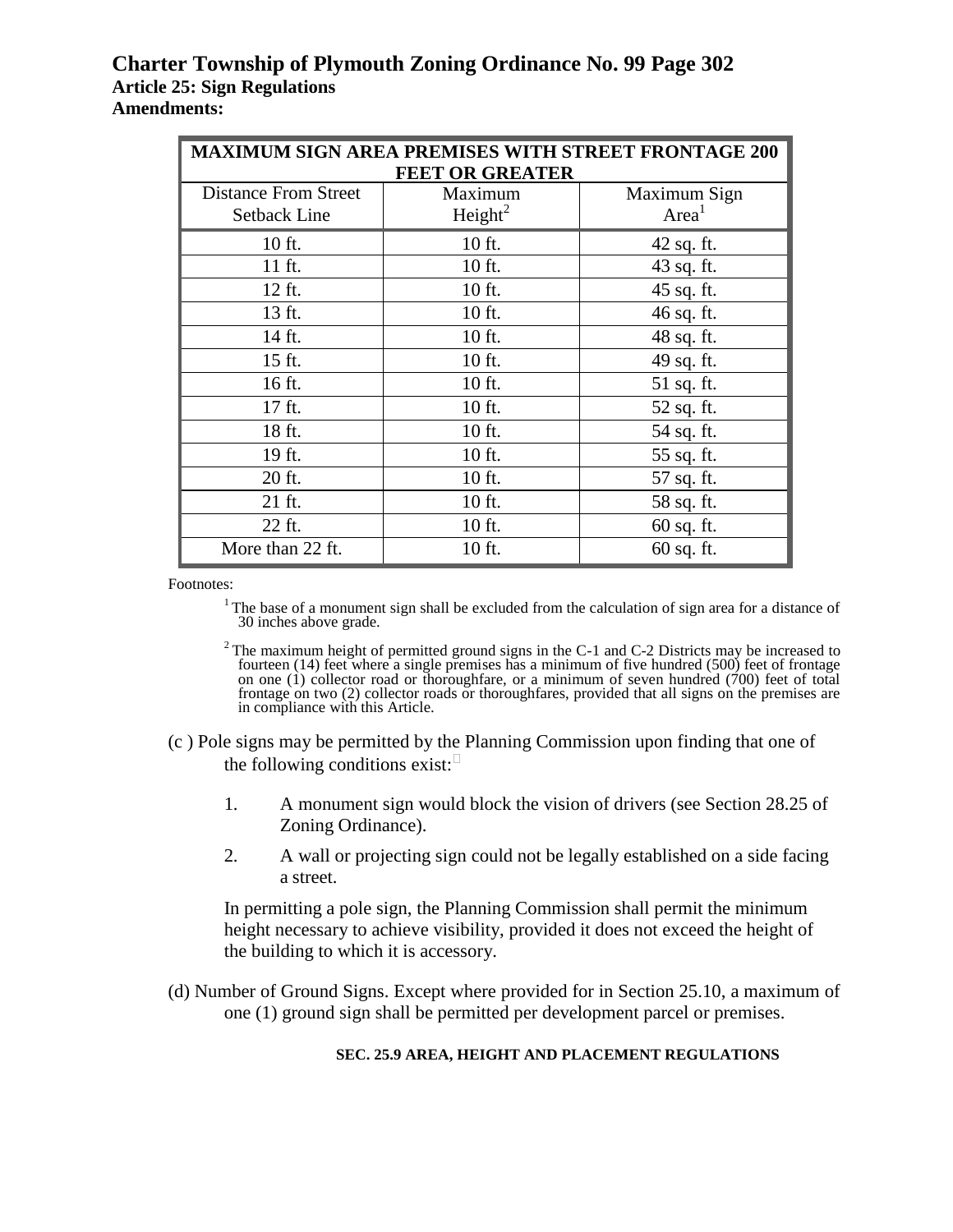| MAXIMUM SIGN AREA PREMISES WITH STREET FRONTAGE 200 FEET OR GREATER | | |
|---|---|---|
| Distance From Street Setback Line | Maximum Height[2] | Maximum Sign Area[1] |
| 10 ft. | 10 ft. | 42 sq. ft. |
| 11 ft. | 10 ft. | 43 sq. ft. |
| 12 ft. | 10 ft. | 45 sq. ft. |
| 13 ft. | 10 ft. | 46 sq. ft. |
| 14 ft. | 10 ft. | 48 sq. ft. |
| 15 ft. | 10 ft. | 49 sq. ft. |
| 16 ft. | 10 ft. | 51 sq. ft. |
| 17 ft. | 10 ft. | 52 sq. ft. |
| 18 ft. | 10 ft. | 54 sq. ft. |
| 19 ft. | 10 ft. | 55 sq. ft. |
| 20 ft. | 10 ft. | 57 sq. ft. |
| 21 ft. | 10 ft. | 58 sq. ft. |
| 22 ft. | 10 ft. | 60 sq. ft. |
| More than 22 ft. | 10 ft. | 60 sq. ft. |

Footnotes:

[1] The base of a monument sign shall be excluded from the calculation of sign area for a distance of 30 inches above grade.

[2] The maximum height of permitted ground signs in the C-1 and C-2 Districts may be increased to fourteen (14) feet where a single premises has a minimum of five hundred (500) feet of frontage on one (1) collector road or thoroughfare, or a minimum of seven hundred (700) feet of total frontage on two (2) collector roads or thoroughfares, provided that all signs on the premises are in compliance with this Article.

(c ) Pole signs may be permitted by the Planning Commission upon finding that one of the following conditions exist:

1. A monument sign would block the vision of drivers (see Section 28.25 of Zoning Ordinance).
2. A wall or projecting sign could not be legally established on a side facing a street.

In permitting a pole sign, the Planning Commission shall permit the minimum height necessary to achieve visibility, provided it does not exceed the height of the building to which it is accessory.

(d) Number of Ground Signs. Except where provided for in Section 25.10, a maximum of one (1) ground sign shall be permitted per development parcel or premises.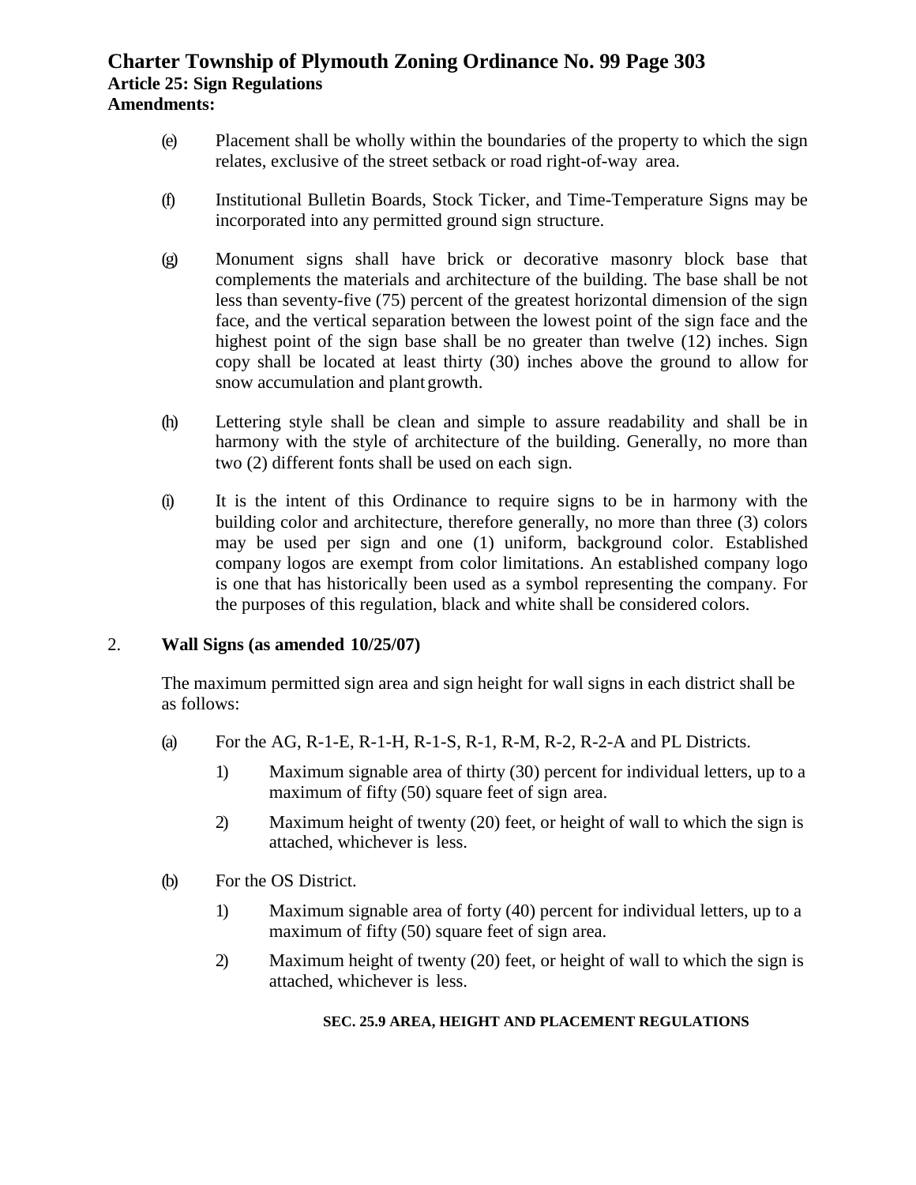(e) Placement shall be wholly within the boundaries of the property to which the sign relates, exclusive of the street setback or road right-of-way area.

(f) Institutional Bulletin Boards, Stock Ticker, and Time-Temperature Signs may be incorporated into any permitted ground sign structure.

(g) Monument signs shall have brick or decorative masonry block base that complements the materials and architecture of the building. The base shall be not less than seventy-five (75) percent of the greatest horizontal dimension of the sign face, and the vertical separation between the lowest point of the sign face and the highest point of the sign base shall be no greater than twelve (12) inches. Sign copy shall be located at least thirty (30) inches above the ground to allow for snow accumulation and plant growth.

(h) Lettering style shall be clean and simple to assure readability and shall be in harmony with the style of architecture of the building. Generally, no more than two (2) different fonts shall be used on each sign.

(i) It is the intent of this Ordinance to require signs to be in harmony with the building color and architecture, therefore generally, no more than three (3) colors may be used per sign and one (1) uniform, background color. Established company logos are exempt from color limitations. An established company logo is one that has historically been used as a symbol representing the company. For the purposes of this regulation, black and white shall be considered colors.

2. **Wall Signs (as amended 10/25/07)**

The maximum permitted sign area and sign height for wall signs in each district shall be as follows:

(a) For the AG, R-1-E, R-1-H, R-1-S, R-1, R-M, R-2, R-2-A and PL Districts.

1) Maximum signable area of thirty (30) percent for individual letters, up to a maximum of fifty (50) square feet of sign area.

2) Maximum height of twenty (20) feet, or height of wall to which the sign is attached, whichever is less.

(b) For the OS District.

1) Maximum signable area of forty (40) percent for individual letters, up to a maximum of fifty (50) square feet of sign area.

2) Maximum height of twenty (20) feet, or height of wall to which the sign is attached, whichever is less.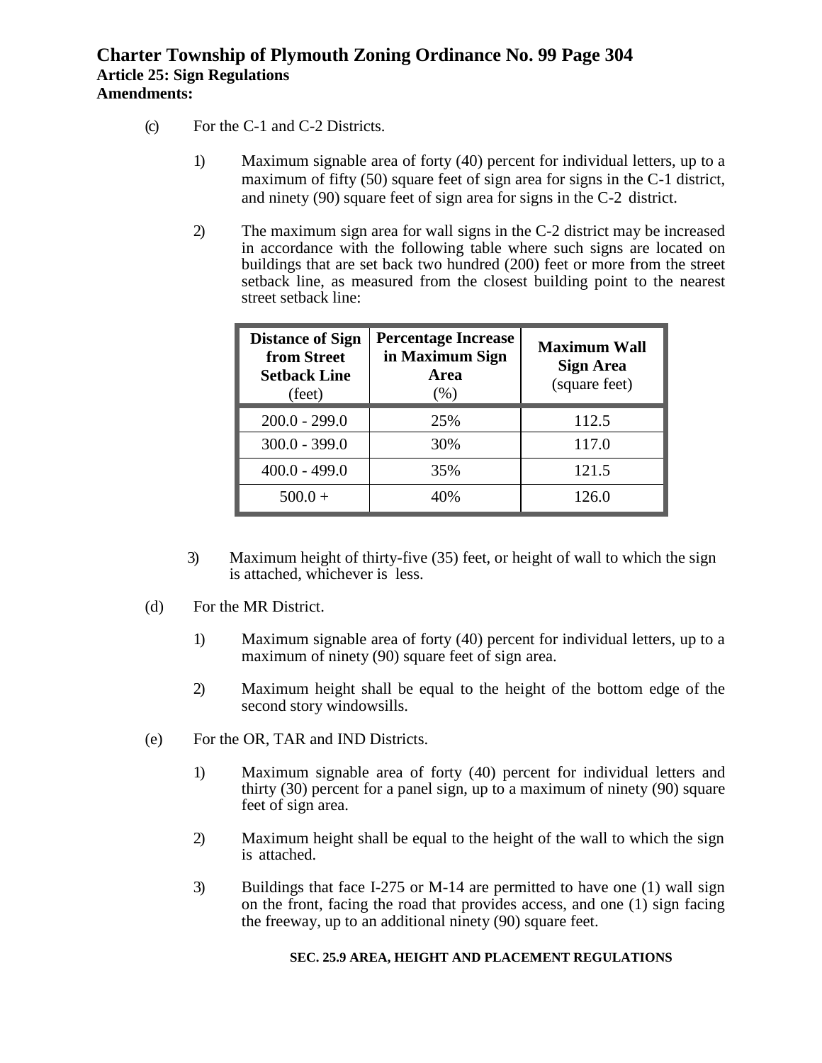(c) For the C-1 and C-2 Districts.

1) Maximum signable area of forty (40) percent for individual letters, up to a maximum of fifty (50) square feet of sign area for signs in the C-1 district, and ninety (90) square feet of sign area for signs in the C-2 district.

2) The maximum sign area for wall signs in the C-2 district may be increased in accordance with the following table where such signs are located on buildings that are set back two hundred (200) feet or more from the street setback line, as measured from the closest building point to the nearest street setback line:

| **Distance of Sign from Street Setback Line** (feet) | **Percentage Increase in Maximum Sign Area** (%) | **Maximum Wall Sign Area** (square feet) |
|---|---|---|
| 200.0 - 299.0 | 25% | 112.5 |
| 300.0 - 399.0 | 30% | 117.0 |
| 400.0 - 499.0 | 35% | 121.5 |
| 500.0 + | 40% | 126.0 |

3) Maximum height of thirty-five (35) feet, or height of wall to which the sign is attached, whichever is less.

(d) For the MR District.

1) Maximum signable area of forty (40) percent for individual letters, up to a maximum of ninety (90) square feet of sign area.

2) Maximum height shall be equal to the height of the bottom edge of the second story windowsills.

(e) For the OR, TAR and IND Districts.

1) Maximum signable area of forty (40) percent for individual letters and thirty (30) percent for a panel sign, up to a maximum of ninety (90) square feet of sign area.

2) Maximum height shall be equal to the height of the wall to which the sign is attached.

3) Buildings that face I-275 or M-14 are permitted to have one (1) wall sign on the front, facing the road that provides access, and one (1) sign facing the freeway, up to an additional ninety (90) square feet.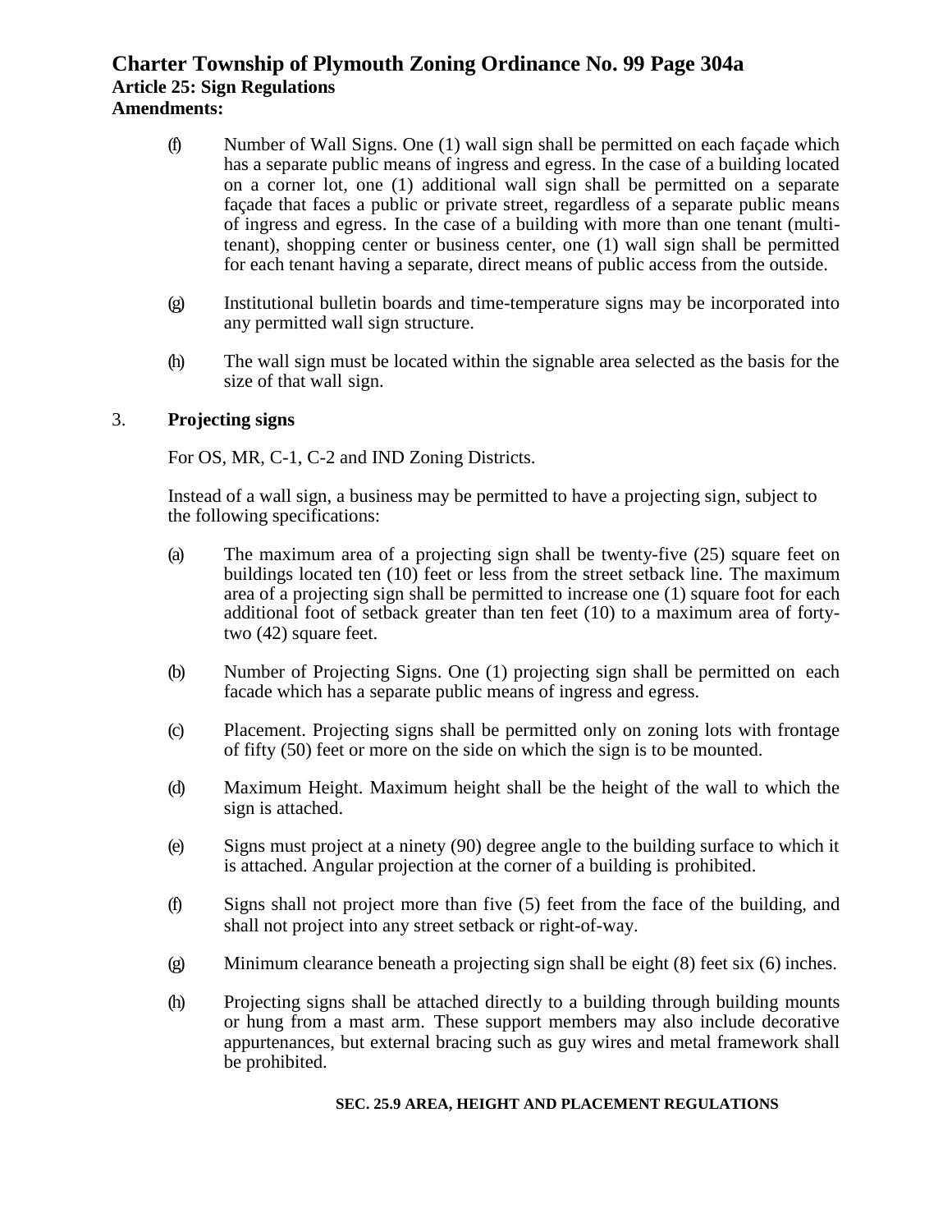(f) Number of Wall Signs. One (1) wall sign shall be permitted on each façade which has a separate public means of ingress and egress. In the case of a building located on a corner lot, one (1) additional wall sign shall be permitted on a separate façade that faces a public or private street, regardless of a separate public means of ingress and egress. In the case of a building with more than one tenant (multi-tenant), shopping center or business center, one (1) wall sign shall be permitted for each tenant having a separate, direct means of public access from the outside.

(g) Institutional bulletin boards and time-temperature signs may be incorporated into any permitted wall sign structure.

(h) The wall sign must be located within the signable area selected as the basis for the size of that wall sign.

3. **Projecting signs**

For OS, MR, C-1, C-2 and IND Zoning Districts.

Instead of a wall sign, a business may be permitted to have a projecting sign, subject to the following specifications:

(a) The maximum area of a projecting sign shall be twenty-five (25) square feet on buildings located ten (10) feet or less from the street setback line. The maximum area of a projecting sign shall be permitted to increase one (1) square foot for each additional foot of setback greater than ten feet (10) to a maximum area of forty-two (42) square feet.

(b) Number of Projecting Signs. One (1) projecting sign shall be permitted on each facade which has a separate public means of ingress and egress.

(c) Placement. Projecting signs shall be permitted only on zoning lots with frontage of fifty (50) feet or more on the side on which the sign is to be mounted.

(d) Maximum Height. Maximum height shall be the height of the wall to which the sign is attached.

(e) Signs must project at a ninety (90) degree angle to the building surface to which it is attached. Angular projection at the corner of a building is prohibited.

(f) Signs shall not project more than five (5) feet from the face of the building, and shall not project into any street setback or right-of-way.

(g) Minimum clearance beneath a projecting sign shall be eight (8) feet six (6) inches.

(h) Projecting signs shall be attached directly to a building through building mounts or hung from a mast arm. These support members may also include decorative appurtenances, but external bracing such as guy wires and metal framework shall be prohibited.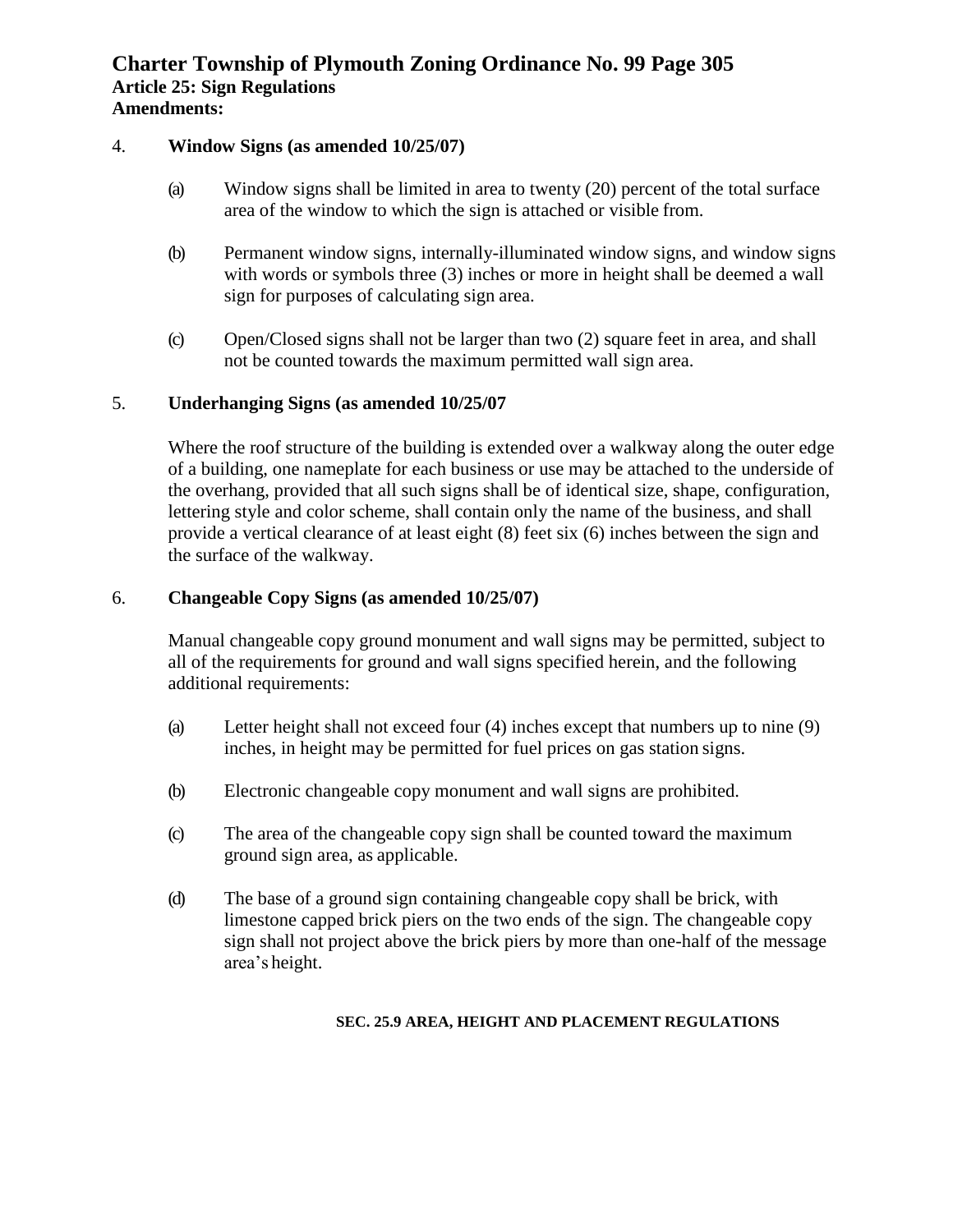4. **Window Signs (as amended 10/25/07)**

   (a) Window signs shall be limited in area to twenty (20) percent of the total surface area of the window to which the sign is attached or visible from.

   (b) Permanent window signs, internally-illuminated window signs, and window signs with words or symbols three (3) inches or more in height shall be deemed a wall sign for purposes of calculating sign area.

   (c) Open/Closed signs shall not be larger than two (2) square feet in area, and shall not be counted towards the maximum permitted wall sign area.

5. **Underhanging Signs (as amended 10/25/07**

   Where the roof structure of the building is extended over a walkway along the outer edge of a building, one nameplate for each business or use may be attached to the underside of the overhang, provided that all such signs shall be of identical size, shape, configuration, lettering style and color scheme, shall contain only the name of the business, and shall provide a vertical clearance of at least eight (8) feet six (6) inches between the sign and the surface of the walkway.

6. **Changeable Copy Signs (as amended 10/25/07)**

   Manual changeable copy ground monument and wall signs may be permitted, subject to all of the requirements for ground and wall signs specified herein, and the following additional requirements:

   (a) Letter height shall not exceed four (4) inches except that numbers up to nine (9) inches, in height may be permitted for fuel prices on gas station signs.

   (b) Electronic changeable copy monument and wall signs are prohibited.

   (c) The area of the changeable copy sign shall be counted toward the maximum ground sign area, as applicable.

   (d) The base of a ground sign containing changeable copy shall be brick, with limestone capped brick piers on the two ends of the sign. The changeable copy sign shall not project above the brick piers by more than one-half of the message area's height.

### SEC. 25.9 AREA, HEIGHT AND PLACEMENT REGULATIONS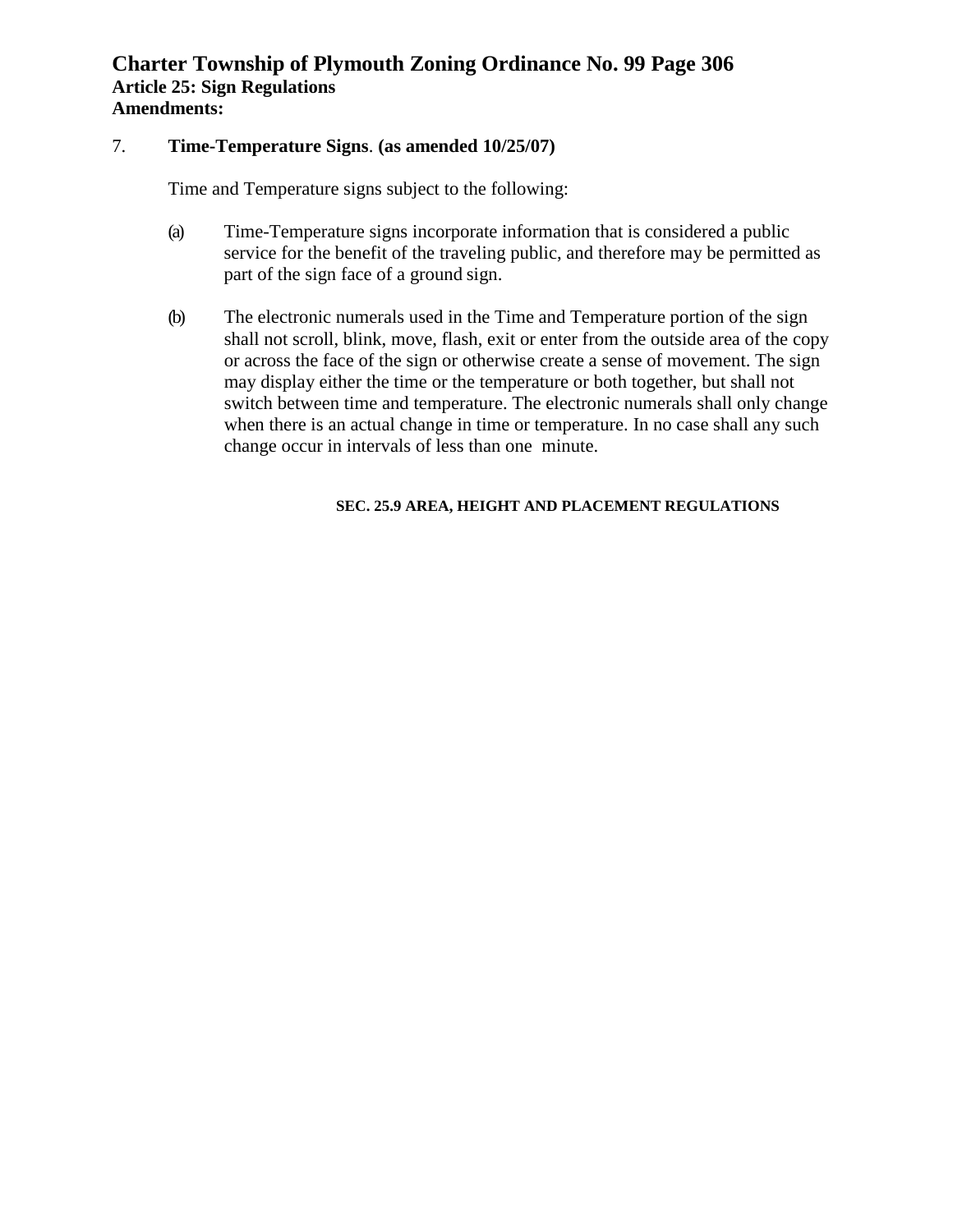7. **Time-Temperature Signs**. **(as amended 10/25/07)**

Time and Temperature signs subject to the following:

(a) Time-Temperature signs incorporate information that is considered a public service for the benefit of the traveling public, and therefore may be permitted as part of the sign face of a ground sign.

(b) The electronic numerals used in the Time and Temperature portion of the sign shall not scroll, blink, move, flash, exit or enter from the outside area of the copy or across the face of the sign or otherwise create a sense of movement. The sign may display either the time or the temperature or both together, but shall not switch between time and temperature. The electronic numerals shall only change when there is an actual change in time or temperature. In no case shall any such change occur in intervals of less than one minute.

## SEC. 25.9 AREA, HEIGHT AND PLACEMENT REGULATIONS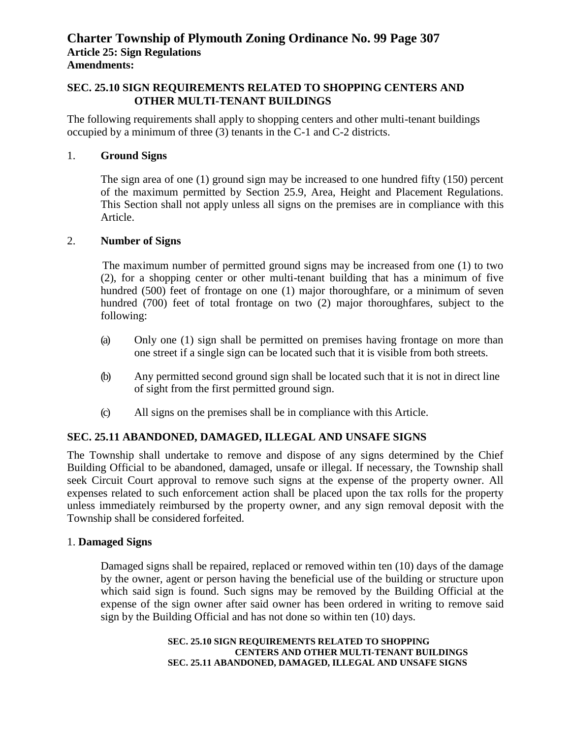## SEC. 25.10 SIGN REQUIREMENTS RELATED TO SHOPPING CENTERS AND OTHER MULTI-TENANT BUILDINGS

The following requirements shall apply to shopping centers and other multi-tenant buildings occupied by a minimum of three (3) tenants in the C-1 and C-2 districts.

1. **Ground Signs**

   The sign area of one (1) ground sign may be increased to one hundred fifty (150) percent of the maximum permitted by Section 25.9, Area, Height and Placement Regulations. This Section shall not apply unless all signs on the premises are in compliance with this Article.

2. **Number of Signs**

   The maximum number of permitted ground signs may be increased from one (1) to two (2), for a shopping center or other multi-tenant building that has a minimum of five hundred (500) feet of frontage on one (1) major thoroughfare, or a minimum of seven hundred (700) feet of total frontage on two (2) major thoroughfares, subject to the following:

   (a) Only one (1) sign shall be permitted on premises having frontage on more than one street if a single sign can be located such that it is visible from both streets.

   (b) Any permitted second ground sign shall be located such that it is not in direct line of sight from the first permitted ground sign.

   (c) All signs on the premises shall be in compliance with this Article.

## SEC. 25.11 ABANDONED, DAMAGED, ILLEGAL AND UNSAFE SIGNS

The Township shall undertake to remove and dispose of any signs determined by the Chief Building Official to be abandoned, damaged, unsafe or illegal. If necessary, the Township shall seek Circuit Court approval to remove such signs at the expense of the property owner. All expenses related to such enforcement action shall be placed upon the tax rolls for the property unless immediately reimbursed by the property owner, and any sign removal deposit with the Township shall be considered forfeited.

1. **Damaged Signs**

   Damaged signs shall be repaired, replaced or removed within ten (10) days of the damage by the owner, agent or person having the beneficial use of the building or structure upon which said sign is found. Such signs may be removed by the Building Official at the expense of the sign owner after said owner has been ordered in writing to remove said sign by the Building Official and has not done so within ten (10) days.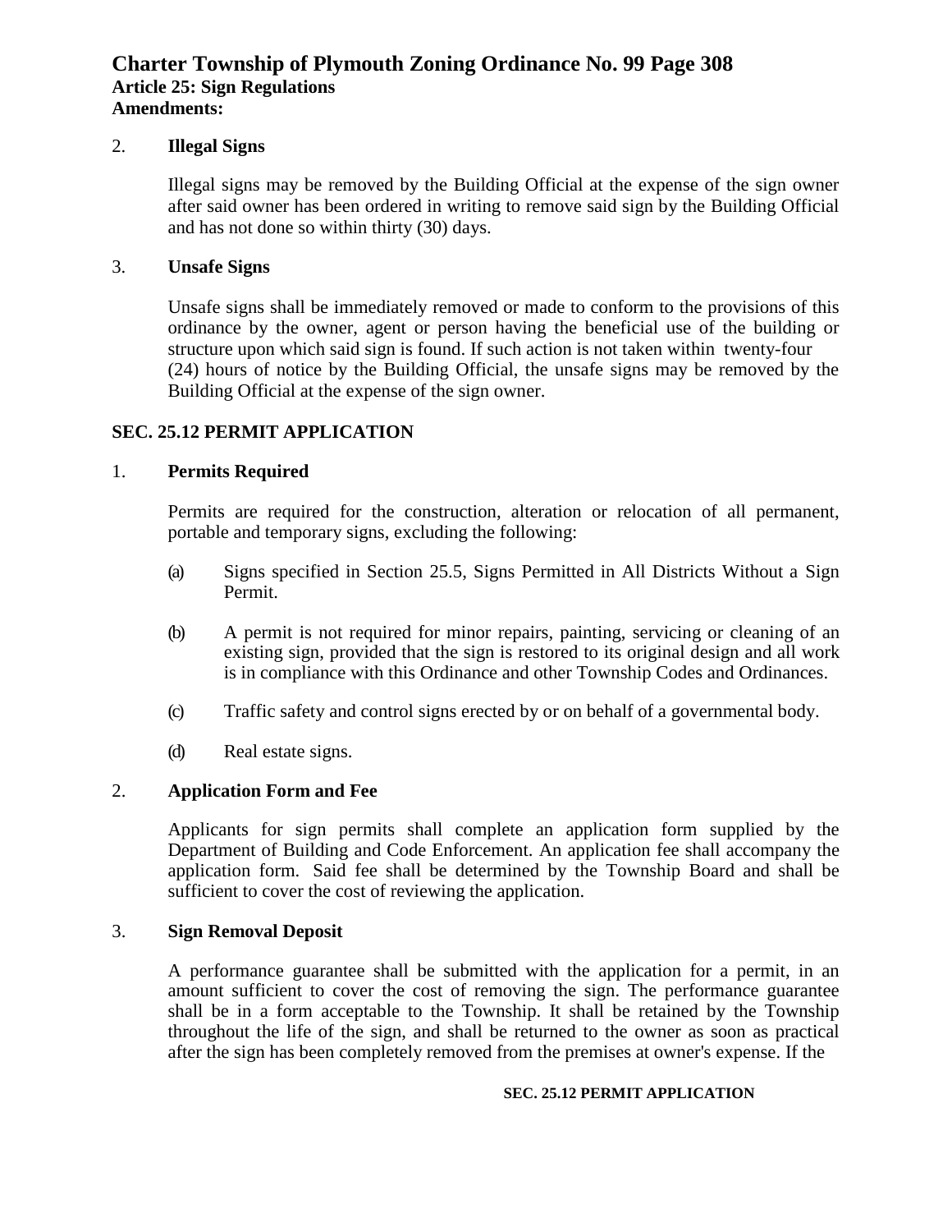2. **Illegal Signs**

Illegal signs may be removed by the Building Official at the expense of the sign owner after said owner has been ordered in writing to remove said sign by the Building Official and has not done so within thirty (30) days.

3. **Unsafe Signs**

Unsafe signs shall be immediately removed or made to conform to the provisions of this ordinance by the owner, agent or person having the beneficial use of the building or structure upon which said sign is found. If such action is not taken within twenty-four (24) hours of notice by the Building Official, the unsafe signs may be removed by the Building Official at the expense of the sign owner.

## SEC. 25.12 PERMIT APPLICATION

1. **Permits Required**

Permits are required for the construction, alteration or relocation of all permanent, portable and temporary signs, excluding the following:

(a) Signs specified in Section 25.5, Signs Permitted in All Districts Without a Sign Permit.

(b) A permit is not required for minor repairs, painting, servicing or cleaning of an existing sign, provided that the sign is restored to its original design and all work is in compliance with this Ordinance and other Township Codes and Ordinances.

(c) Traffic safety and control signs erected by or on behalf of a governmental body.

(d) Real estate signs.

2. **Application Form and Fee**

Applicants for sign permits shall complete an application form supplied by the Department of Building and Code Enforcement. An application fee shall accompany the application form. Said fee shall be determined by the Township Board and shall be sufficient to cover the cost of reviewing the application.

3. **Sign Removal Deposit**

A performance guarantee shall be submitted with the application for a permit, in an amount sufficient to cover the cost of removing the sign. The performance guarantee shall be in a form acceptable to the Township. It shall be retained by the Township throughout the life of the sign, and shall be returned to the owner as soon as practical after the sign has been completely removed from the premises at owner's expense. If the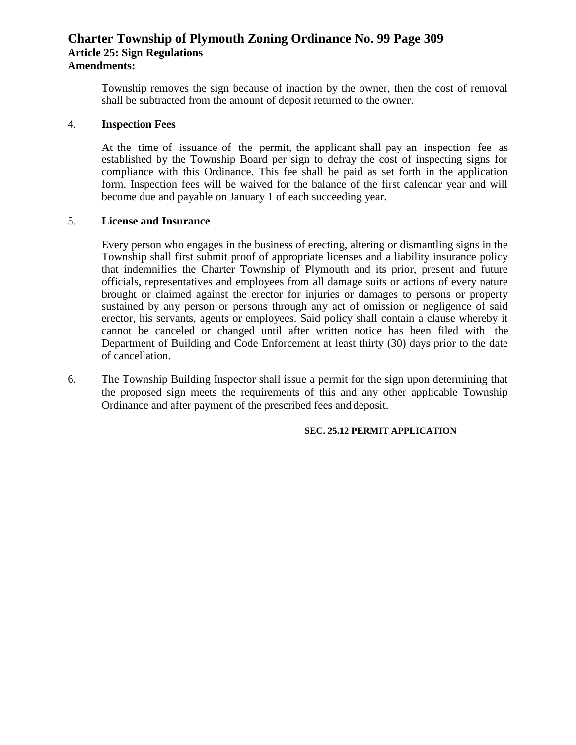Township removes the sign because of inaction by the owner, then the cost of removal shall be subtracted from the amount of deposit returned to the owner.

4. **Inspection Fees**

   At the time of issuance of the permit, the applicant shall pay an inspection fee as established by the Township Board per sign to defray the cost of inspecting signs for compliance with this Ordinance. This fee shall be paid as set forth in the application form. Inspection fees will be waived for the balance of the first calendar year and will become due and payable on January 1 of each succeeding year.

5. **License and Insurance**

   Every person who engages in the business of erecting, altering or dismantling signs in the Township shall first submit proof of appropriate licenses and a liability insurance policy that indemnifies the Charter Township of Plymouth and its prior, present and future officials, representatives and employees from all damage suits or actions of every nature brought or claimed against the erector for injuries or damages to persons or property sustained by any person or persons through any act of omission or negligence of said erector, his servants, agents or employees. Said policy shall contain a clause whereby it cannot be canceled or changed until after written notice has been filed with the Department of Building and Code Enforcement at least thirty (30) days prior to the date of cancellation.

6. The Township Building Inspector shall issue a permit for the sign upon determining that the proposed sign meets the requirements of this and any other applicable Township Ordinance and after payment of the prescribed fees and deposit.

**SEC. 25.12 PERMIT APPLICATION**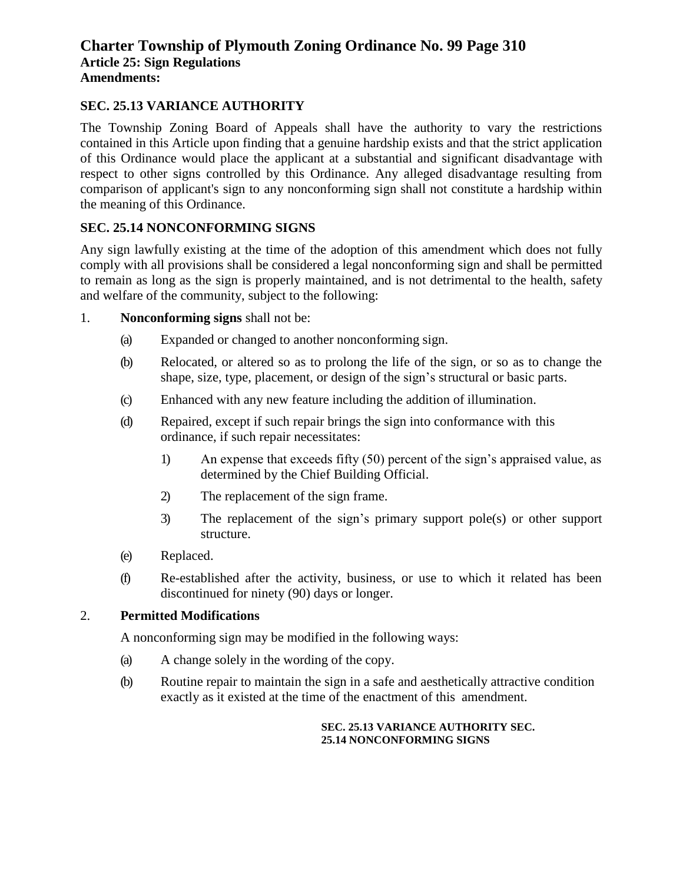## SEC. 25.13 VARIANCE AUTHORITY

The Township Zoning Board of Appeals shall have the authority to vary the restrictions contained in this Article upon finding that a genuine hardship exists and that the strict application of this Ordinance would place the applicant at a substantial and significant disadvantage with respect to other signs controlled by this Ordinance. Any alleged disadvantage resulting from comparison of applicant's sign to any nonconforming sign shall not constitute a hardship within the meaning of this Ordinance.

## SEC. 25.14 NONCONFORMING SIGNS

Any sign lawfully existing at the time of the adoption of this amendment which does not fully comply with all provisions shall be considered a legal nonconforming sign and shall be permitted to remain as long as the sign is properly maintained, and is not detrimental to the health, safety and welfare of the community, subject to the following:

1. **Nonconforming signs** shall not be:
   - (a) Expanded or changed to another nonconforming sign.
   - (b) Relocated, or altered so as to prolong the life of the sign, or so as to change the shape, size, type, placement, or design of the sign's structural or basic parts.
   - (c) Enhanced with any new feature including the addition of illumination.
   - (d) Repaired, except if such repair brings the sign into conformance with this ordinance, if such repair necessitates:
     - 1) An expense that exceeds fifty (50) percent of the sign's appraised value, as determined by the Chief Building Official.
     - 2) The replacement of the sign frame.
     - 3) The replacement of the sign's primary support pole(s) or other support structure.
   - (e) Replaced.
   - (f) Re-established after the activity, business, or use to which it related has been discontinued for ninety (90) days or longer.

2. **Permitted Modifications**

   A nonconforming sign may be modified in the following ways:
   - (a) A change solely in the wording of the copy.
   - (b) Routine repair to maintain the sign in a safe and aesthetically attractive condition exactly as it existed at the time of the enactment of this amendment.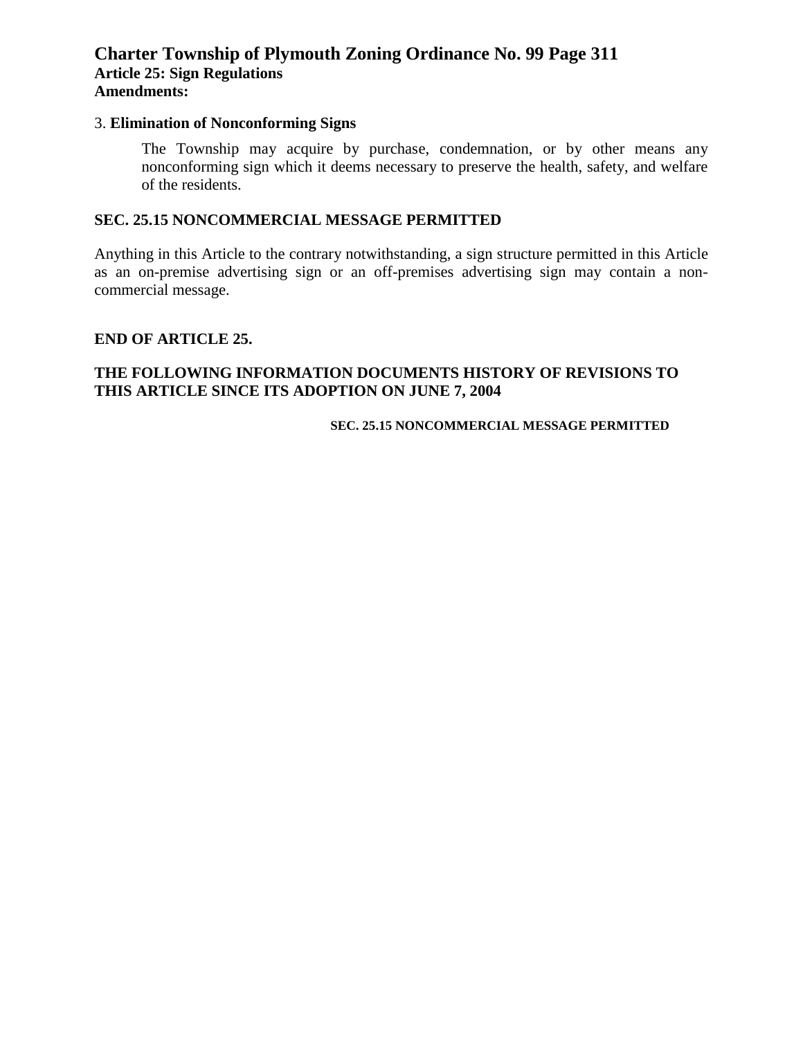3. **Elimination of Nonconforming Signs**

The Township may acquire by purchase, condemnation, or by other means any nonconforming sign which it deems necessary to preserve the health, safety, and welfare of the residents.

## SEC. 25.15 NONCOMMERCIAL MESSAGE PERMITTED

Anything in this Article to the contrary notwithstanding, a sign structure permitted in this Article as an on-premise advertising sign or an off-premises advertising sign may contain a non-commercial message.

**END OF ARTICLE 25.**

**THE FOLLOWING INFORMATION DOCUMENTS HISTORY OF REVISIONS TO THIS ARTICLE SINCE ITS ADOPTION ON JUNE 7, 2004**

**SEC. 25.15 NONCOMMERCIAL MESSAGE PERMITTED**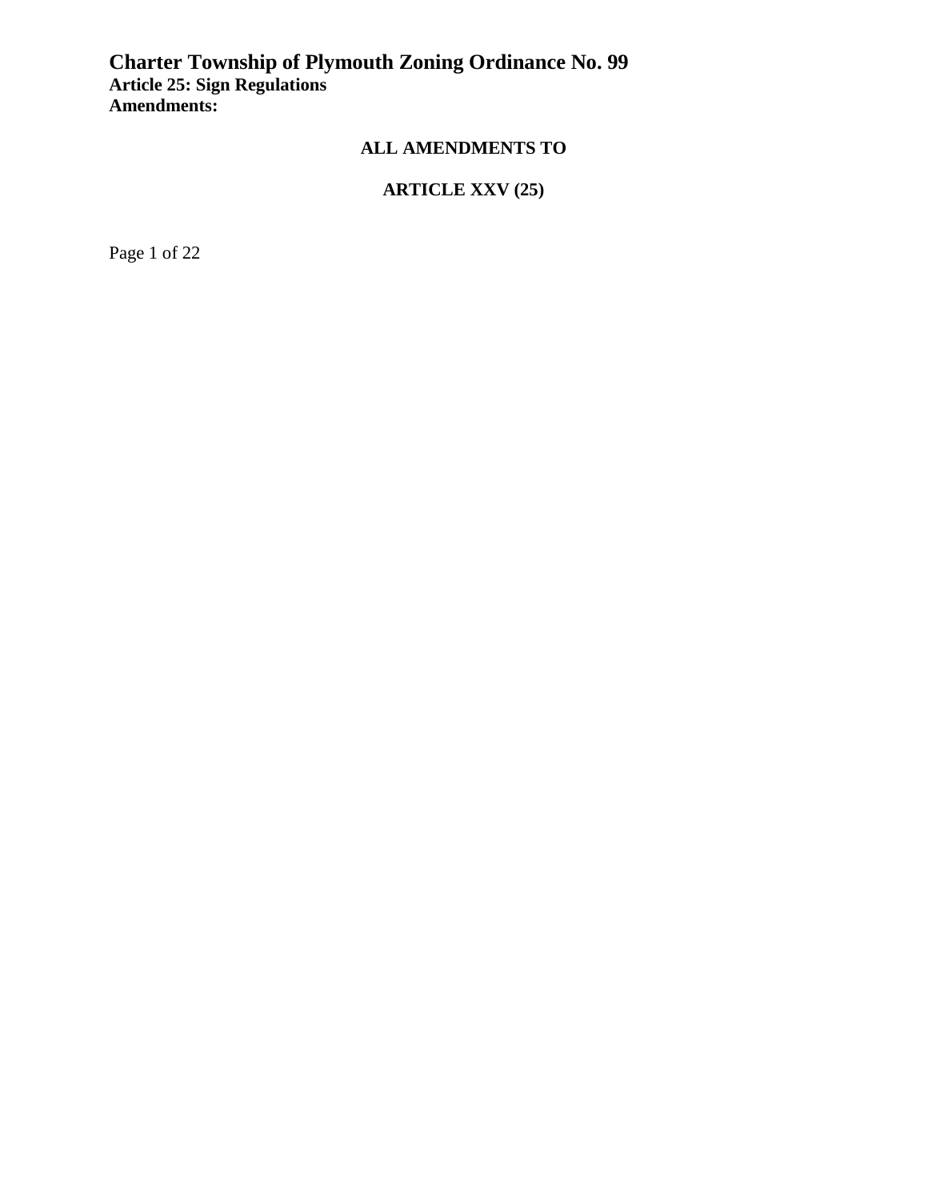# Charter Township of Plymouth Zoning Ordinance No. 99

**Article 25: Sign Regulations**

**Amendments:**

## ALL AMENDMENTS TO

## ARTICLE XXV (25)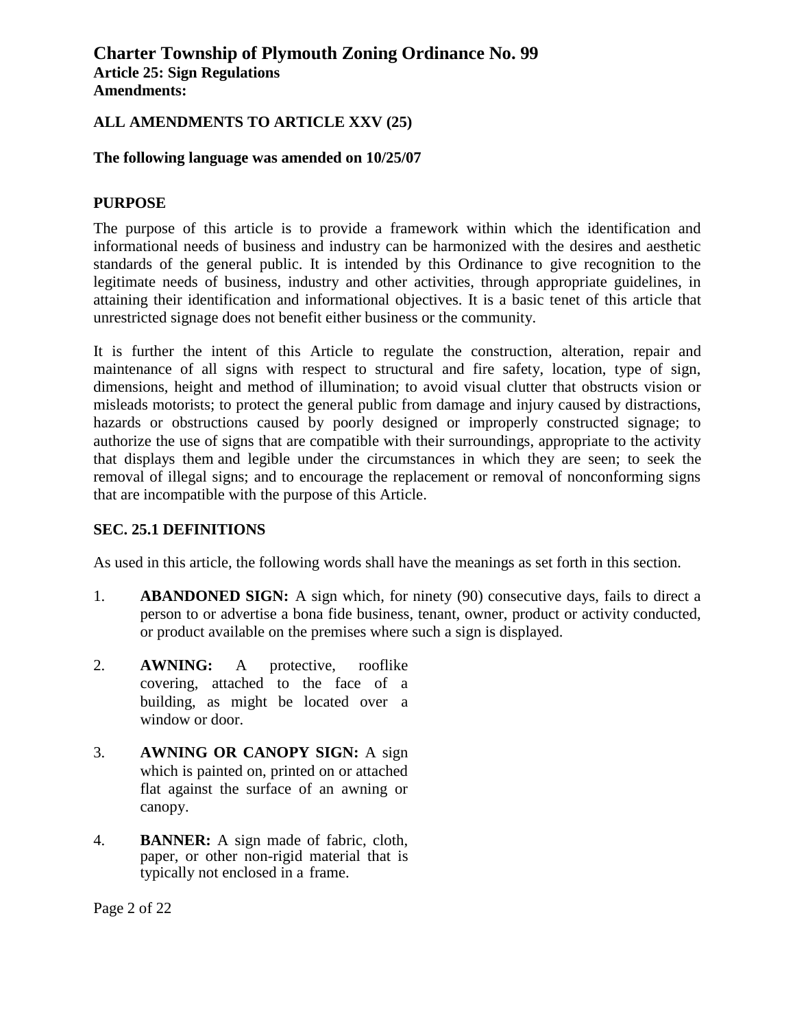# Charter Township of Plymouth Zoning Ordinance No. 99

## Article 25: Sign Regulations

## Amendments:

### ALL AMENDMENTS TO ARTICLE XXV (25)

**The following language was amended on 10/25/07**

### PURPOSE

The purpose of this article is to provide a framework within which the identification and informational needs of business and industry can be harmonized with the desires and aesthetic standards of the general public. It is intended by this Ordinance to give recognition to the legitimate needs of business, industry and other activities, through appropriate guidelines, in attaining their identification and informational objectives. It is a basic tenet of this article that unrestricted signage does not benefit either business or the community.

It is further the intent of this Article to regulate the construction, alteration, repair and maintenance of all signs with respect to structural and fire safety, location, type of sign, dimensions, height and method of illumination; to avoid visual clutter that obstructs vision or misleads motorists; to protect the general public from damage and injury caused by distractions, hazards or obstructions caused by poorly designed or improperly constructed signage; to authorize the use of signs that are compatible with their surroundings, appropriate to the activity that displays them and legible under the circumstances in which they are seen; to seek the removal of illegal signs; and to encourage the replacement or removal of nonconforming signs that are incompatible with the purpose of this Article.

### SEC. 25.1 DEFINITIONS

As used in this article, the following words shall have the meanings as set forth in this section.

1. **ABANDONED SIGN:** A sign which, for ninety (90) consecutive days, fails to direct a person to or advertise a bona fide business, tenant, owner, product or activity conducted, or product available on the premises where such a sign is displayed.

2. **AWNING:** A protective, rooflike covering, attached to the face of a building, as might be located over a window or door.

3. **AWNING OR CANOPY SIGN:** A sign which is painted on, printed on or attached flat against the surface of an awning or canopy.

4. **BANNER:** A sign made of fabric, cloth, paper, or other non-rigid material that is typically not enclosed in a frame.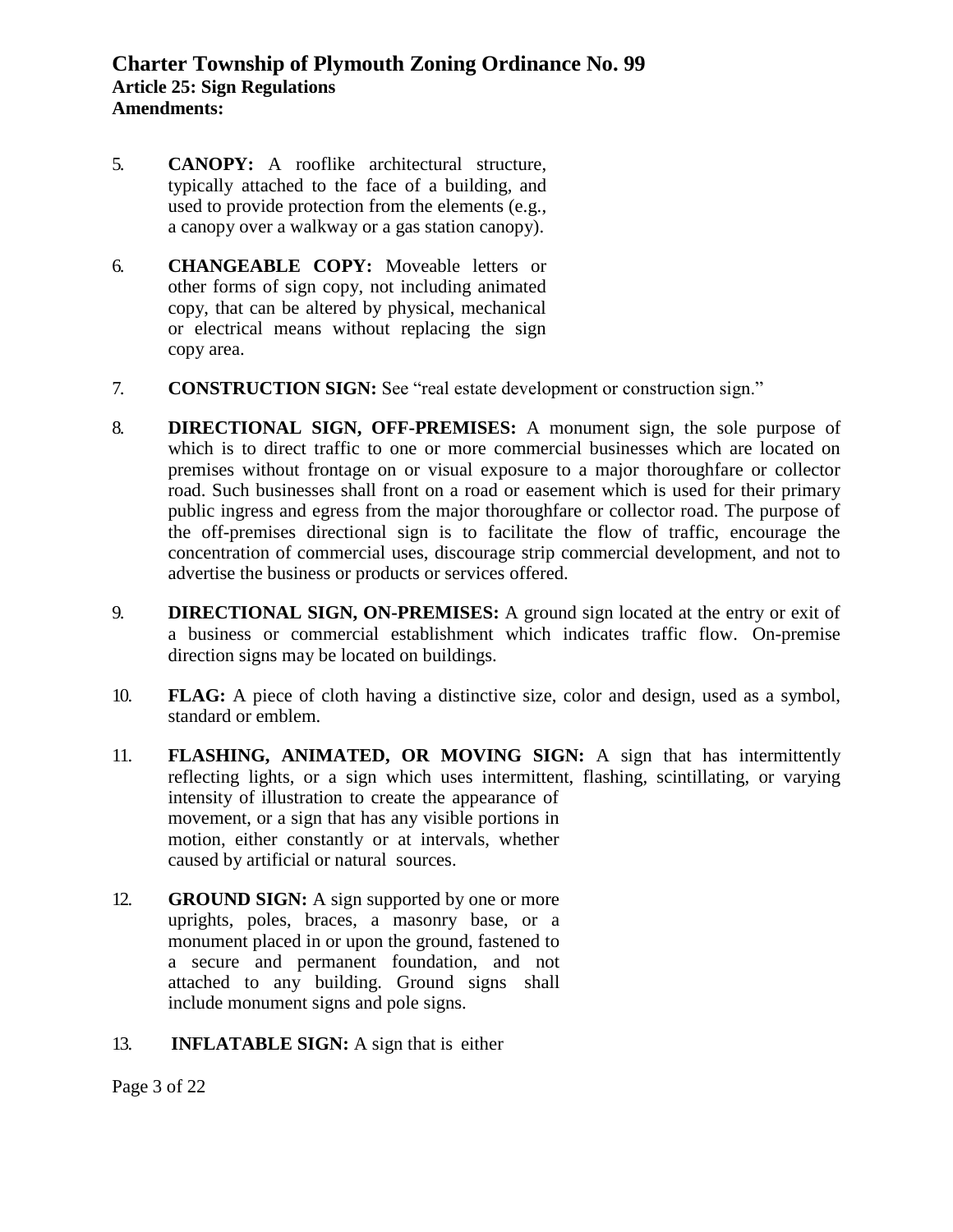5. **CANOPY:** A rooflike architectural structure, typically attached to the face of a building, and used to provide protection from the elements (e.g., a canopy over a walkway or a gas station canopy).

6. **CHANGEABLE COPY:** Moveable letters or other forms of sign copy, not including animated copy, that can be altered by physical, mechanical or electrical means without replacing the sign copy area.

7. **CONSTRUCTION SIGN:** See "real estate development or construction sign."

8. **DIRECTIONAL SIGN, OFF-PREMISES:** A monument sign, the sole purpose of which is to direct traffic to one or more commercial businesses which are located on premises without frontage on or visual exposure to a major thoroughfare or collector road. Such businesses shall front on a road or easement which is used for their primary public ingress and egress from the major thoroughfare or collector road. The purpose of the off-premises directional sign is to facilitate the flow of traffic, encourage the concentration of commercial uses, discourage strip commercial development, and not to advertise the business or products or services offered.

9. **DIRECTIONAL SIGN, ON-PREMISES:** A ground sign located at the entry or exit of a business or commercial establishment which indicates traffic flow. On-premise direction signs may be located on buildings.

10. **FLAG:** A piece of cloth having a distinctive size, color and design, used as a symbol, standard or emblem.

11. **FLASHING, ANIMATED, OR MOVING SIGN:** A sign that has intermittently reflecting lights, or a sign which uses intermittent, flashing, scintillating, or varying intensity of illustration to create the appearance of movement, or a sign that has any visible portions in motion, either constantly or at intervals, whether caused by artificial or natural sources.

12. **GROUND SIGN:** A sign supported by one or more uprights, poles, braces, a masonry base, or a monument placed in or upon the ground, fastened to a secure and permanent foundation, and not attached to any building. Ground signs shall include monument signs and pole signs.

13. **INFLATABLE SIGN:** A sign that is either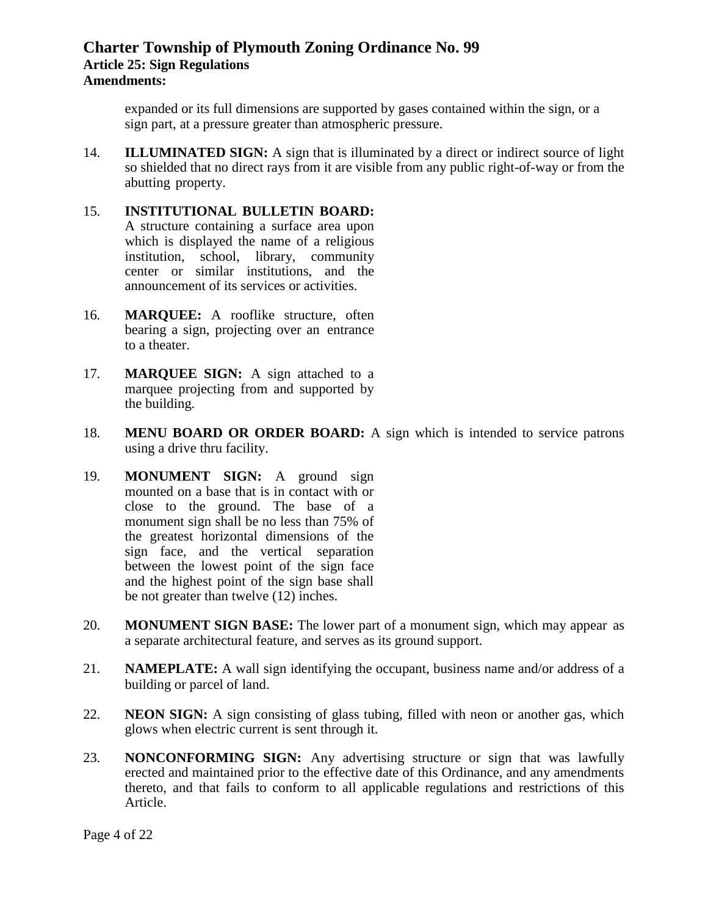expanded or its full dimensions are supported by gases contained within the sign, or a sign part, at a pressure greater than atmospheric pressure.

14. **ILLUMINATED SIGN:** A sign that is illuminated by a direct or indirect source of light so shielded that no direct rays from it are visible from any public right-of-way or from the abutting property.

15. **INSTITUTIONAL BULLETIN BOARD:** A structure containing a surface area upon which is displayed the name of a religious institution, school, library, community center or similar institutions, and the announcement of its services or activities.

16. **MARQUEE:** A rooflike structure, often bearing a sign, projecting over an entrance to a theater.

17. **MARQUEE SIGN:** A sign attached to a marquee projecting from and supported by the building.

18. **MENU BOARD OR ORDER BOARD:** A sign which is intended to service patrons using a drive thru facility.

19. **MONUMENT SIGN:** A ground sign mounted on a base that is in contact with or close to the ground. The base of a monument sign shall be no less than 75% of the greatest horizontal dimensions of the sign face, and the vertical separation between the lowest point of the sign face and the highest point of the sign base shall be not greater than twelve (12) inches.

20. **MONUMENT SIGN BASE:** The lower part of a monument sign, which may appear as a separate architectural feature, and serves as its ground support.

21. **NAMEPLATE:** A wall sign identifying the occupant, business name and/or address of a building or parcel of land.

22. **NEON SIGN:** A sign consisting of glass tubing, filled with neon or another gas, which glows when electric current is sent through it.

23. **NONCONFORMING SIGN:** Any advertising structure or sign that was lawfully erected and maintained prior to the effective date of this Ordinance, and any amendments thereto, and that fails to conform to all applicable regulations and restrictions of this Article.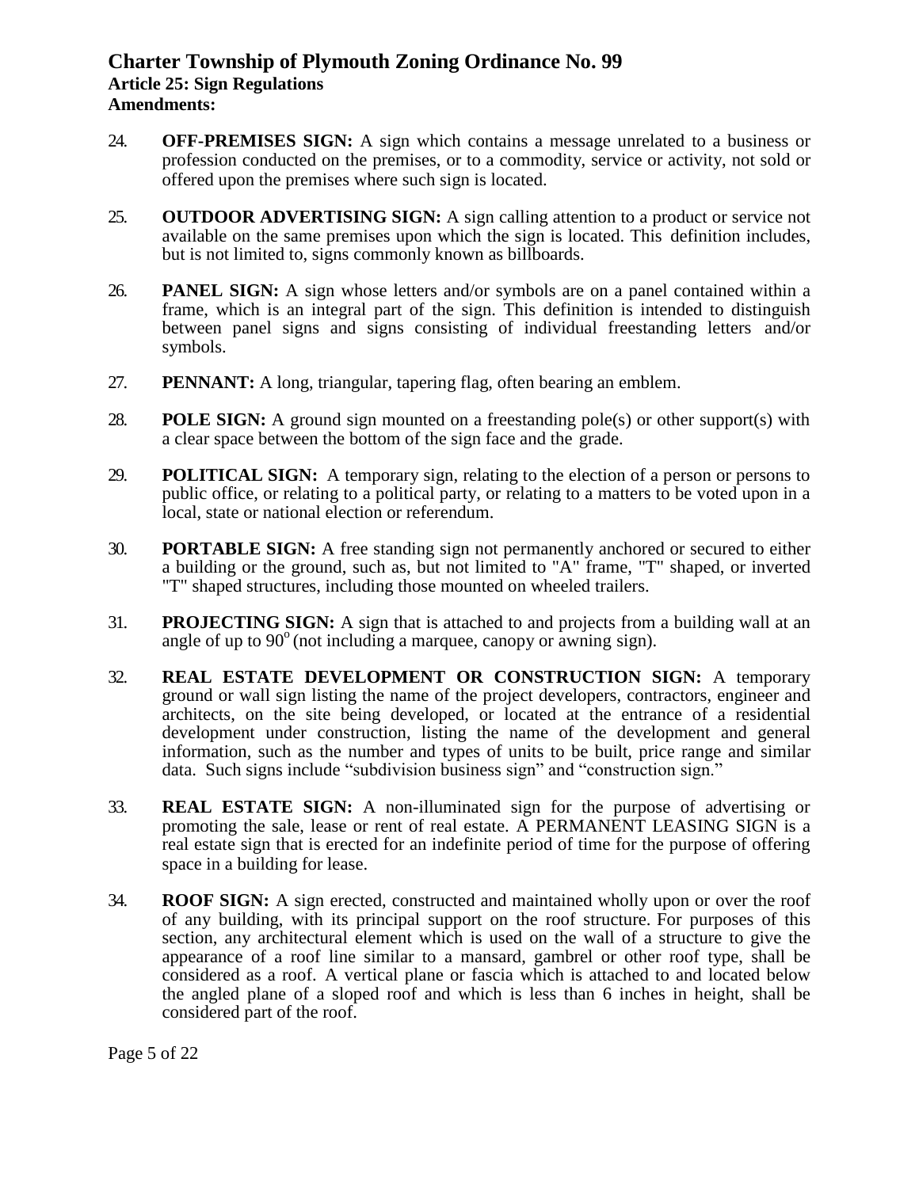24. **OFF-PREMISES SIGN:** A sign which contains a message unrelated to a business or profession conducted on the premises, or to a commodity, service or activity, not sold or offered upon the premises where such sign is located.

25. **OUTDOOR ADVERTISING SIGN:** A sign calling attention to a product or service not available on the same premises upon which the sign is located. This definition includes, but is not limited to, signs commonly known as billboards.

26. **PANEL SIGN:** A sign whose letters and/or symbols are on a panel contained within a frame, which is an integral part of the sign. This definition is intended to distinguish between panel signs and signs consisting of individual freestanding letters and/or symbols.

27. **PENNANT:** A long, triangular, tapering flag, often bearing an emblem.

28. **POLE SIGN:** A ground sign mounted on a freestanding pole(s) or other support(s) with a clear space between the bottom of the sign face and the grade.

29. **POLITICAL SIGN:** A temporary sign, relating to the election of a person or persons to public office, or relating to a political party, or relating to a matters to be voted upon in a local, state or national election or referendum.

30. **PORTABLE SIGN:** A free standing sign not permanently anchored or secured to either a building or the ground, such as, but not limited to "A" frame, "T" shaped, or inverted "T" shaped structures, including those mounted on wheeled trailers.

31. **PROJECTING SIGN:** A sign that is attached to and projects from a building wall at an angle of up to 90° (not including a marquee, canopy or awning sign).

32. **REAL ESTATE DEVELOPMENT OR CONSTRUCTION SIGN:** A temporary ground or wall sign listing the name of the project developers, contractors, engineer and architects, on the site being developed, or located at the entrance of a residential development under construction, listing the name of the development and general information, such as the number and types of units to be built, price range and similar data. Such signs include "subdivision business sign" and "construction sign."

33. **REAL ESTATE SIGN:** A non-illuminated sign for the purpose of advertising or promoting the sale, lease or rent of real estate. A PERMANENT LEASING SIGN is a real estate sign that is erected for an indefinite period of time for the purpose of offering space in a building for lease.

34. **ROOF SIGN:** A sign erected, constructed and maintained wholly upon or over the roof of any building, with its principal support on the roof structure. For purposes of this section, any architectural element which is used on the wall of a structure to give the appearance of a roof line similar to a mansard, gambrel or other roof type, shall be considered as a roof. A vertical plane or fascia which is attached to and located below the angled plane of a sloped roof and which is less than 6 inches in height, shall be considered part of the roof.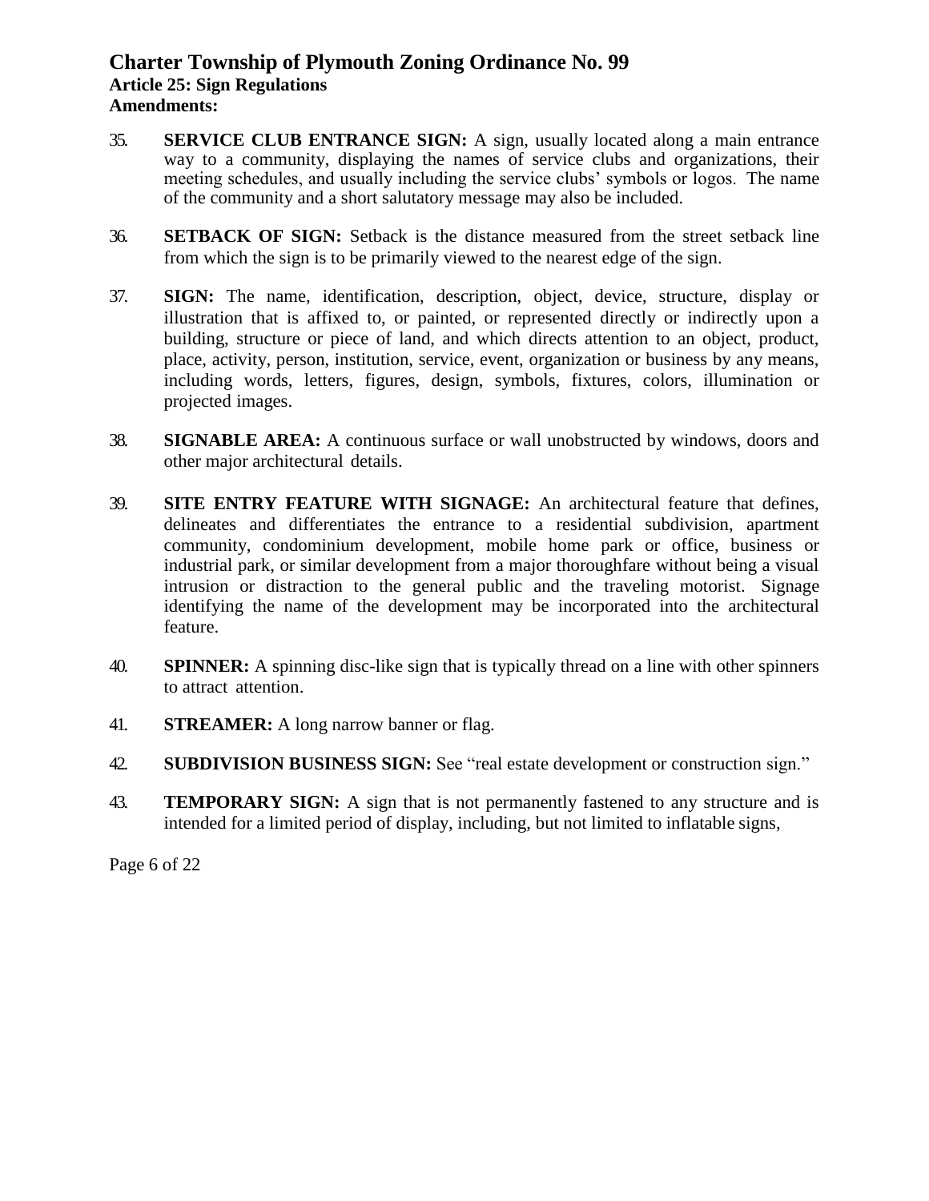35. **SERVICE CLUB ENTRANCE SIGN:** A sign, usually located along a main entrance way to a community, displaying the names of service clubs and organizations, their meeting schedules, and usually including the service clubs' symbols or logos. The name of the community and a short salutatory message may also be included.

36. **SETBACK OF SIGN:** Setback is the distance measured from the street setback line from which the sign is to be primarily viewed to the nearest edge of the sign.

37. **SIGN:** The name, identification, description, object, device, structure, display or illustration that is affixed to, or painted, or represented directly or indirectly upon a building, structure or piece of land, and which directs attention to an object, product, place, activity, person, institution, service, event, organization or business by any means, including words, letters, figures, design, symbols, fixtures, colors, illumination or projected images.

38. **SIGNABLE AREA:** A continuous surface or wall unobstructed by windows, doors and other major architectural details.

39. **SITE ENTRY FEATURE WITH SIGNAGE:** An architectural feature that defines, delineates and differentiates the entrance to a residential subdivision, apartment community, condominium development, mobile home park or office, business or industrial park, or similar development from a major thoroughfare without being a visual intrusion or distraction to the general public and the traveling motorist. Signage identifying the name of the development may be incorporated into the architectural feature.

40. **SPINNER:** A spinning disc-like sign that is typically thread on a line with other spinners to attract attention.

41. **STREAMER:** A long narrow banner or flag.

42. **SUBDIVISION BUSINESS SIGN:** See "real estate development or construction sign."

43. **TEMPORARY SIGN:** A sign that is not permanently fastened to any structure and is intended for a limited period of display, including, but not limited to inflatable signs,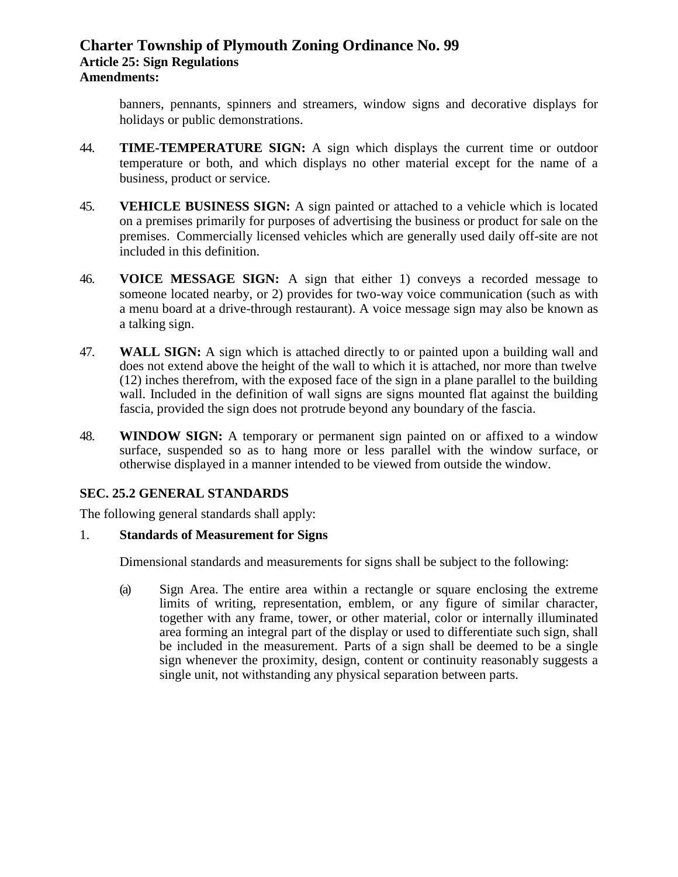banners, pennants, spinners and streamers, window signs and decorative displays for holidays or public demonstrations.

44. **TIME-TEMPERATURE SIGN:** A sign which displays the current time or outdoor temperature or both, and which displays no other material except for the name of a business, product or service.

45. **VEHICLE BUSINESS SIGN:** A sign painted or attached to a vehicle which is located on a premises primarily for purposes of advertising the business or product for sale on the premises. Commercially licensed vehicles which are generally used daily off-site are not included in this definition.

46. **VOICE MESSAGE SIGN:** A sign that either 1) conveys a recorded message to someone located nearby, or 2) provides for two-way voice communication (such as with a menu board at a drive-through restaurant). A voice message sign may also be known as a talking sign.

47. **WALL SIGN:** A sign which is attached directly to or painted upon a building wall and does not extend above the height of the wall to which it is attached, nor more than twelve (12) inches therefrom, with the exposed face of the sign in a plane parallel to the building wall. Included in the definition of wall signs are signs mounted flat against the building fascia, provided the sign does not protrude beyond any boundary of the fascia.

48. **WINDOW SIGN:** A temporary or permanent sign painted on or affixed to a window surface, suspended so as to hang more or less parallel with the window surface, or otherwise displayed in a manner intended to be viewed from outside the window.

## SEC. 25.2 GENERAL STANDARDS

The following general standards shall apply:

1. **Standards of Measurement for Signs**

   Dimensional standards and measurements for signs shall be subject to the following:

   (a) Sign Area. The entire area within a rectangle or square enclosing the extreme limits of writing, representation, emblem, or any figure of similar character, together with any frame, tower, or other material, color or internally illuminated area forming an integral part of the display or used to differentiate such sign, shall be included in the measurement. Parts of a sign shall be deemed to be a single sign whenever the proximity, design, content or continuity reasonably suggests a single unit, not withstanding any physical separation between parts.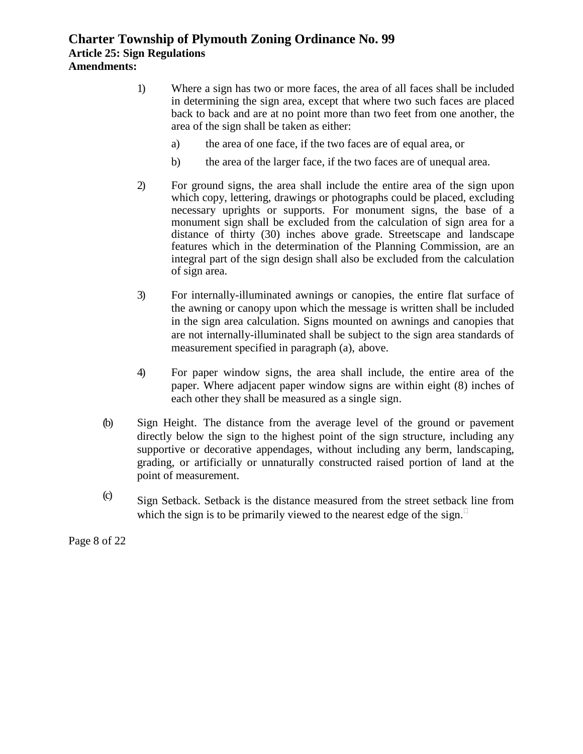1) Where a sign has two or more faces, the area of all faces shall be included in determining the sign area, except that where two such faces are placed back to back and are at no point more than two feet from one another, the area of the sign shall be taken as either:

   a) the area of one face, if the two faces are of equal area, or

   b) the area of the larger face, if the two faces are of unequal area.

2) For ground signs, the area shall include the entire area of the sign upon which copy, lettering, drawings or photographs could be placed, excluding necessary uprights or supports. For monument signs, the base of a monument sign shall be excluded from the calculation of sign area for a distance of thirty (30) inches above grade. Streetscape and landscape features which in the determination of the Planning Commission, are an integral part of the sign design shall also be excluded from the calculation of sign area.

3) For internally-illuminated awnings or canopies, the entire flat surface of the awning or canopy upon which the message is written shall be included in the sign area calculation. Signs mounted on awnings and canopies that are not internally-illuminated shall be subject to the sign area standards of measurement specified in paragraph (a), above.

4) For paper window signs, the area shall include, the entire area of the paper. Where adjacent paper window signs are within eight (8) inches of each other they shall be measured as a single sign.

(b) Sign Height. The distance from the average level of the ground or pavement directly below the sign to the highest point of the sign structure, including any supportive or decorative appendages, without including any berm, landscaping, grading, or artificially or unnaturally constructed raised portion of land at the point of measurement.

(c) Sign Setback. Setback is the distance measured from the street setback line from which the sign is to be primarily viewed to the nearest edge of the sign.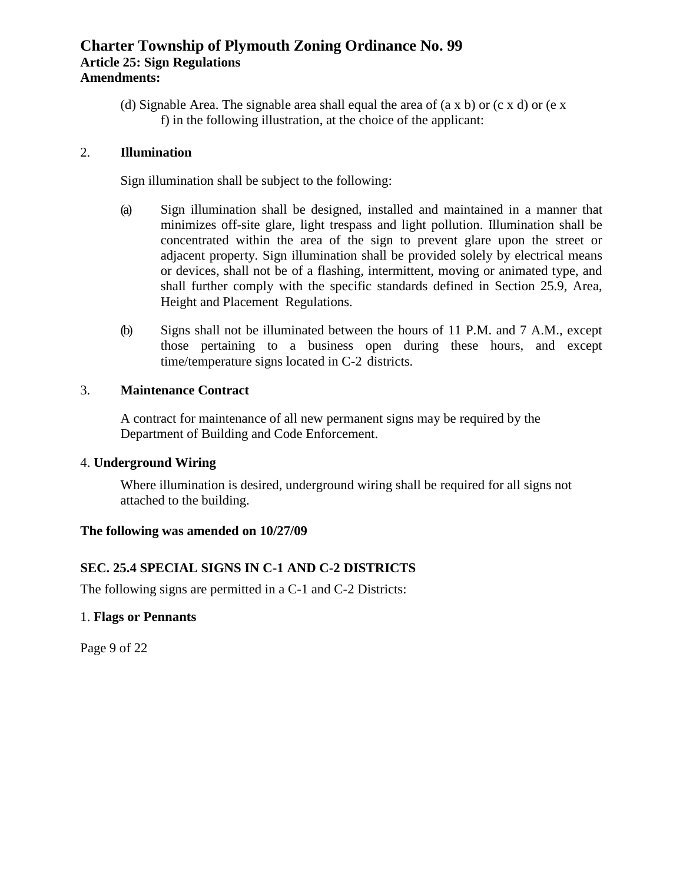(d) Signable Area. The signable area shall equal the area of (a x b) or (c x d) or (e x f) in the following illustration, at the choice of the applicant:

2. **Illumination**

Sign illumination shall be subject to the following:

(a) Sign illumination shall be designed, installed and maintained in a manner that minimizes off-site glare, light trespass and light pollution. Illumination shall be concentrated within the area of the sign to prevent glare upon the street or adjacent property. Sign illumination shall be provided solely by electrical means or devices, shall not be of a flashing, intermittent, moving or animated type, and shall further comply with the specific standards defined in Section 25.9, Area, Height and Placement Regulations.

(b) Signs shall not be illuminated between the hours of 11 P.M. and 7 A.M., except those pertaining to a business open during these hours, and except time/temperature signs located in C-2 districts.

3. **Maintenance Contract**

A contract for maintenance of all new permanent signs may be required by the Department of Building and Code Enforcement.

4. **Underground Wiring**

Where illumination is desired, underground wiring shall be required for all signs not attached to the building.

**The following was amended on 10/27/09**

## SEC. 25.4 SPECIAL SIGNS IN C-1 AND C-2 DISTRICTS

The following signs are permitted in a C-1 and C-2 Districts:

1. **Flags or Pennants**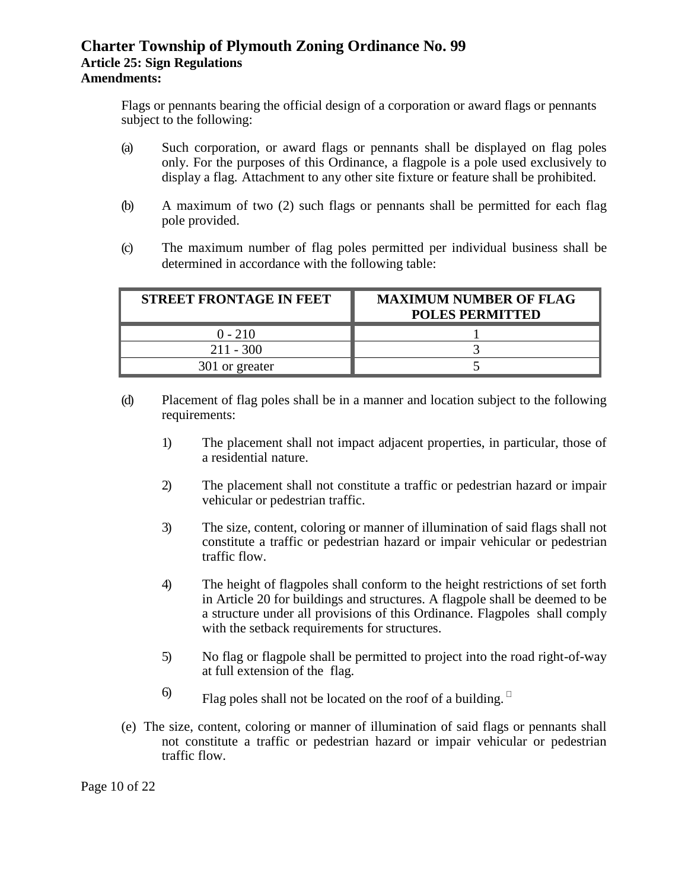Flags or pennants bearing the official design of a corporation or award flags or pennants subject to the following:

(a) Such corporation, or award flags or pennants shall be displayed on flag poles only. For the purposes of this Ordinance, a flagpole is a pole used exclusively to display a flag. Attachment to any other site fixture or feature shall be prohibited.

(b) A maximum of two (2) such flags or pennants shall be permitted for each flag pole provided.

(c) The maximum number of flag poles permitted per individual business shall be determined in accordance with the following table:

| STREET FRONTAGE IN FEET | MAXIMUM NUMBER OF FLAG POLES PERMITTED |
|---|---|
| 0 - 210 | 1 |
| 211 - 300 | 3 |
| 301 or greater | 5 |

(d) Placement of flag poles shall be in a manner and location subject to the following requirements:

1) The placement shall not impact adjacent properties, in particular, those of a residential nature.

2) The placement shall not constitute a traffic or pedestrian hazard or impair vehicular or pedestrian traffic.

3) The size, content, coloring or manner of illumination of said flags shall not constitute a traffic or pedestrian hazard or impair vehicular or pedestrian traffic flow.

4) The height of flagpoles shall conform to the height restrictions of set forth in Article 20 for buildings and structures. A flagpole shall be deemed to be a structure under all provisions of this Ordinance. Flagpoles shall comply with the setback requirements for structures.

5) No flag or flagpole shall be permitted to project into the road right-of-way at full extension of the flag.

6) Flag poles shall not be located on the roof of a building.

(e) The size, content, coloring or manner of illumination of said flags or pennants shall not constitute a traffic or pedestrian hazard or impair vehicular or pedestrian traffic flow.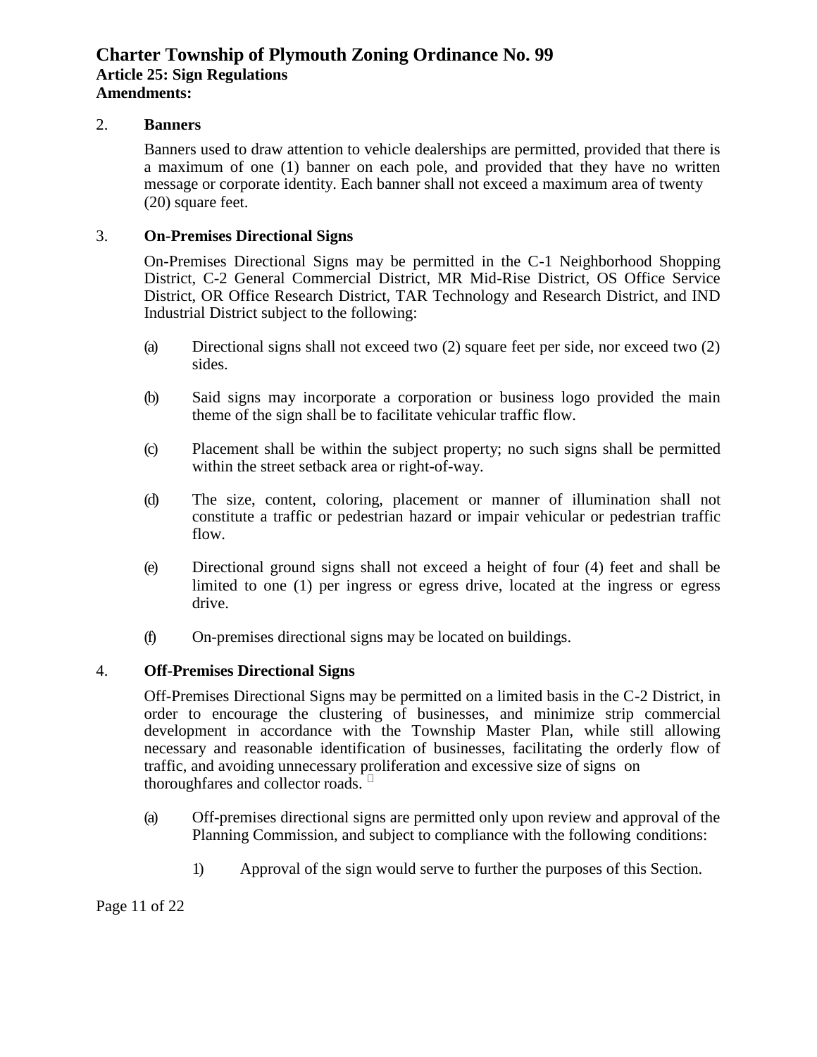2. **Banners**

   Banners used to draw attention to vehicle dealerships are permitted, provided that there is a maximum of one (1) banner on each pole, and provided that they have no written message or corporate identity. Each banner shall not exceed a maximum area of twenty (20) square feet.

3. **On-Premises Directional Signs**

   On-Premises Directional Signs may be permitted in the C-1 Neighborhood Shopping District, C-2 General Commercial District, MR Mid-Rise District, OS Office Service District, OR Office Research District, TAR Technology and Research District, and IND Industrial District subject to the following:

   (a) Directional signs shall not exceed two (2) square feet per side, nor exceed two (2) sides.

   (b) Said signs may incorporate a corporation or business logo provided the main theme of the sign shall be to facilitate vehicular traffic flow.

   (c) Placement shall be within the subject property; no such signs shall be permitted within the street setback area or right-of-way.

   (d) The size, content, coloring, placement or manner of illumination shall not constitute a traffic or pedestrian hazard or impair vehicular or pedestrian traffic flow.

   (e) Directional ground signs shall not exceed a height of four (4) feet and shall be limited to one (1) per ingress or egress drive, located at the ingress or egress drive.

   (f) On-premises directional signs may be located on buildings.

4. **Off-Premises Directional Signs**

   Off-Premises Directional Signs may be permitted on a limited basis in the C-2 District, in order to encourage the clustering of businesses, and minimize strip commercial development in accordance with the Township Master Plan, while still allowing necessary and reasonable identification of businesses, facilitating the orderly flow of traffic, and avoiding unnecessary proliferation and excessive size of signs on thoroughfares and collector roads.

   (a) Off-premises directional signs are permitted only upon review and approval of the Planning Commission, and subject to compliance with the following conditions:

      1) Approval of the sign would serve to further the purposes of this Section.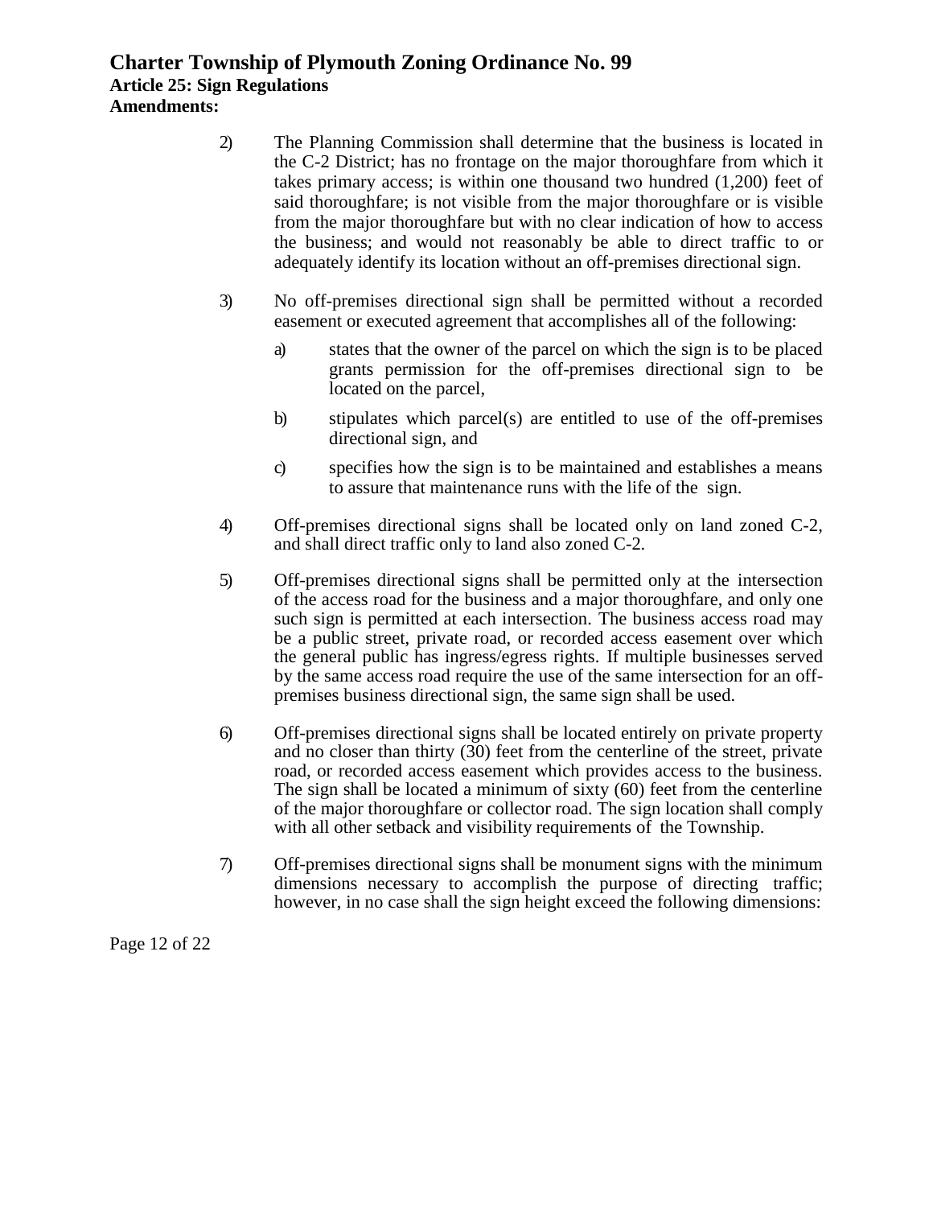2) The Planning Commission shall determine that the business is located in the C-2 District; has no frontage on the major thoroughfare from which it takes primary access; is within one thousand two hundred (1,200) feet of said thoroughfare; is not visible from the major thoroughfare or is visible from the major thoroughfare but with no clear indication of how to access the business; and would not reasonably be able to direct traffic to or adequately identify its location without an off-premises directional sign.

3) No off-premises directional sign shall be permitted without a recorded easement or executed agreement that accomplishes all of the following:

   a) states that the owner of the parcel on which the sign is to be placed grants permission for the off-premises directional sign to be located on the parcel,

   b) stipulates which parcel(s) are entitled to use of the off-premises directional sign, and

   c) specifies how the sign is to be maintained and establishes a means to assure that maintenance runs with the life of the sign.

4) Off-premises directional signs shall be located only on land zoned C-2, and shall direct traffic only to land also zoned C-2.

5) Off-premises directional signs shall be permitted only at the intersection of the access road for the business and a major thoroughfare, and only one such sign is permitted at each intersection. The business access road may be a public street, private road, or recorded access easement over which the general public has ingress/egress rights. If multiple businesses served by the same access road require the use of the same intersection for an off-premises business directional sign, the same sign shall be used.

6) Off-premises directional signs shall be located entirely on private property and no closer than thirty (30) feet from the centerline of the street, private road, or recorded access easement which provides access to the business. The sign shall be located a minimum of sixty (60) feet from the centerline of the major thoroughfare or collector road. The sign location shall comply with all other setback and visibility requirements of the Township.

7) Off-premises directional signs shall be monument signs with the minimum dimensions necessary to accomplish the purpose of directing traffic; however, in no case shall the sign height exceed the following dimensions: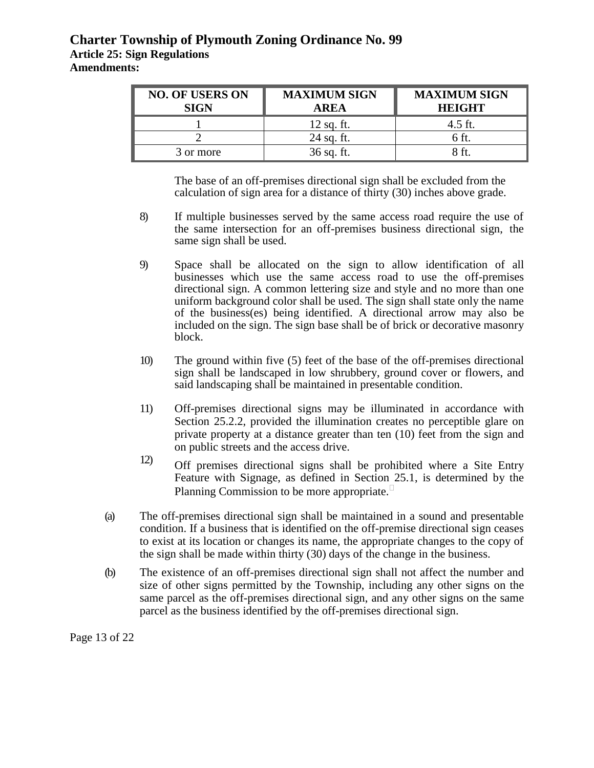| NO. OF USERS ON SIGN | MAXIMUM SIGN AREA | MAXIMUM SIGN HEIGHT |
|---|---|---|
| 1 | 12 sq. ft. | 4.5 ft. |
| 2 | 24 sq. ft. | 6 ft. |
| 3 or more | 36 sq. ft. | 8 ft. |

The base of an off-premises directional sign shall be excluded from the calculation of sign area for a distance of thirty (30) inches above grade.

8) If multiple businesses served by the same access road require the use of the same intersection for an off-premises business directional sign, the same sign shall be used.

9) Space shall be allocated on the sign to allow identification of all businesses which use the same access road to use the off-premises directional sign. A common lettering size and style and no more than one uniform background color shall be used. The sign shall state only the name of the business(es) being identified. A directional arrow may also be included on the sign. The sign base shall be of brick or decorative masonry block.

10) The ground within five (5) feet of the base of the off-premises directional sign shall be landscaped in low shrubbery, ground cover or flowers, and said landscaping shall be maintained in presentable condition.

11) Off-premises directional signs may be illuminated in accordance with Section 25.2.2, provided the illumination creates no perceptible glare on private property at a distance greater than ten (10) feet from the sign and on public streets and the access drive.

12) Off premises directional signs shall be prohibited where a Site Entry Feature with Signage, as defined in Section 25.1, is determined by the Planning Commission to be more appropriate.

(a) The off-premises directional sign shall be maintained in a sound and presentable condition. If a business that is identified on the off-premise directional sign ceases to exist at its location or changes its name, the appropriate changes to the copy of the sign shall be made within thirty (30) days of the change in the business.

(b) The existence of an off-premises directional sign shall not affect the number and size of other signs permitted by the Township, including any other signs on the same parcel as the off-premises directional sign, and any other signs on the same parcel as the business identified by the off-premises directional sign.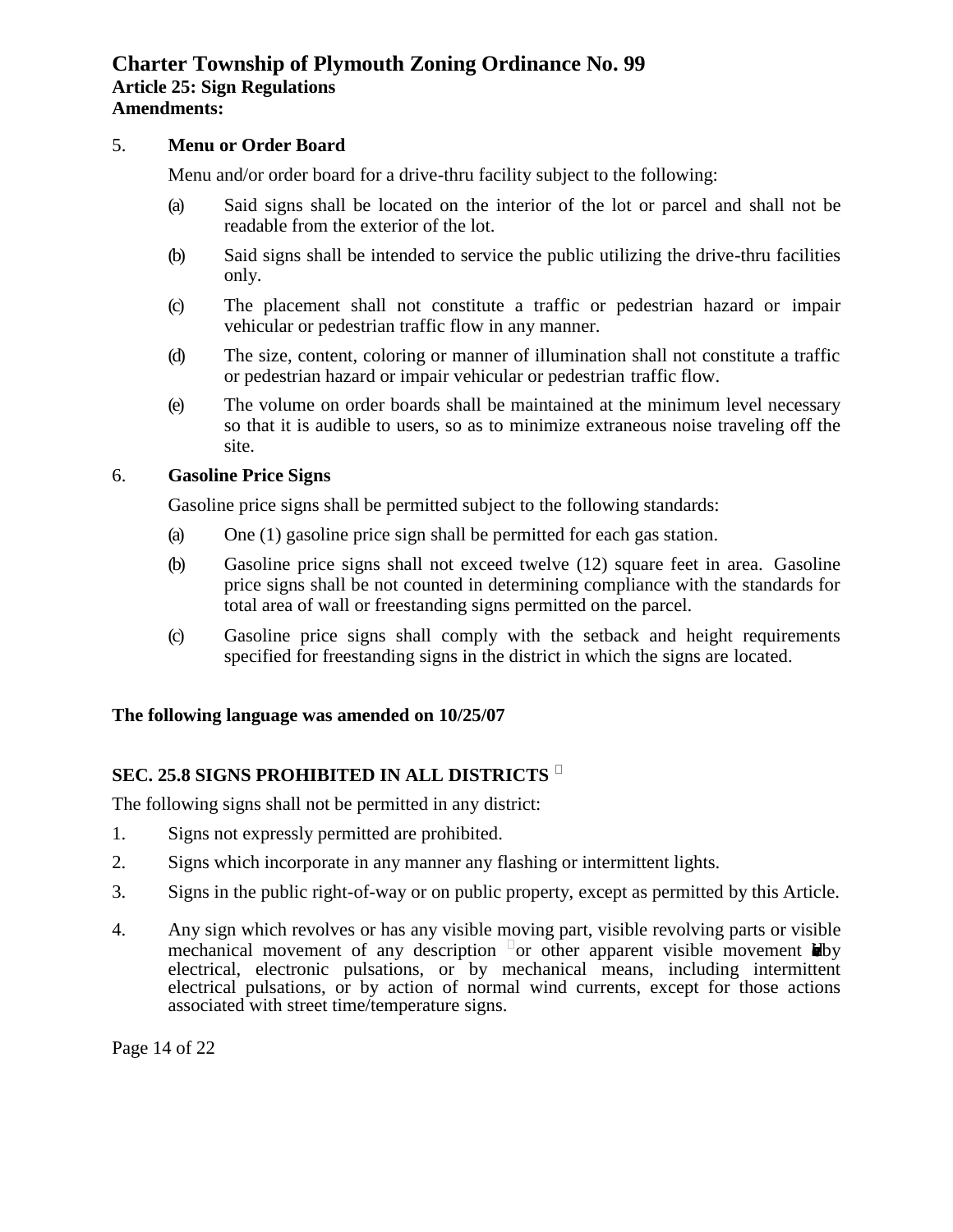5. **Menu or Order Board**

Menu and/or order board for a drive-thru facility subject to the following:

(a) Said signs shall be located on the interior of the lot or parcel and shall not be readable from the exterior of the lot.

(b) Said signs shall be intended to service the public utilizing the drive-thru facilities only.

(c) The placement shall not constitute a traffic or pedestrian hazard or impair vehicular or pedestrian traffic flow in any manner.

(d) The size, content, coloring or manner of illumination shall not constitute a traffic or pedestrian hazard or impair vehicular or pedestrian traffic flow.

(e) The volume on order boards shall be maintained at the minimum level necessary so that it is audible to users, so as to minimize extraneous noise traveling off the site.

6. **Gasoline Price Signs**

Gasoline price signs shall be permitted subject to the following standards:

(a) One (1) gasoline price sign shall be permitted for each gas station.

(b) Gasoline price signs shall not exceed twelve (12) square feet in area. Gasoline price signs shall be not counted in determining compliance with the standards for total area of wall or freestanding signs permitted on the parcel.

(c) Gasoline price signs shall comply with the setback and height requirements specified for freestanding signs in the district in which the signs are located.

**The following language was amended on 10/25/07**

**SEC. 25.8 SIGNS PROHIBITED IN ALL DISTRICTS**

The following signs shall not be permitted in any district:

1. Signs not expressly permitted are prohibited.
2. Signs which incorporate in any manner any flashing or intermittent lights.
3. Signs in the public right-of-way or on public property, except as permitted by this Article.
4. Any sign which revolves or has any visible moving part, visible revolving parts or visible mechanical movement of any description or other apparent visible movement by electrical, electronic pulsations, or by mechanical means, including intermittent electrical pulsations, or by action of normal wind currents, except for those actions associated with street time/temperature signs.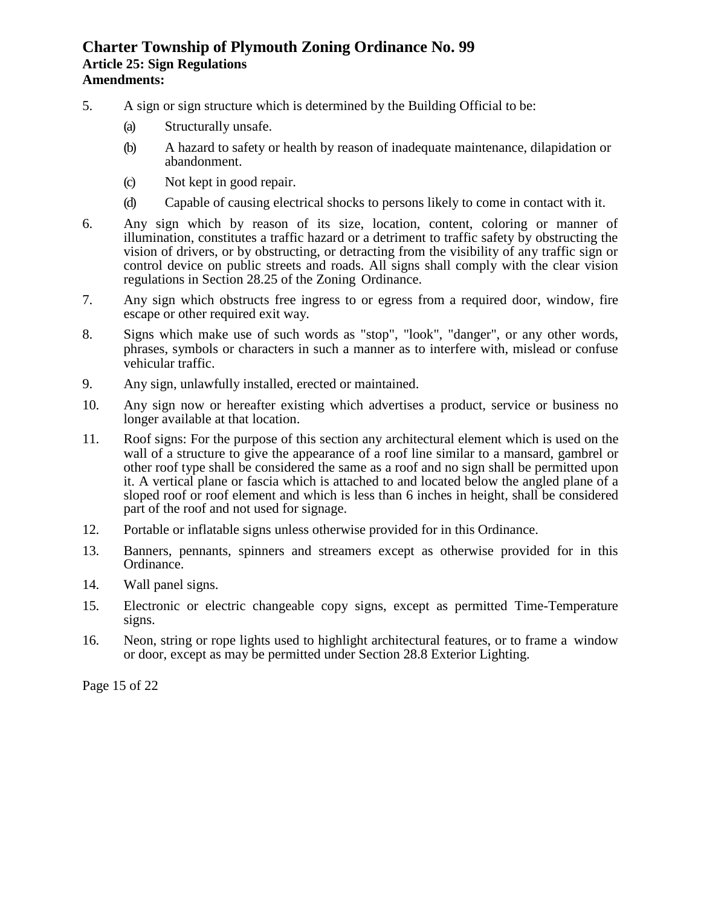5. A sign or sign structure which is determined by the Building Official to be:

   (a) Structurally unsafe.

   (b) A hazard to safety or health by reason of inadequate maintenance, dilapidation or abandonment.

   (c) Not kept in good repair.

   (d) Capable of causing electrical shocks to persons likely to come in contact with it.

6. Any sign which by reason of its size, location, content, coloring or manner of illumination, constitutes a traffic hazard or a detriment to traffic safety by obstructing the vision of drivers, or by obstructing, or detracting from the visibility of any traffic sign or control device on public streets and roads. All signs shall comply with the clear vision regulations in Section 28.25 of the Zoning Ordinance.

7. Any sign which obstructs free ingress to or egress from a required door, window, fire escape or other required exit way.

8. Signs which make use of such words as "stop", "look", "danger", or any other words, phrases, symbols or characters in such a manner as to interfere with, mislead or confuse vehicular traffic.

9. Any sign, unlawfully installed, erected or maintained.

10. Any sign now or hereafter existing which advertises a product, service or business no longer available at that location.

11. Roof signs: For the purpose of this section any architectural element which is used on the wall of a structure to give the appearance of a roof line similar to a mansard, gambrel or other roof type shall be considered the same as a roof and no sign shall be permitted upon it. A vertical plane or fascia which is attached to and located below the angled plane of a sloped roof or roof element and which is less than 6 inches in height, shall be considered part of the roof and not used for signage.

12. Portable or inflatable signs unless otherwise provided for in this Ordinance.

13. Banners, pennants, spinners and streamers except as otherwise provided for in this Ordinance.

14. Wall panel signs.

15. Electronic or electric changeable copy signs, except as permitted Time-Temperature signs.

16. Neon, string or rope lights used to highlight architectural features, or to frame a window or door, except as may be permitted under Section 28.8 Exterior Lighting.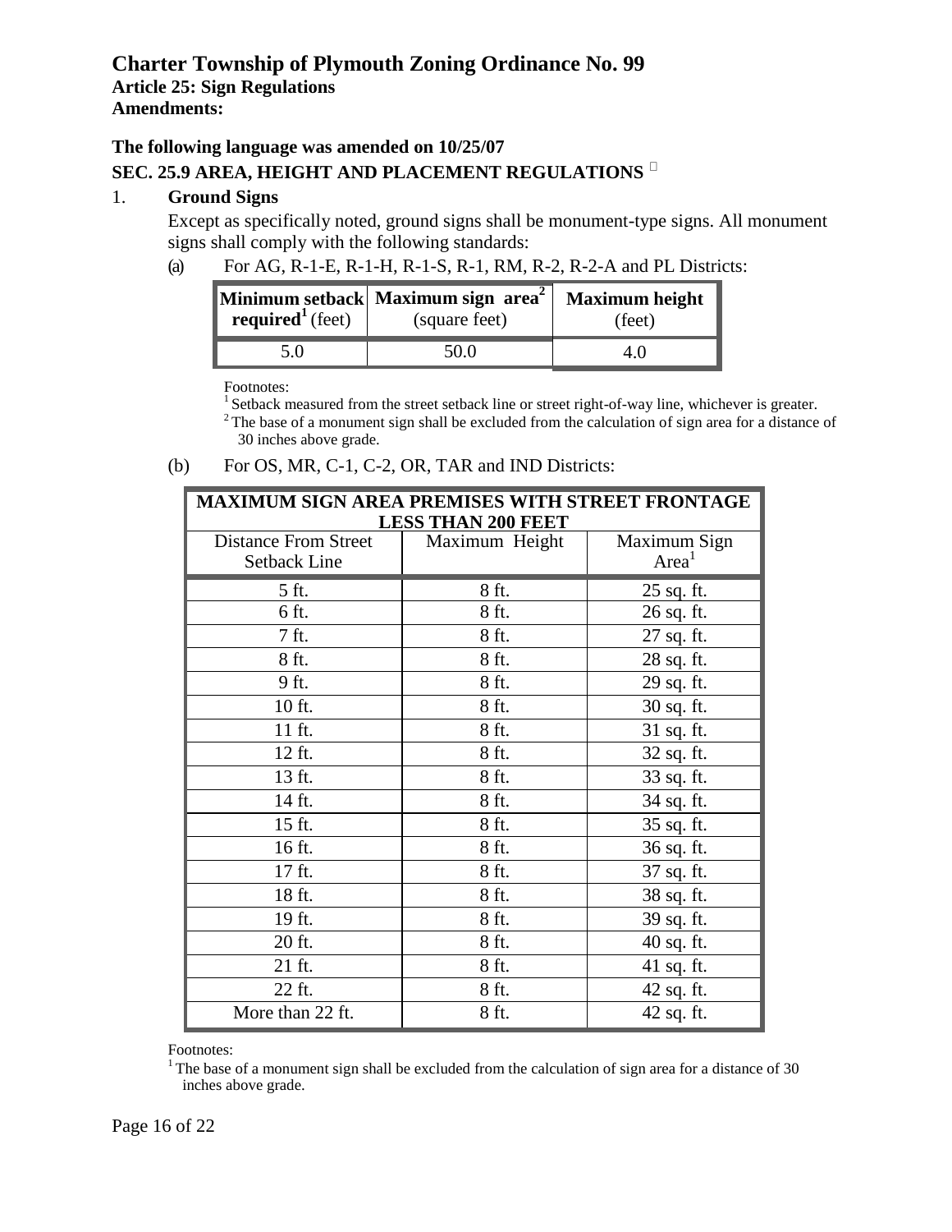# Charter Township of Plymouth Zoning Ordinance No. 99

**Article 25: Sign Regulations**

**Amendments:**

**The following language was amended on 10/25/07**

**SEC. 25.9 AREA, HEIGHT AND PLACEMENT REGULATIONS**

1. **Ground Signs**

   Except as specifically noted, ground signs shall be monument-type signs. All monument signs shall comply with the following standards:

   (a) For AG, R-1-E, R-1-H, R-1-S, R-1, RM, R-2, R-2-A and PL Districts:

| **Minimum setback required**[1] (feet) | **Maximum sign area**[2] (square feet) | **Maximum height** (feet) |
|---|---|---|
| 5.0 | 50.0 | 4.0 |

Footnotes:
[1] Setback measured from the street setback line or street right-of-way line, whichever is greater.
[2] The base of a monument sign shall be excluded from the calculation of sign area for a distance of 30 inches above grade.

   (b) For OS, MR, C-1, C-2, OR, TAR and IND Districts:

| **MAXIMUM SIGN AREA PREMISES WITH STREET FRONTAGE LESS THAN 200 FEET** | | |
|---|---|---|
| Distance From Street Setback Line | Maximum Height | Maximum Sign Area[1] |
| 5 ft. | 8 ft. | 25 sq. ft. |
| 6 ft. | 8 ft. | 26 sq. ft. |
| 7 ft. | 8 ft. | 27 sq. ft. |
| 8 ft. | 8 ft. | 28 sq. ft. |
| 9 ft. | 8 ft. | 29 sq. ft. |
| 10 ft. | 8 ft. | 30 sq. ft. |
| 11 ft. | 8 ft. | 31 sq. ft. |
| 12 ft. | 8 ft. | 32 sq. ft. |
| 13 ft. | 8 ft. | 33 sq. ft. |
| 14 ft. | 8 ft. | 34 sq. ft. |
| 15 ft. | 8 ft. | 35 sq. ft. |
| 16 ft. | 8 ft. | 36 sq. ft. |
| 17 ft. | 8 ft. | 37 sq. ft. |
| 18 ft. | 8 ft. | 38 sq. ft. |
| 19 ft. | 8 ft. | 39 sq. ft. |
| 20 ft. | 8 ft. | 40 sq. ft. |
| 21 ft. | 8 ft. | 41 sq. ft. |
| 22 ft. | 8 ft. | 42 sq. ft. |
| More than 22 ft. | 8 ft. | 42 sq. ft. |

Footnotes:
[1] The base of a monument sign shall be excluded from the calculation of sign area for a distance of 30 inches above grade.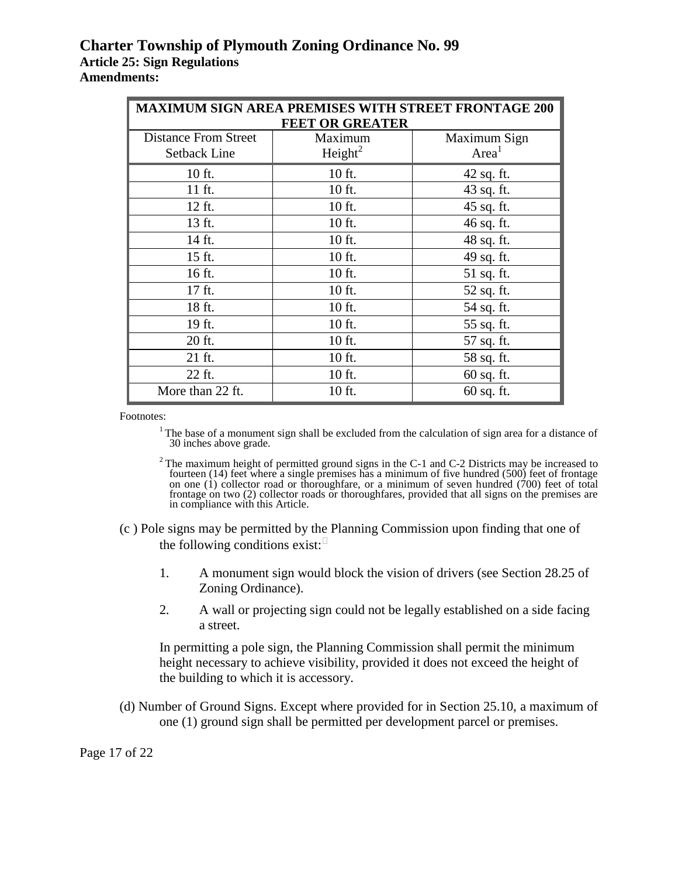| MAXIMUM SIGN AREA PREMISES WITH STREET FRONTAGE 200 FEET OR GREATER | | |
|---|---|---|
| Distance From Street Setback Line | Maximum Height[2] | Maximum Sign Area[1] |
| 10 ft. | 10 ft. | 42 sq. ft. |
| 11 ft. | 10 ft. | 43 sq. ft. |
| 12 ft. | 10 ft. | 45 sq. ft. |
| 13 ft. | 10 ft. | 46 sq. ft. |
| 14 ft. | 10 ft. | 48 sq. ft. |
| 15 ft. | 10 ft. | 49 sq. ft. |
| 16 ft. | 10 ft. | 51 sq. ft. |
| 17 ft. | 10 ft. | 52 sq. ft. |
| 18 ft. | 10 ft. | 54 sq. ft. |
| 19 ft. | 10 ft. | 55 sq. ft. |
| 20 ft. | 10 ft. | 57 sq. ft. |
| 21 ft. | 10 ft. | 58 sq. ft. |
| 22 ft. | 10 ft. | 60 sq. ft. |
| More than 22 ft. | 10 ft. | 60 sq. ft. |

Footnotes:

[1] The base of a monument sign shall be excluded from the calculation of sign area for a distance of 30 inches above grade.

[2] The maximum height of permitted ground signs in the C-1 and C-2 Districts may be increased to fourteen (14) feet where a single premises has a minimum of five hundred (500) feet of frontage on one (1) collector road or thoroughfare, or a minimum of seven hundred (700) feet of total frontage on two (2) collector roads or thoroughfares, provided that all signs on the premises are in compliance with this Article.

(c ) Pole signs may be permitted by the Planning Commission upon finding that one of the following conditions exist:

1. A monument sign would block the vision of drivers (see Section 28.25 of Zoning Ordinance).
2. A wall or projecting sign could not be legally established on a side facing a street.

In permitting a pole sign, the Planning Commission shall permit the minimum height necessary to achieve visibility, provided it does not exceed the height of the building to which it is accessory.

(d) Number of Ground Signs. Except where provided for in Section 25.10, a maximum of one (1) ground sign shall be permitted per development parcel or premises.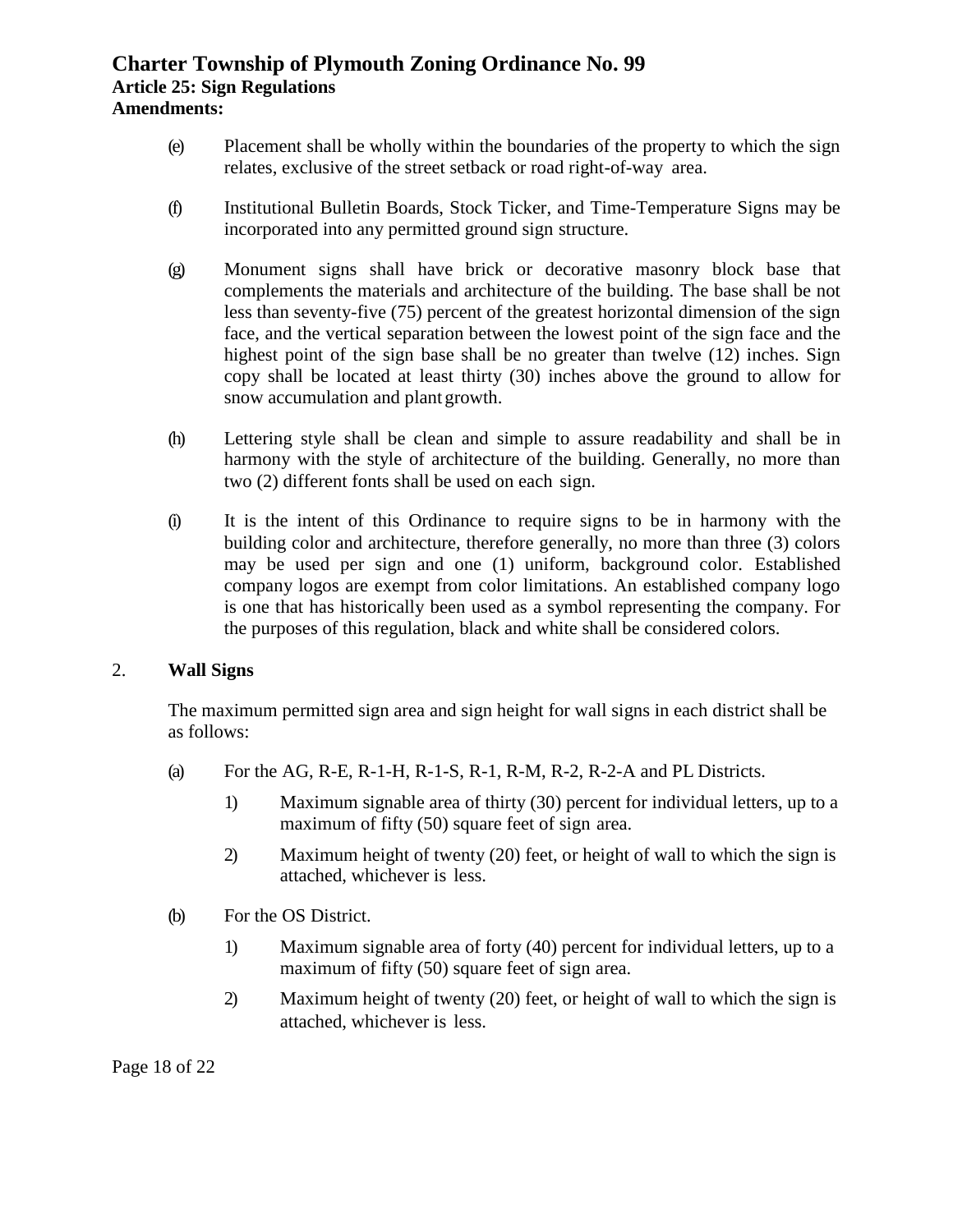(e) Placement shall be wholly within the boundaries of the property to which the sign relates, exclusive of the street setback or road right-of-way area.

(f) Institutional Bulletin Boards, Stock Ticker, and Time-Temperature Signs may be incorporated into any permitted ground sign structure.

(g) Monument signs shall have brick or decorative masonry block base that complements the materials and architecture of the building. The base shall be not less than seventy-five (75) percent of the greatest horizontal dimension of the sign face, and the vertical separation between the lowest point of the sign face and the highest point of the sign base shall be no greater than twelve (12) inches. Sign copy shall be located at least thirty (30) inches above the ground to allow for snow accumulation and plant growth.

(h) Lettering style shall be clean and simple to assure readability and shall be in harmony with the style of architecture of the building. Generally, no more than two (2) different fonts shall be used on each sign.

(i) It is the intent of this Ordinance to require signs to be in harmony with the building color and architecture, therefore generally, no more than three (3) colors may be used per sign and one (1) uniform, background color. Established company logos are exempt from color limitations. An established company logo is one that has historically been used as a symbol representing the company. For the purposes of this regulation, black and white shall be considered colors.

2. **Wall Signs**

The maximum permitted sign area and sign height for wall signs in each district shall be as follows:

(a) For the AG, R-E, R-1-H, R-1-S, R-1, R-M, R-2, R-2-A and PL Districts.

1) Maximum signable area of thirty (30) percent for individual letters, up to a maximum of fifty (50) square feet of sign area.

2) Maximum height of twenty (20) feet, or height of wall to which the sign is attached, whichever is less.

(b) For the OS District.

1) Maximum signable area of forty (40) percent for individual letters, up to a maximum of fifty (50) square feet of sign area.

2) Maximum height of twenty (20) feet, or height of wall to which the sign is attached, whichever is less.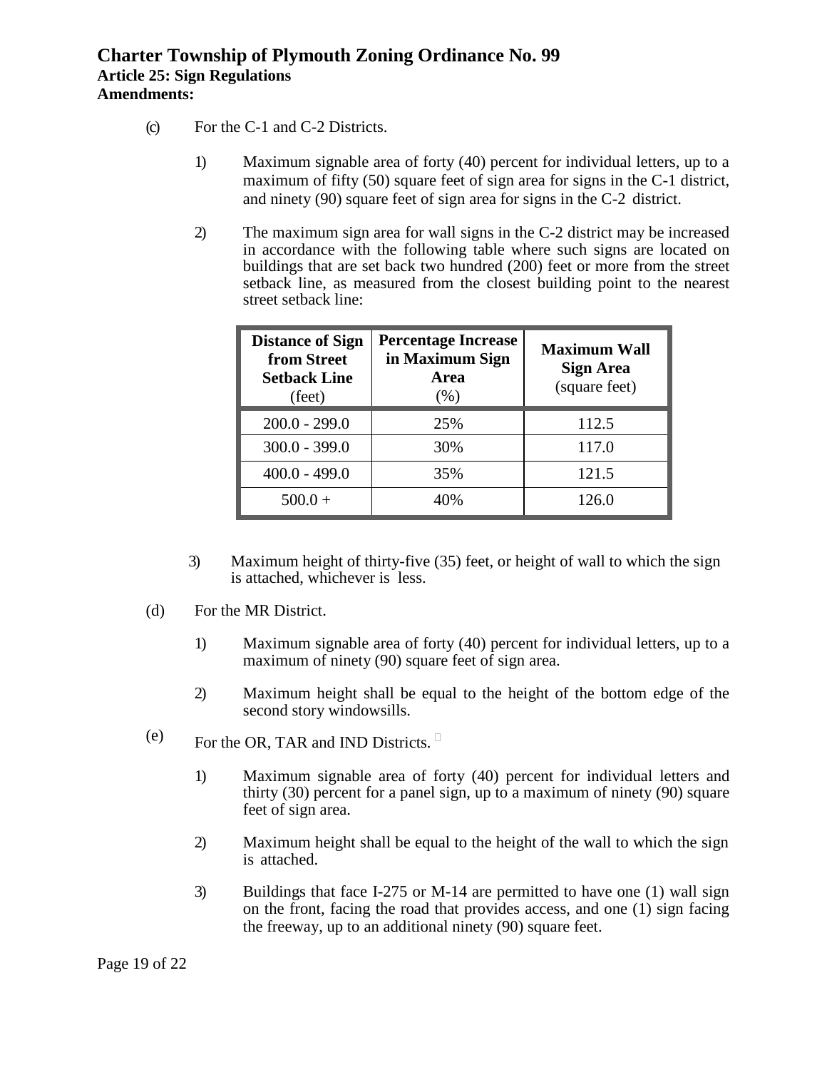(c) For the C-1 and C-2 Districts.

1) Maximum signable area of forty (40) percent for individual letters, up to a maximum of fifty (50) square feet of sign area for signs in the C-1 district, and ninety (90) square feet of sign area for signs in the C-2 district.

2) The maximum sign area for wall signs in the C-2 district may be increased in accordance with the following table where such signs are located on buildings that are set back two hundred (200) feet or more from the street setback line, as measured from the closest building point to the nearest street setback line:

| **Distance of Sign from Street Setback Line** (feet) | **Percentage Increase in Maximum Sign Area** (%) | **Maximum Wall Sign Area** (square feet) |
|---|---|---|
| 200.0 - 299.0 | 25% | 112.5 |
| 300.0 - 399.0 | 30% | 117.0 |
| 400.0 - 499.0 | 35% | 121.5 |
| 500.0 + | 40% | 126.0 |

3) Maximum height of thirty-five (35) feet, or height of wall to which the sign is attached, whichever is less.

(d) For the MR District.

1) Maximum signable area of forty (40) percent for individual letters, up to a maximum of ninety (90) square feet of sign area.

2) Maximum height shall be equal to the height of the bottom edge of the second story windowsills.

(e) For the OR, TAR and IND Districts.

1) Maximum signable area of forty (40) percent for individual letters and thirty (30) percent for a panel sign, up to a maximum of ninety (90) square feet of sign area.

2) Maximum height shall be equal to the height of the wall to which the sign is attached.

3) Buildings that face I-275 or M-14 are permitted to have one (1) wall sign on the front, facing the road that provides access, and one (1) sign facing the freeway, up to an additional ninety (90) square feet.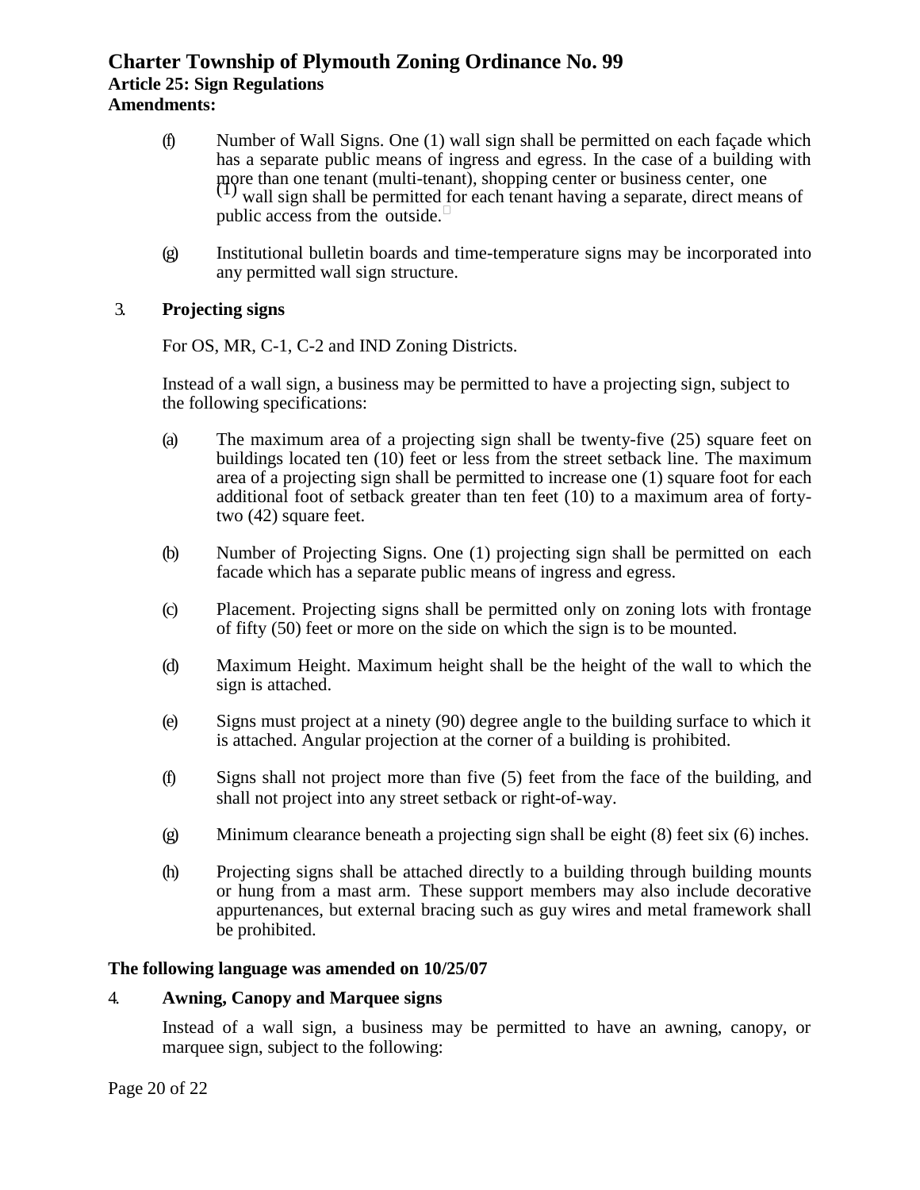(f) Number of Wall Signs. One (1) wall sign shall be permitted on each façade which has a separate public means of ingress and egress. In the case of a building with more than one tenant (multi-tenant), shopping center or business center, one (1) wall sign shall be permitted for each tenant having a separate, direct means of public access from the outside.

(g) Institutional bulletin boards and time-temperature signs may be incorporated into any permitted wall sign structure.

3. **Projecting signs**

For OS, MR, C-1, C-2 and IND Zoning Districts.

Instead of a wall sign, a business may be permitted to have a projecting sign, subject to the following specifications:

(a) The maximum area of a projecting sign shall be twenty-five (25) square feet on buildings located ten (10) feet or less from the street setback line. The maximum area of a projecting sign shall be permitted to increase one (1) square foot for each additional foot of setback greater than ten feet (10) to a maximum area of forty-two (42) square feet.

(b) Number of Projecting Signs. One (1) projecting sign shall be permitted on each facade which has a separate public means of ingress and egress.

(c) Placement. Projecting signs shall be permitted only on zoning lots with frontage of fifty (50) feet or more on the side on which the sign is to be mounted.

(d) Maximum Height. Maximum height shall be the height of the wall to which the sign is attached.

(e) Signs must project at a ninety (90) degree angle to the building surface to which it is attached. Angular projection at the corner of a building is prohibited.

(f) Signs shall not project more than five (5) feet from the face of the building, and shall not project into any street setback or right-of-way.

(g) Minimum clearance beneath a projecting sign shall be eight (8) feet six (6) inches.

(h) Projecting signs shall be attached directly to a building through building mounts or hung from a mast arm. These support members may also include decorative appurtenances, but external bracing such as guy wires and metal framework shall be prohibited.

**The following language was amended on 10/25/07**

4. **Awning, Canopy and Marquee signs**

Instead of a wall sign, a business may be permitted to have an awning, canopy, or marquee sign, subject to the following: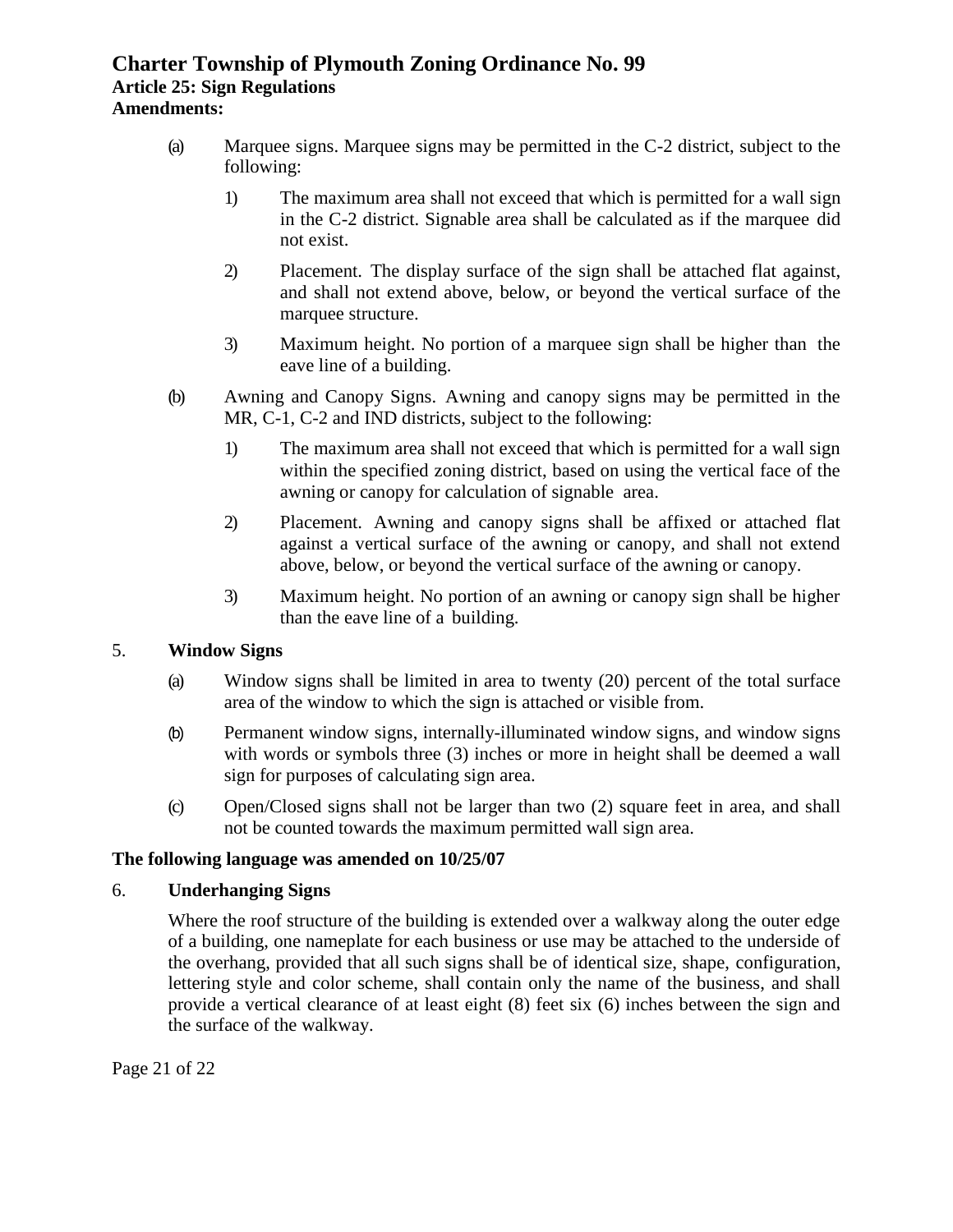(a) Marquee signs. Marquee signs may be permitted in the C-2 district, subject to the following:

1) The maximum area shall not exceed that which is permitted for a wall sign in the C-2 district. Signable area shall be calculated as if the marquee did not exist.

2) Placement. The display surface of the sign shall be attached flat against, and shall not extend above, below, or beyond the vertical surface of the marquee structure.

3) Maximum height. No portion of a marquee sign shall be higher than the eave line of a building.

(b) Awning and Canopy Signs. Awning and canopy signs may be permitted in the MR, C-1, C-2 and IND districts, subject to the following:

1) The maximum area shall not exceed that which is permitted for a wall sign within the specified zoning district, based on using the vertical face of the awning or canopy for calculation of signable area.

2) Placement. Awning and canopy signs shall be affixed or attached flat against a vertical surface of the awning or canopy, and shall not extend above, below, or beyond the vertical surface of the awning or canopy.

3) Maximum height. No portion of an awning or canopy sign shall be higher than the eave line of a building.

5. **Window Signs**

(a) Window signs shall be limited in area to twenty (20) percent of the total surface area of the window to which the sign is attached or visible from.

(b) Permanent window signs, internally-illuminated window signs, and window signs with words or symbols three (3) inches or more in height shall be deemed a wall sign for purposes of calculating sign area.

(c) Open/Closed signs shall not be larger than two (2) square feet in area, and shall not be counted towards the maximum permitted wall sign area.

**The following language was amended on 10/25/07**

6. **Underhanging Signs**

Where the roof structure of the building is extended over a walkway along the outer edge of a building, one nameplate for each business or use may be attached to the underside of the overhang, provided that all such signs shall be of identical size, shape, configuration, lettering style and color scheme, shall contain only the name of the business, and shall provide a vertical clearance of at least eight (8) feet six (6) inches between the sign and the surface of the walkway.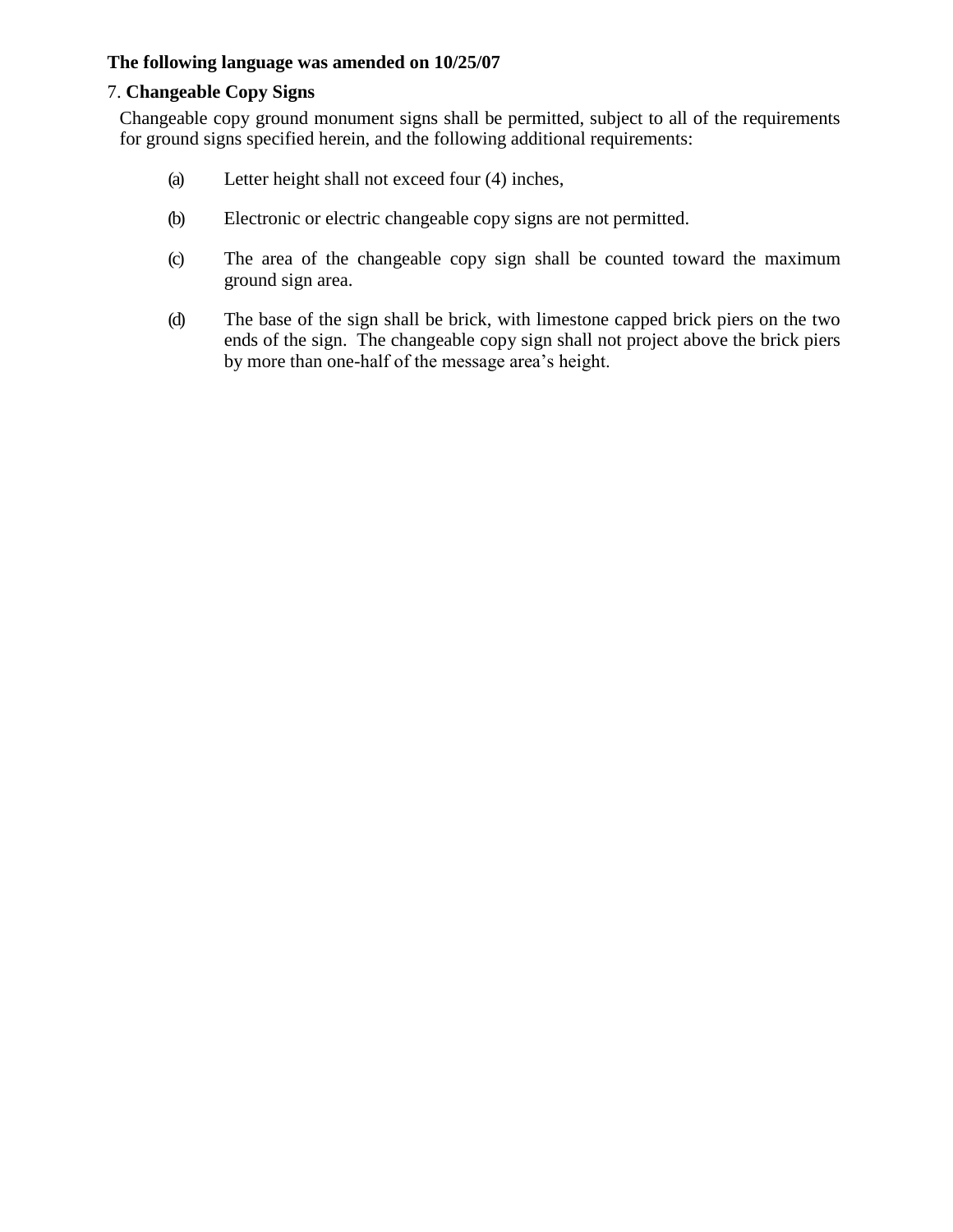**The following language was amended on 10/25/07**

7. **Changeable Copy Signs**

Changeable copy ground monument signs shall be permitted, subject to all of the requirements for ground signs specified herein, and the following additional requirements:

(a) Letter height shall not exceed four (4) inches,

(b) Electronic or electric changeable copy signs are not permitted.

(c) The area of the changeable copy sign shall be counted toward the maximum ground sign area.

(d) The base of the sign shall be brick, with limestone capped brick piers on the two ends of the sign. The changeable copy sign shall not project above the brick piers by more than one-half of the message area's height.